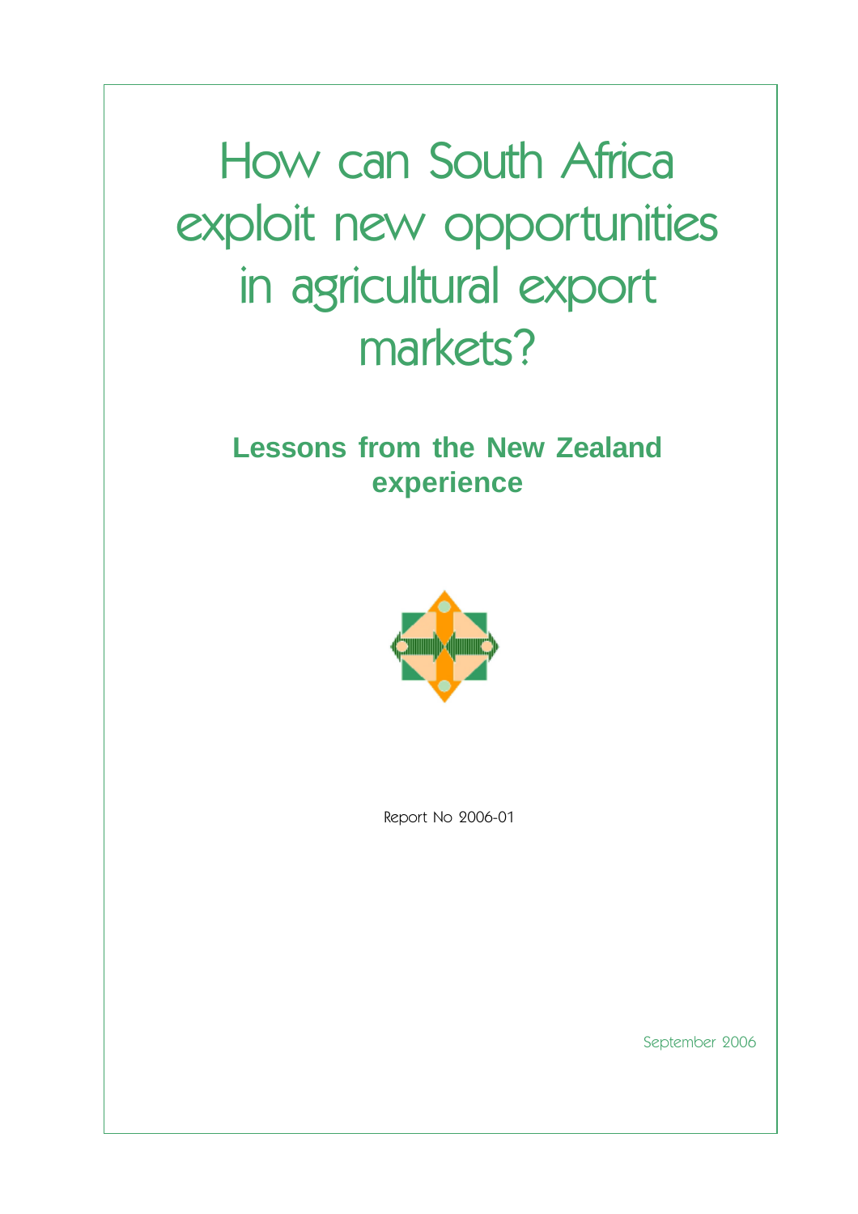# How can South Africa exploit new opportunities in agricultural export markets?

## Lessons from the New Zealand experience

Report No 2006-01

September 2006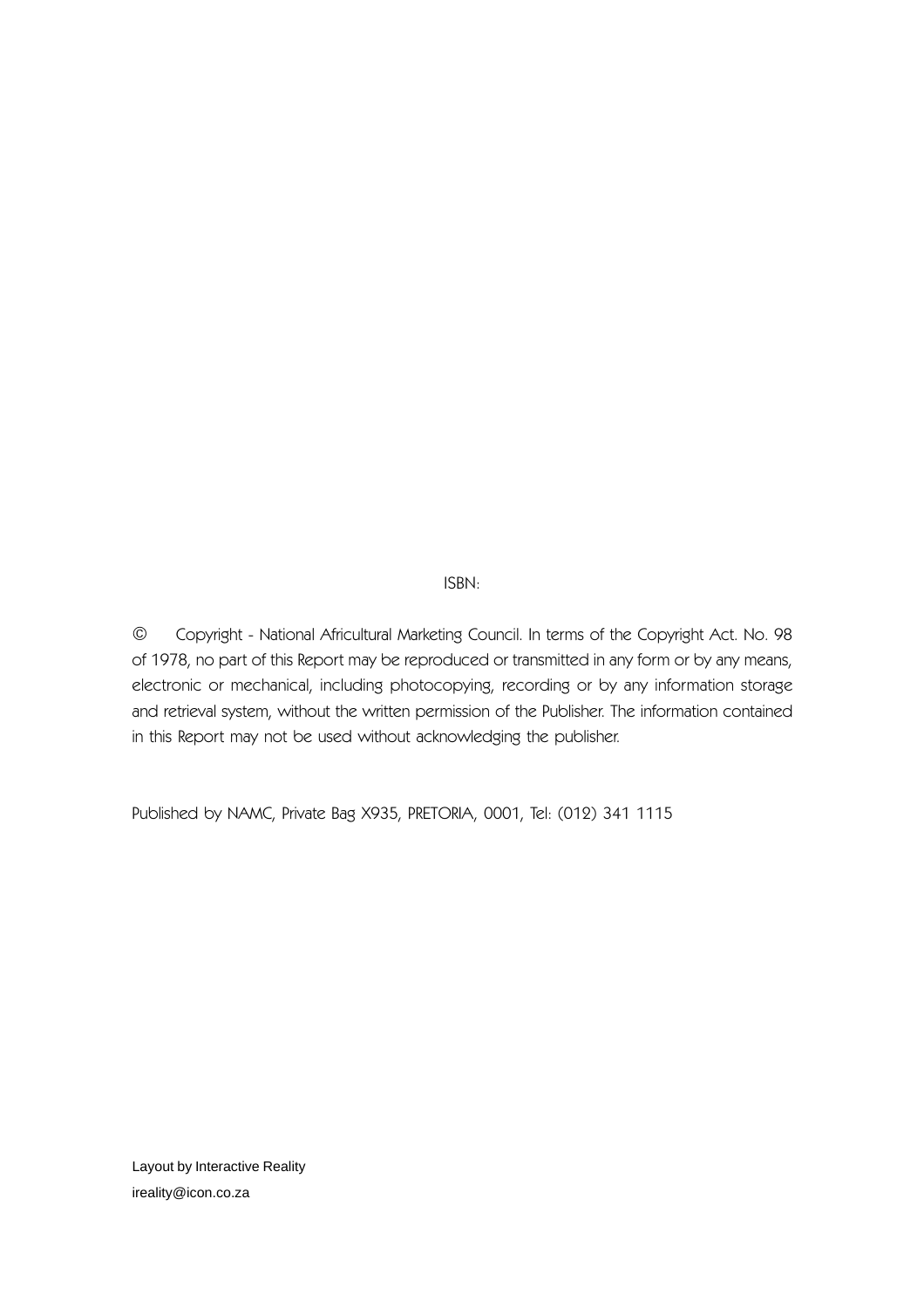ISBN:

© Copyright - National Africultural Marketing Council. In terms of the Copyright Act. No. 98 of 1978, no part of this Report may be reproduced or transmitted in any form or by any means, electronic or mechanical, including photocopying, recording or by any information storage and retrieval system, without the written permission of the Publisher. The information contained in this Report may not be used without acknowledging the publisher.

Published by NAMC, Private Bag X935, PRETORIA, 0001, Tel: (012) 341 1115

Layout by Interactive Reality
ireality@icon.co.za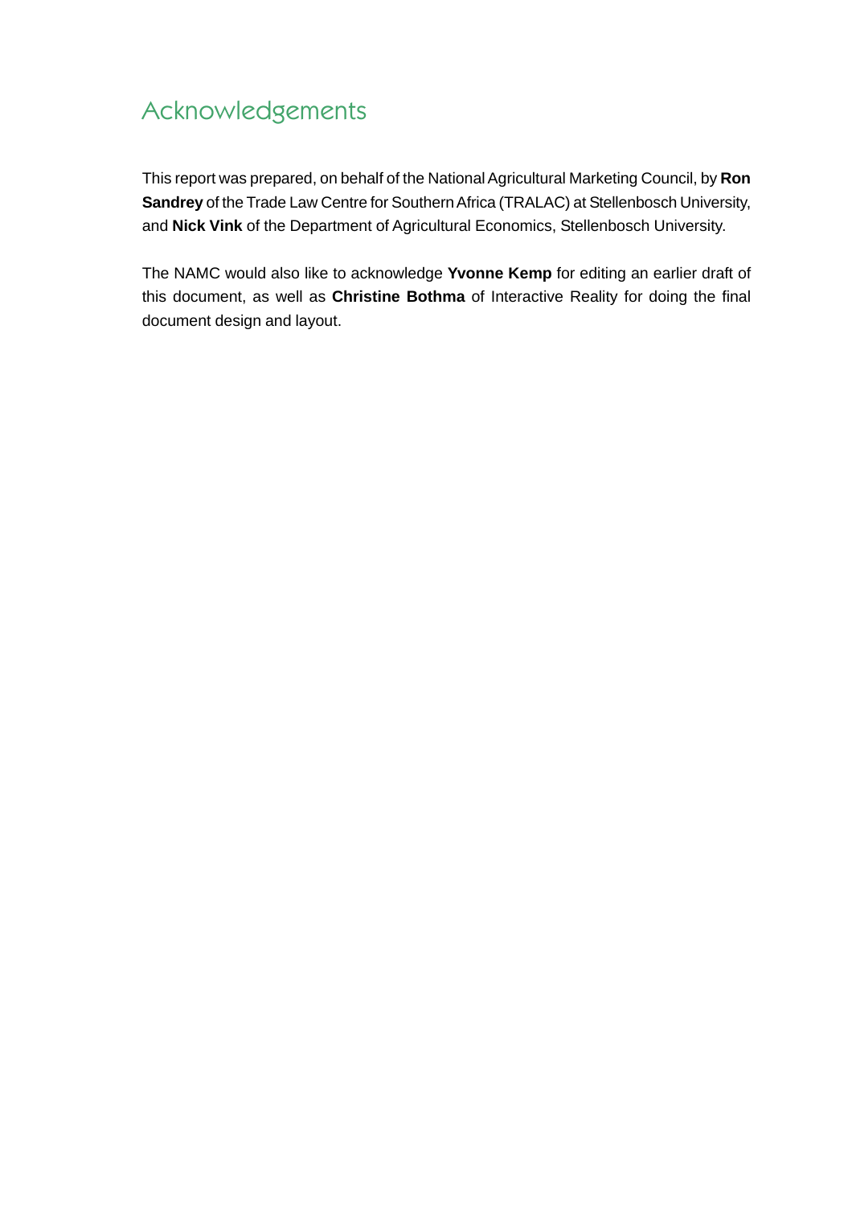# Acknowledgements

This report was prepared, on behalf of the National Agricultural Marketing Council, by **Ron Sandrey** of the Trade Law Centre for Southern Africa (TRALAC) at Stellenbosch University, and **Nick Vink** of the Department of Agricultural Economics, Stellenbosch University.

The NAMC would also like to acknowledge **Yvonne Kemp** for editing an earlier draft of this document, as well as **Christine Bothma** of Interactive Reality for doing the final document design and layout.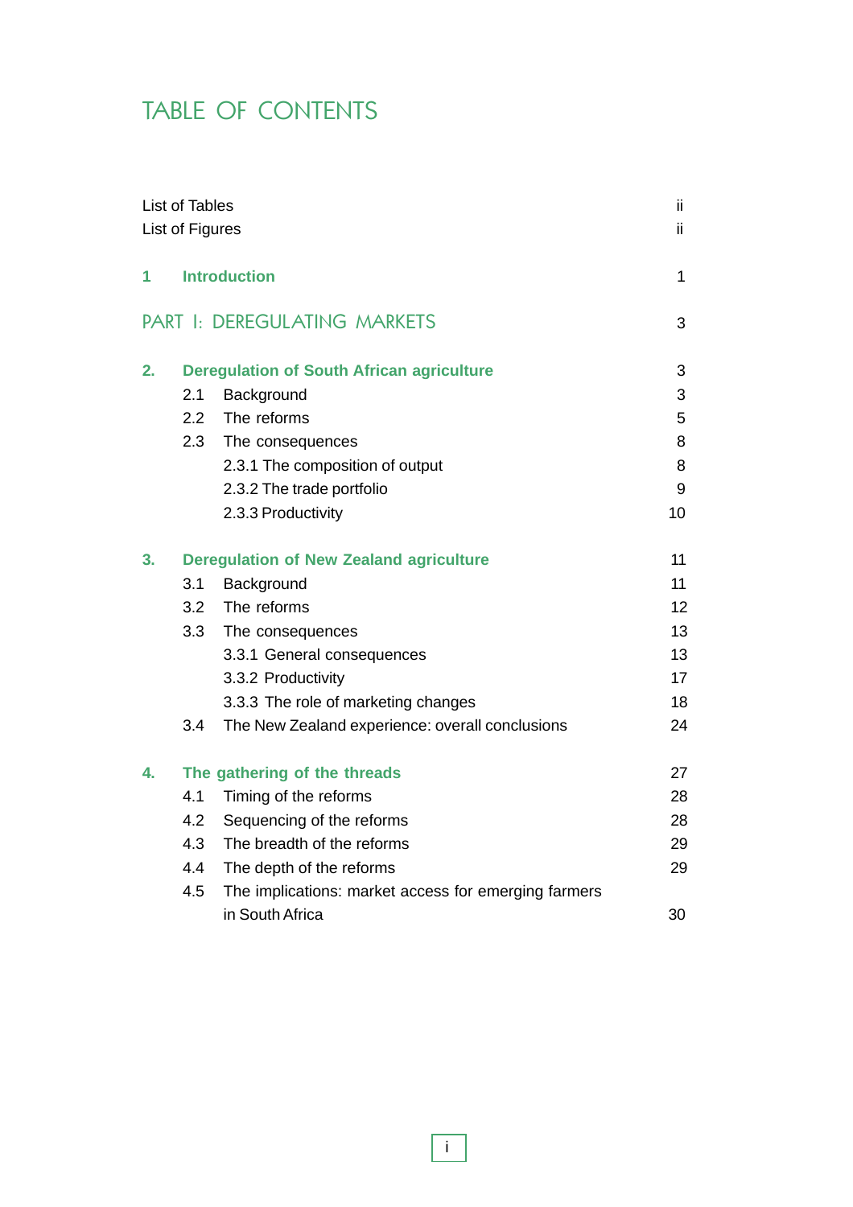# TABLE OF CONTENTS

| | |
|---|---|
| List of Tables | ii |
| List of Figures | ii |
| **1 Introduction** | 1 |
| PART I: DEREGULATING MARKETS | 3 |
| **2. Deregulation of South African agriculture** | 3 |
| 2.1 Background | 3 |
| 2.2 The reforms | 5 |
| 2.3 The consequences | 8 |
| 2.3.1 The composition of output | 8 |
| 2.3.2 The trade portfolio | 9 |
| 2.3.3 Productivity | 10 |
| **3. Deregulation of New Zealand agriculture** | 11 |
| 3.1 Background | 11 |
| 3.2 The reforms | 12 |
| 3.3 The consequences | 13 |
| 3.3.1 General consequences | 13 |
| 3.3.2 Productivity | 17 |
| 3.3.3 The role of marketing changes | 18 |
| 3.4 The New Zealand experience: overall conclusions | 24 |
| **4. The gathering of the threads** | 27 |
| 4.1 Timing of the reforms | 28 |
| 4.2 Sequencing of the reforms | 28 |
| 4.3 The breadth of the reforms | 29 |
| 4.4 The depth of the reforms | 29 |
| 4.5 The implications: market access for emerging farmers in South Africa | 30 |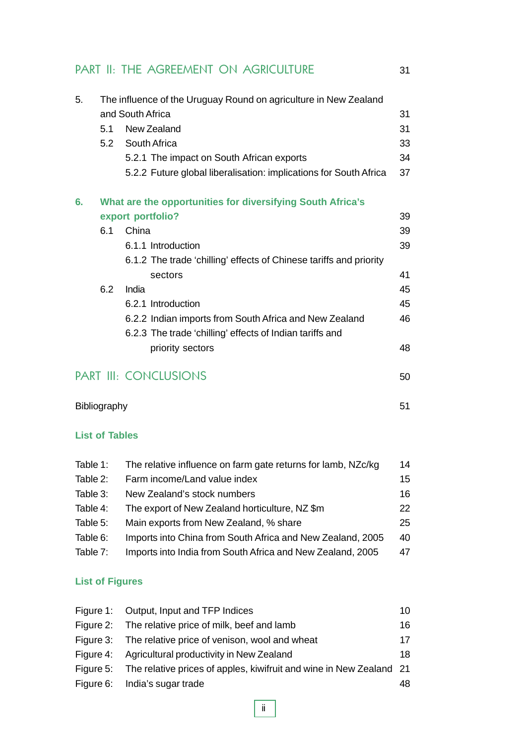## PART II: THE AGREEMENT ON AGRICULTURE 31

5. The influence of the Uruguay Round on agriculture in New Zealand and South Africa 31
   - 5.1 New Zealand 31
   - 5.2 South Africa 33
     - 5.2.1 The impact on South African exports 34
     - 5.2.2 Future global liberalisation: implications for South Africa 37

**6. What are the opportunities for diversifying South Africa's export portfolio? 39**
   - 6.1 China 39
     - 6.1.1 Introduction 39
     - 6.1.2 The trade 'chilling' effects of Chinese tariffs and priority sectors 41
   - 6.2 India 45
     - 6.2.1 Introduction 45
     - 6.2.2 Indian imports from South Africa and New Zealand 46
     - 6.2.3 The trade 'chilling' effects of Indian tariffs and priority sectors 48

## PART III: CONCLUSIONS 50

Bibliography 51

### List of Tables

| | | |
|---|---|---|
| Table 1: | The relative influence on farm gate returns for lamb, NZc/kg | 14 |
| Table 2: | Farm income/Land value index | 15 |
| Table 3: | New Zealand's stock numbers | 16 |
| Table 4: | The export of New Zealand horticulture, NZ $m | 22 |
| Table 5: | Main exports from New Zealand, % share | 25 |
| Table 6: | Imports into China from South Africa and New Zealand, 2005 | 40 |
| Table 7: | Imports into India from South Africa and New Zealand, 2005 | 47 |

### List of Figures

| | | |
|---|---|---|
| Figure 1: | Output, Input and TFP Indices | 10 |
| Figure 2: | The relative price of milk, beef and lamb | 16 |
| Figure 3: | The relative price of venison, wool and wheat | 17 |
| Figure 4: | Agricultural productivity in New Zealand | 18 |
| Figure 5: | The relative prices of apples, kiwifruit and wine in New Zealand | 21 |
| Figure 6: | India's sugar trade | 48 |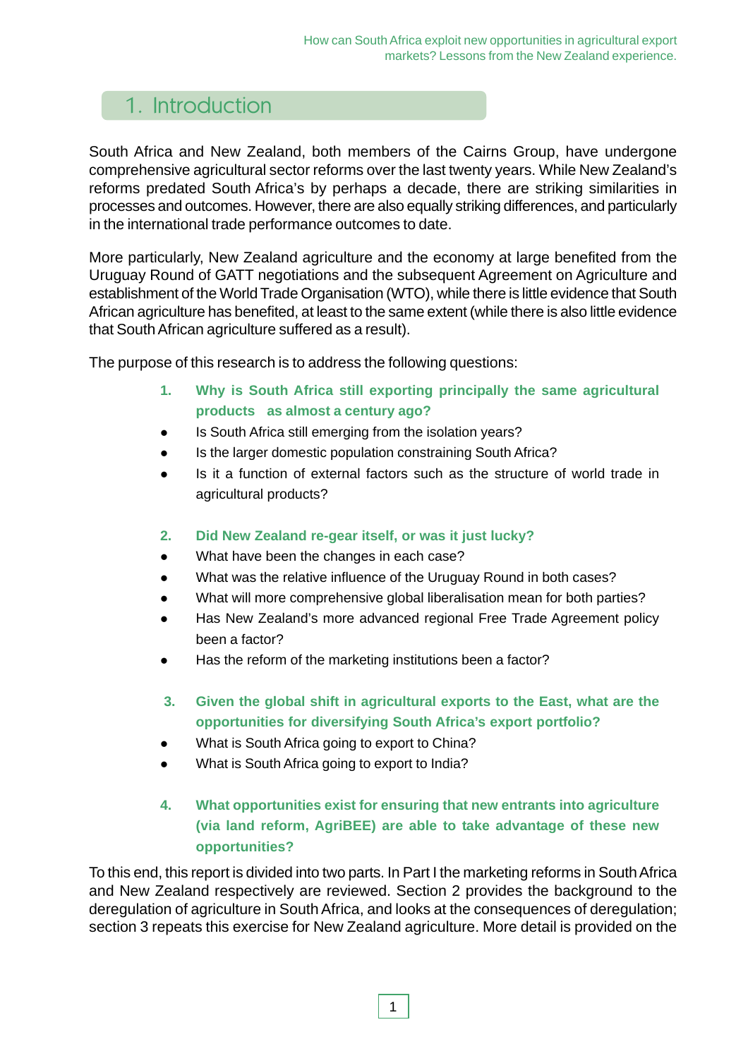# 1. Introduction

South Africa and New Zealand, both members of the Cairns Group, have undergone comprehensive agricultural sector reforms over the last twenty years. While New Zealand's reforms predated South Africa's by perhaps a decade, there are striking similarities in processes and outcomes. However, there are also equally striking differences, and particularly in the international trade performance outcomes to date.

More particularly, New Zealand agriculture and the economy at large benefited from the Uruguay Round of GATT negotiations and the subsequent Agreement on Agriculture and establishment of the World Trade Organisation (WTO), while there is little evidence that South African agriculture has benefited, at least to the same extent (while there is also little evidence that South African agriculture suffered as a result).

The purpose of this research is to address the following questions:

1. **Why is South Africa still exporting principally the same agricultural products as almost a century ago?**
   - Is South Africa still emerging from the isolation years?
   - Is the larger domestic population constraining South Africa?
   - Is it a function of external factors such as the structure of world trade in agricultural products?

2. **Did New Zealand re-gear itself, or was it just lucky?**
   - What have been the changes in each case?
   - What was the relative influence of the Uruguay Round in both cases?
   - What will more comprehensive global liberalisation mean for both parties?
   - Has New Zealand's more advanced regional Free Trade Agreement policy been a factor?
   - Has the reform of the marketing institutions been a factor?

3. **Given the global shift in agricultural exports to the East, what are the opportunities for diversifying South Africa's export portfolio?**
   - What is South Africa going to export to China?
   - What is South Africa going to export to India?

4. **What opportunities exist for ensuring that new entrants into agriculture (via land reform, AgriBEE) are able to take advantage of these new opportunities?**

To this end, this report is divided into two parts. In Part I the marketing reforms in South Africa and New Zealand respectively are reviewed. Section 2 provides the background to the deregulation of agriculture in South Africa, and looks at the consequences of deregulation; section 3 repeats this exercise for New Zealand agriculture. More detail is provided on the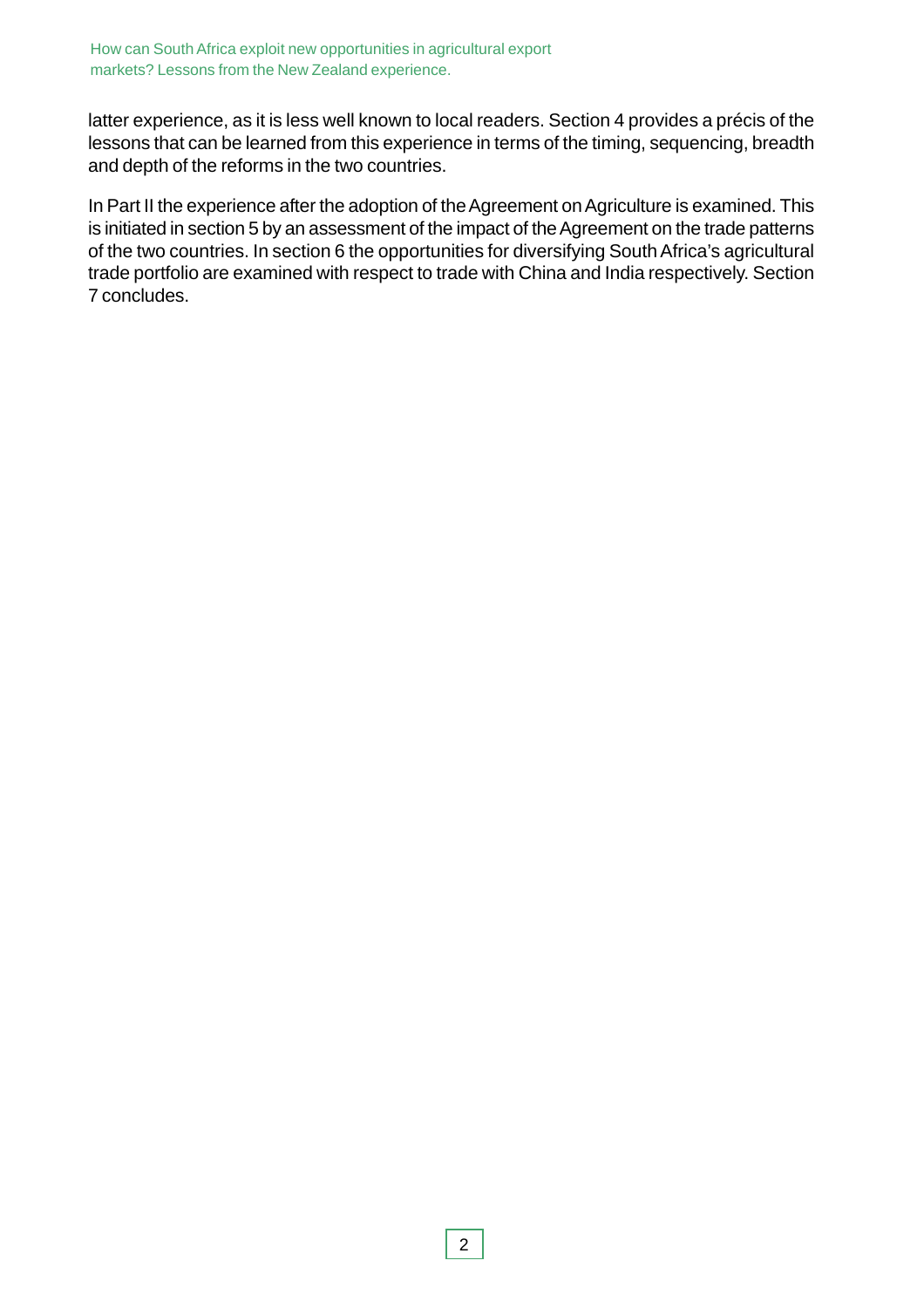latter experience, as it is less well known to local readers. Section 4 provides a précis of the lessons that can be learned from this experience in terms of the timing, sequencing, breadth and depth of the reforms in the two countries.

In Part II the experience after the adoption of the Agreement on Agriculture is examined. This is initiated in section 5 by an assessment of the impact of the Agreement on the trade patterns of the two countries. In section 6 the opportunities for diversifying South Africa's agricultural trade portfolio are examined with respect to trade with China and India respectively. Section 7 concludes.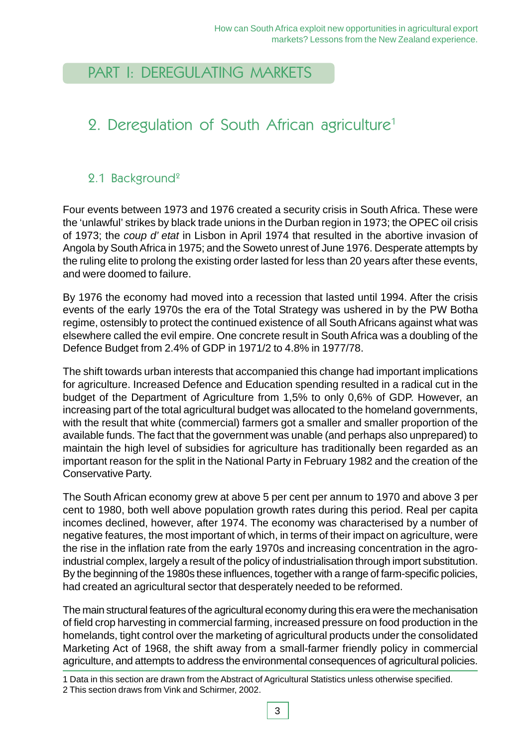# PART I: DEREGULATING MARKETS

## 2. Deregulation of South African agriculture[1]

### 2.1 Background[2]

Four events between 1973 and 1976 created a security crisis in South Africa. These were the 'unlawful' strikes by black trade unions in the Durban region in 1973; the OPEC oil crisis of 1973; the *coup d' etat* in Lisbon in April 1974 that resulted in the abortive invasion of Angola by South Africa in 1975; and the Soweto unrest of June 1976. Desperate attempts by the ruling elite to prolong the existing order lasted for less than 20 years after these events, and were doomed to failure.

By 1976 the economy had moved into a recession that lasted until 1994. After the crisis events of the early 1970s the era of the Total Strategy was ushered in by the PW Botha regime, ostensibly to protect the continued existence of all South Africans against what was elsewhere called the evil empire. One concrete result in South Africa was a doubling of the Defence Budget from 2.4% of GDP in 1971/2 to 4.8% in 1977/78.

The shift towards urban interests that accompanied this change had important implications for agriculture. Increased Defence and Education spending resulted in a radical cut in the budget of the Department of Agriculture from 1,5% to only 0,6% of GDP. However, an increasing part of the total agricultural budget was allocated to the homeland governments, with the result that white (commercial) farmers got a smaller and smaller proportion of the available funds. The fact that the government was unable (and perhaps also unprepared) to maintain the high level of subsidies for agriculture has traditionally been regarded as an important reason for the split in the National Party in February 1982 and the creation of the Conservative Party.

The South African economy grew at above 5 per cent per annum to 1970 and above 3 per cent to 1980, both well above population growth rates during this period. Real per capita incomes declined, however, after 1974. The economy was characterised by a number of negative features, the most important of which, in terms of their impact on agriculture, were the rise in the inflation rate from the early 1970s and increasing concentration in the agro-industrial complex, largely a result of the policy of industrialisation through import substitution. By the beginning of the 1980s these influences, together with a range of farm-specific policies, had created an agricultural sector that desperately needed to be reformed.

The main structural features of the agricultural economy during this era were the mechanisation of field crop harvesting in commercial farming, increased pressure on food production in the homelands, tight control over the marketing of agricultural products under the consolidated Marketing Act of 1968, the shift away from a small-farmer friendly policy in commercial agriculture, and attempts to address the environmental consequences of agricultural policies.

---

1 Data in this section are drawn from the Abstract of Agricultural Statistics unless otherwise specified.
2 This section draws from Vink and Schirmer, 2002.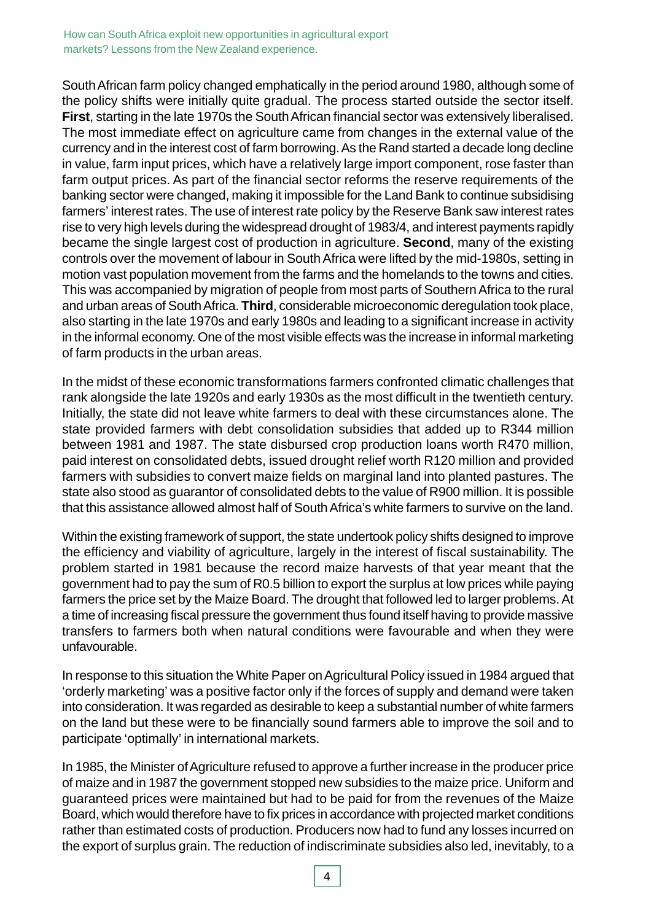South African farm policy changed emphatically in the period around 1980, although some of the policy shifts were initially quite gradual. The process started outside the sector itself. **First**, starting in the late 1970s the South African financial sector was extensively liberalised. The most immediate effect on agriculture came from changes in the external value of the currency and in the interest cost of farm borrowing. As the Rand started a decade long decline in value, farm input prices, which have a relatively large import component, rose faster than farm output prices. As part of the financial sector reforms the reserve requirements of the banking sector were changed, making it impossible for the Land Bank to continue subsidising farmers' interest rates. The use of interest rate policy by the Reserve Bank saw interest rates rise to very high levels during the widespread drought of 1983/4, and interest payments rapidly became the single largest cost of production in agriculture. **Second**, many of the existing controls over the movement of labour in South Africa were lifted by the mid-1980s, setting in motion vast population movement from the farms and the homelands to the towns and cities. This was accompanied by migration of people from most parts of Southern Africa to the rural and urban areas of South Africa. **Third**, considerable microeconomic deregulation took place, also starting in the late 1970s and early 1980s and leading to a significant increase in activity in the informal economy. One of the most visible effects was the increase in informal marketing of farm products in the urban areas.

In the midst of these economic transformations farmers confronted climatic challenges that rank alongside the late 1920s and early 1930s as the most difficult in the twentieth century. Initially, the state did not leave white farmers to deal with these circumstances alone. The state provided farmers with debt consolidation subsidies that added up to R344 million between 1981 and 1987. The state disbursed crop production loans worth R470 million, paid interest on consolidated debts, issued drought relief worth R120 million and provided farmers with subsidies to convert maize fields on marginal land into planted pastures. The state also stood as guarantor of consolidated debts to the value of R900 million. It is possible that this assistance allowed almost half of South Africa's white farmers to survive on the land.

Within the existing framework of support, the state undertook policy shifts designed to improve the efficiency and viability of agriculture, largely in the interest of fiscal sustainability. The problem started in 1981 because the record maize harvests of that year meant that the government had to pay the sum of R0.5 billion to export the surplus at low prices while paying farmers the price set by the Maize Board. The drought that followed led to larger problems. At a time of increasing fiscal pressure the government thus found itself having to provide massive transfers to farmers both when natural conditions were favourable and when they were unfavourable.

In response to this situation the White Paper on Agricultural Policy issued in 1984 argued that 'orderly marketing' was a positive factor only if the forces of supply and demand were taken into consideration. It was regarded as desirable to keep a substantial number of white farmers on the land but these were to be financially sound farmers able to improve the soil and to participate 'optimally' in international markets.

In 1985, the Minister of Agriculture refused to approve a further increase in the producer price of maize and in 1987 the government stopped new subsidies to the maize price. Uniform and guaranteed prices were maintained but had to be paid for from the revenues of the Maize Board, which would therefore have to fix prices in accordance with projected market conditions rather than estimated costs of production. Producers now had to fund any losses incurred on the export of surplus grain. The reduction of indiscriminate subsidies also led, inevitably, to a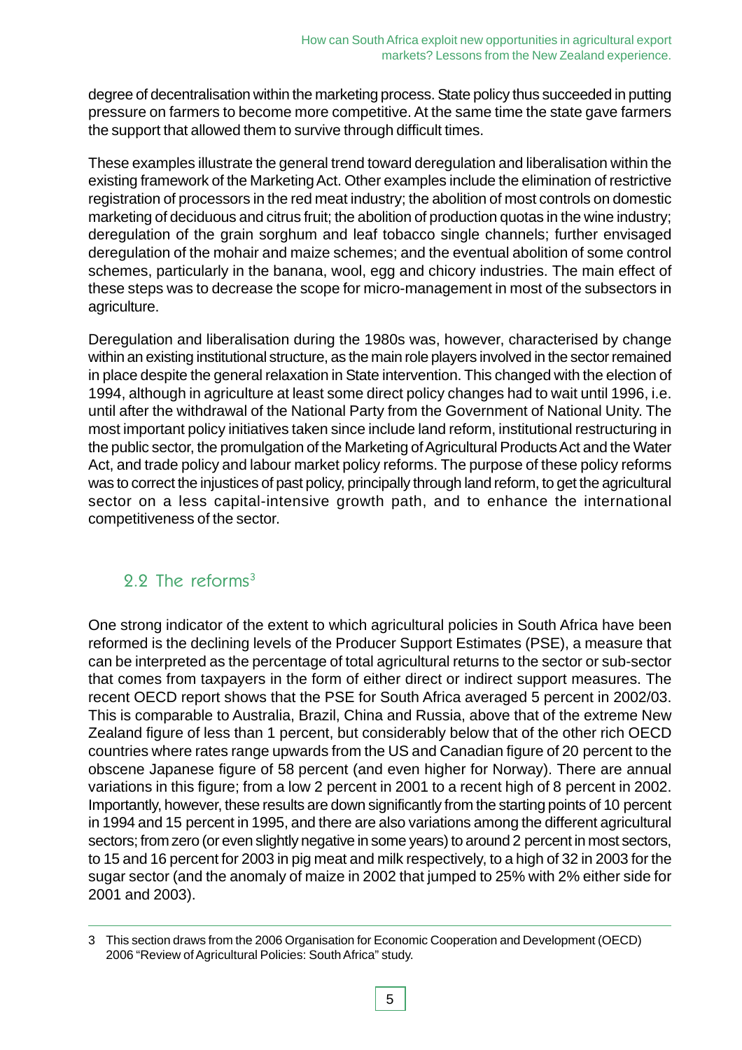degree of decentralisation within the marketing process. State policy thus succeeded in putting pressure on farmers to become more competitive. At the same time the state gave farmers the support that allowed them to survive through difficult times.

These examples illustrate the general trend toward deregulation and liberalisation within the existing framework of the Marketing Act. Other examples include the elimination of restrictive registration of processors in the red meat industry; the abolition of most controls on domestic marketing of deciduous and citrus fruit; the abolition of production quotas in the wine industry; deregulation of the grain sorghum and leaf tobacco single channels; further envisaged deregulation of the mohair and maize schemes; and the eventual abolition of some control schemes, particularly in the banana, wool, egg and chicory industries. The main effect of these steps was to decrease the scope for micro-management in most of the subsectors in agriculture.

Deregulation and liberalisation during the 1980s was, however, characterised by change within an existing institutional structure, as the main role players involved in the sector remained in place despite the general relaxation in State intervention. This changed with the election of 1994, although in agriculture at least some direct policy changes had to wait until 1996, i.e. until after the withdrawal of the National Party from the Government of National Unity. The most important policy initiatives taken since include land reform, institutional restructuring in the public sector, the promulgation of the Marketing of Agricultural Products Act and the Water Act, and trade policy and labour market policy reforms. The purpose of these policy reforms was to correct the injustices of past policy, principally through land reform, to get the agricultural sector on a less capital-intensive growth path, and to enhance the international competitiveness of the sector.

## 2.2 The reforms[3]

One strong indicator of the extent to which agricultural policies in South Africa have been reformed is the declining levels of the Producer Support Estimates (PSE), a measure that can be interpreted as the percentage of total agricultural returns to the sector or sub-sector that comes from taxpayers in the form of either direct or indirect support measures. The recent OECD report shows that the PSE for South Africa averaged 5 percent in 2002/03. This is comparable to Australia, Brazil, China and Russia, above that of the extreme New Zealand figure of less than 1 percent, but considerably below that of the other rich OECD countries where rates range upwards from the US and Canadian figure of 20 percent to the obscene Japanese figure of 58 percent (and even higher for Norway). There are annual variations in this figure; from a low 2 percent in 2001 to a recent high of 8 percent in 2002. Importantly, however, these results are down significantly from the starting points of 10 percent in 1994 and 15 percent in 1995, and there are also variations among the different agricultural sectors; from zero (or even slightly negative in some years) to around 2 percent in most sectors, to 15 and 16 percent for 2003 in pig meat and milk respectively, to a high of 32 in 2003 for the sugar sector (and the anomaly of maize in 2002 that jumped to 25% with 2% either side for 2001 and 2003).

---

3 This section draws from the 2006 Organisation for Economic Cooperation and Development (OECD) 2006 "Review of Agricultural Policies: South Africa" study.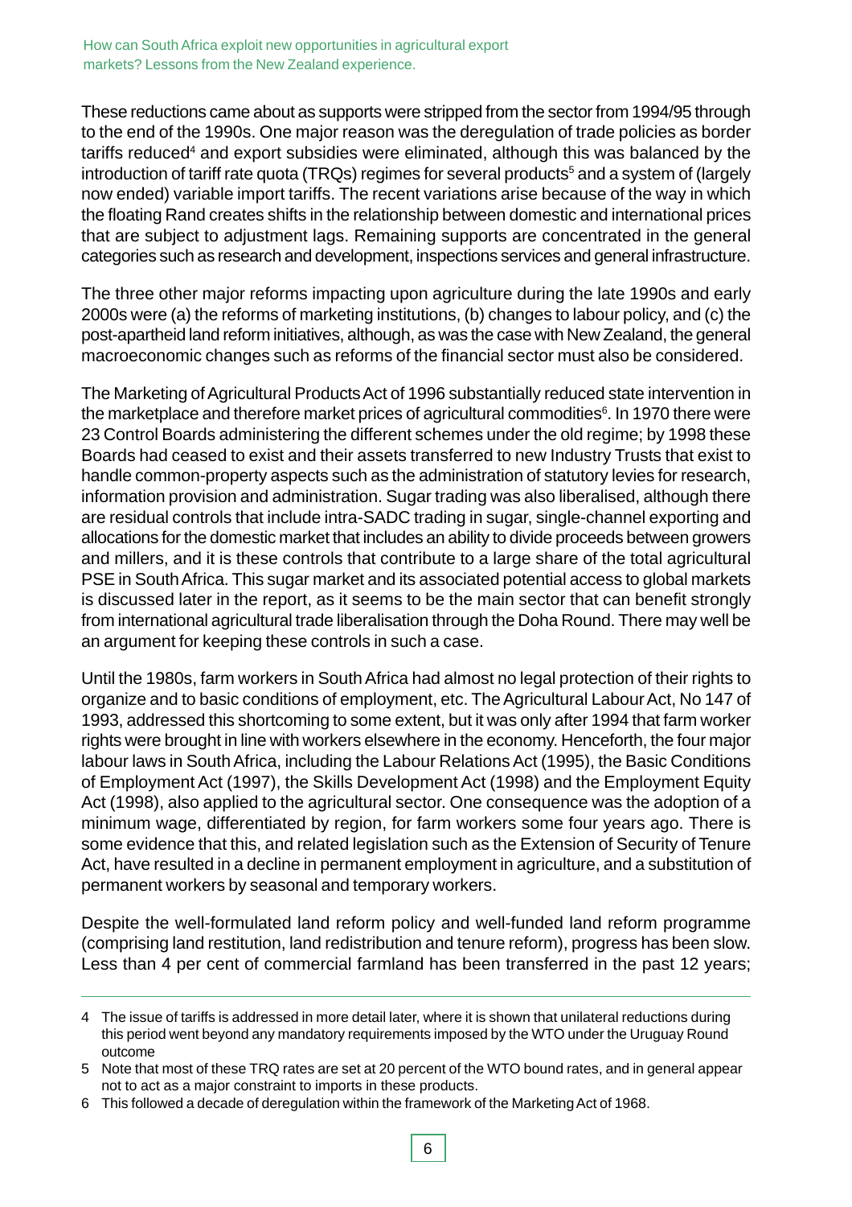These reductions came about as supports were stripped from the sector from 1994/95 through to the end of the 1990s. One major reason was the deregulation of trade policies as border tariffs reduced[4] and export subsidies were eliminated, although this was balanced by the introduction of tariff rate quota (TRQs) regimes for several products[5] and a system of (largely now ended) variable import tariffs. The recent variations arise because of the way in which the floating Rand creates shifts in the relationship between domestic and international prices that are subject to adjustment lags. Remaining supports are concentrated in the general categories such as research and development, inspections services and general infrastructure.

The three other major reforms impacting upon agriculture during the late 1990s and early 2000s were (a) the reforms of marketing institutions, (b) changes to labour policy, and (c) the post-apartheid land reform initiatives, although, as was the case with New Zealand, the general macroeconomic changes such as reforms of the financial sector must also be considered.

The Marketing of Agricultural Products Act of 1996 substantially reduced state intervention in the marketplace and therefore market prices of agricultural commodities[6]. In 1970 there were 23 Control Boards administering the different schemes under the old regime; by 1998 these Boards had ceased to exist and their assets transferred to new Industry Trusts that exist to handle common-property aspects such as the administration of statutory levies for research, information provision and administration. Sugar trading was also liberalised, although there are residual controls that include intra-SADC trading in sugar, single-channel exporting and allocations for the domestic market that includes an ability to divide proceeds between growers and millers, and it is these controls that contribute to a large share of the total agricultural PSE in South Africa. This sugar market and its associated potential access to global markets is discussed later in the report, as it seems to be the main sector that can benefit strongly from international agricultural trade liberalisation through the Doha Round. There may well be an argument for keeping these controls in such a case.

Until the 1980s, farm workers in South Africa had almost no legal protection of their rights to organize and to basic conditions of employment, etc. The Agricultural Labour Act, No 147 of 1993, addressed this shortcoming to some extent, but it was only after 1994 that farm worker rights were brought in line with workers elsewhere in the economy. Henceforth, the four major labour laws in South Africa, including the Labour Relations Act (1995), the Basic Conditions of Employment Act (1997), the Skills Development Act (1998) and the Employment Equity Act (1998), also applied to the agricultural sector. One consequence was the adoption of a minimum wage, differentiated by region, for farm workers some four years ago. There is some evidence that this, and related legislation such as the Extension of Security of Tenure Act, have resulted in a decline in permanent employment in agriculture, and a substitution of permanent workers by seasonal and temporary workers.

Despite the well-formulated land reform policy and well-funded land reform programme (comprising land restitution, land redistribution and tenure reform), progress has been slow. Less than 4 per cent of commercial farmland has been transferred in the past 12 years;

---

4 The issue of tariffs is addressed in more detail later, where it is shown that unilateral reductions during this period went beyond any mandatory requirements imposed by the WTO under the Uruguay Round outcome

5 Note that most of these TRQ rates are set at 20 percent of the WTO bound rates, and in general appear not to act as a major constraint to imports in these products.

6 This followed a decade of deregulation within the framework of the Marketing Act of 1968.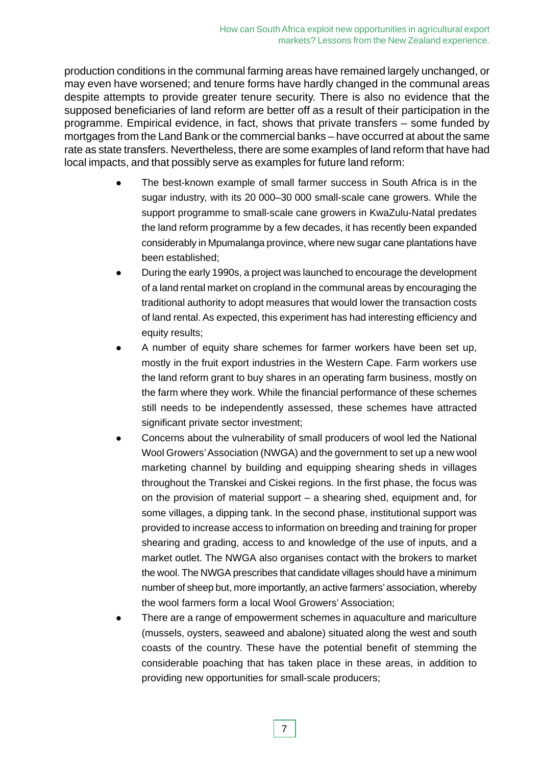production conditions in the communal farming areas have remained largely unchanged, or may even have worsened; and tenure forms have hardly changed in the communal areas despite attempts to provide greater tenure security. There is also no evidence that the supposed beneficiaries of land reform are better off as a result of their participation in the programme. Empirical evidence, in fact, shows that private transfers – some funded by mortgages from the Land Bank or the commercial banks – have occurred at about the same rate as state transfers. Nevertheless, there are some examples of land reform that have had local impacts, and that possibly serve as examples for future land reform:

- The best-known example of small farmer success in South Africa is in the sugar industry, with its 20 000–30 000 small-scale cane growers. While the support programme to small-scale cane growers in KwaZulu-Natal predates the land reform programme by a few decades, it has recently been expanded considerably in Mpumalanga province, where new sugar cane plantations have been established;
- During the early 1990s, a project was launched to encourage the development of a land rental market on cropland in the communal areas by encouraging the traditional authority to adopt measures that would lower the transaction costs of land rental. As expected, this experiment has had interesting efficiency and equity results;
- A number of equity share schemes for farmer workers have been set up, mostly in the fruit export industries in the Western Cape. Farm workers use the land reform grant to buy shares in an operating farm business, mostly on the farm where they work. While the financial performance of these schemes still needs to be independently assessed, these schemes have attracted significant private sector investment;
- Concerns about the vulnerability of small producers of wool led the National Wool Growers' Association (NWGA) and the government to set up a new wool marketing channel by building and equipping shearing sheds in villages throughout the Transkei and Ciskei regions. In the first phase, the focus was on the provision of material support – a shearing shed, equipment and, for some villages, a dipping tank. In the second phase, institutional support was provided to increase access to information on breeding and training for proper shearing and grading, access to and knowledge of the use of inputs, and a market outlet. The NWGA also organises contact with the brokers to market the wool. The NWGA prescribes that candidate villages should have a minimum number of sheep but, more importantly, an active farmers' association, whereby the wool farmers form a local Wool Growers' Association;
- There are a range of empowerment schemes in aquaculture and mariculture (mussels, oysters, seaweed and abalone) situated along the west and south coasts of the country. These have the potential benefit of stemming the considerable poaching that has taken place in these areas, in addition to providing new opportunities for small-scale producers;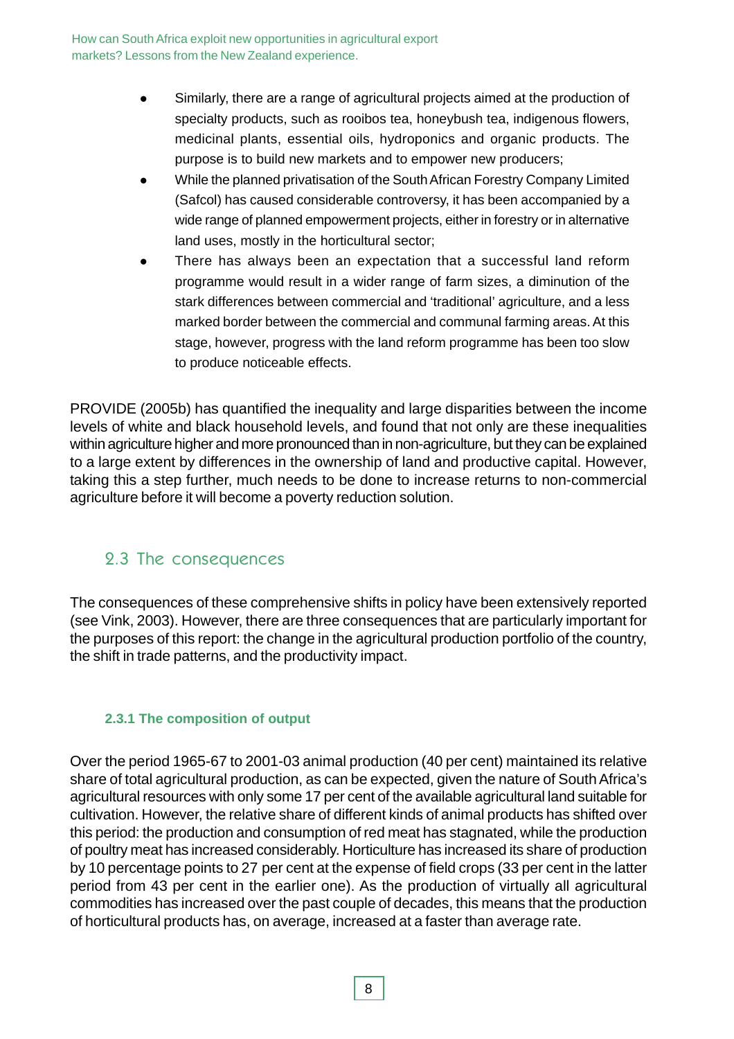- Similarly, there are a range of agricultural projects aimed at the production of specialty products, such as rooibos tea, honeybush tea, indigenous flowers, medicinal plants, essential oils, hydroponics and organic products. The purpose is to build new markets and to empower new producers;
- While the planned privatisation of the South African Forestry Company Limited (Safcol) has caused considerable controversy, it has been accompanied by a wide range of planned empowerment projects, either in forestry or in alternative land uses, mostly in the horticultural sector;
- There has always been an expectation that a successful land reform programme would result in a wider range of farm sizes, a diminution of the stark differences between commercial and 'traditional' agriculture, and a less marked border between the commercial and communal farming areas. At this stage, however, progress with the land reform programme has been too slow to produce noticeable effects.

PROVIDE (2005b) has quantified the inequality and large disparities between the income levels of white and black household levels, and found that not only are these inequalities within agriculture higher and more pronounced than in non-agriculture, but they can be explained to a large extent by differences in the ownership of land and productive capital. However, taking this a step further, much needs to be done to increase returns to non-commercial agriculture before it will become a poverty reduction solution.

## 2.3 The consequences

The consequences of these comprehensive shifts in policy have been extensively reported (see Vink, 2003). However, there are three consequences that are particularly important for the purposes of this report: the change in the agricultural production portfolio of the country, the shift in trade patterns, and the productivity impact.

### 2.3.1 The composition of output

Over the period 1965-67 to 2001-03 animal production (40 per cent) maintained its relative share of total agricultural production, as can be expected, given the nature of South Africa's agricultural resources with only some 17 per cent of the available agricultural land suitable for cultivation. However, the relative share of different kinds of animal products has shifted over this period: the production and consumption of red meat has stagnated, while the production of poultry meat has increased considerably. Horticulture has increased its share of production by 10 percentage points to 27 per cent at the expense of field crops (33 per cent in the latter period from 43 per cent in the earlier one). As the production of virtually all agricultural commodities has increased over the past couple of decades, this means that the production of horticultural products has, on average, increased at a faster than average rate.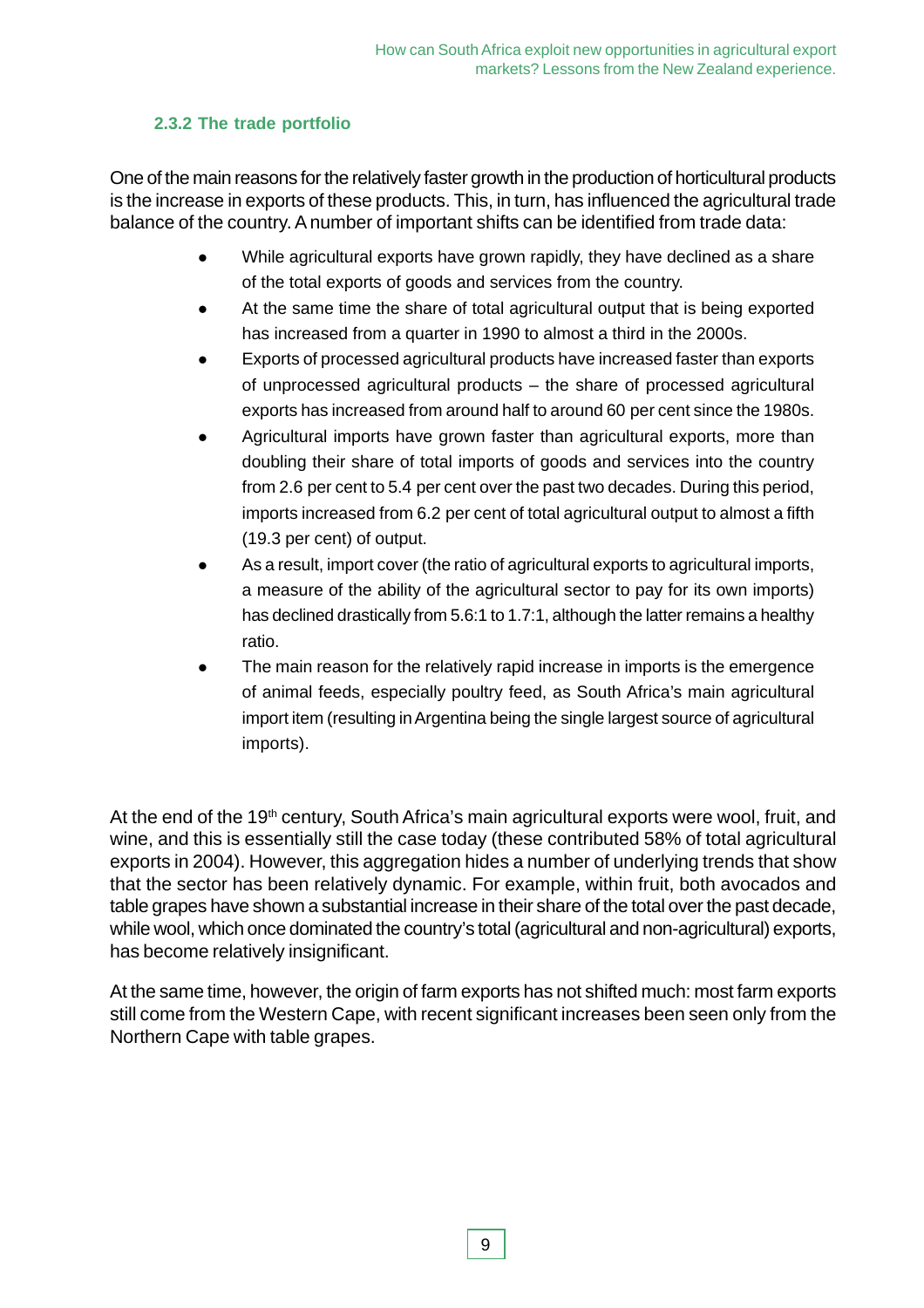### 2.3.2 The trade portfolio

One of the main reasons for the relatively faster growth in the production of horticultural products is the increase in exports of these products. This, in turn, has influenced the agricultural trade balance of the country. A number of important shifts can be identified from trade data:

- While agricultural exports have grown rapidly, they have declined as a share of the total exports of goods and services from the country.
- At the same time the share of total agricultural output that is being exported has increased from a quarter in 1990 to almost a third in the 2000s.
- Exports of processed agricultural products have increased faster than exports of unprocessed agricultural products – the share of processed agricultural exports has increased from around half to around 60 per cent since the 1980s.
- Agricultural imports have grown faster than agricultural exports, more than doubling their share of total imports of goods and services into the country from 2.6 per cent to 5.4 per cent over the past two decades. During this period, imports increased from 6.2 per cent of total agricultural output to almost a fifth (19.3 per cent) of output.
- As a result, import cover (the ratio of agricultural exports to agricultural imports, a measure of the ability of the agricultural sector to pay for its own imports) has declined drastically from 5.6:1 to 1.7:1, although the latter remains a healthy ratio.
- The main reason for the relatively rapid increase in imports is the emergence of animal feeds, especially poultry feed, as South Africa's main agricultural import item (resulting in Argentina being the single largest source of agricultural imports).

At the end of the 19th century, South Africa's main agricultural exports were wool, fruit, and wine, and this is essentially still the case today (these contributed 58% of total agricultural exports in 2004). However, this aggregation hides a number of underlying trends that show that the sector has been relatively dynamic. For example, within fruit, both avocados and table grapes have shown a substantial increase in their share of the total over the past decade, while wool, which once dominated the country's total (agricultural and non-agricultural) exports, has become relatively insignificant.

At the same time, however, the origin of farm exports has not shifted much: most farm exports still come from the Western Cape, with recent significant increases been seen only from the Northern Cape with table grapes.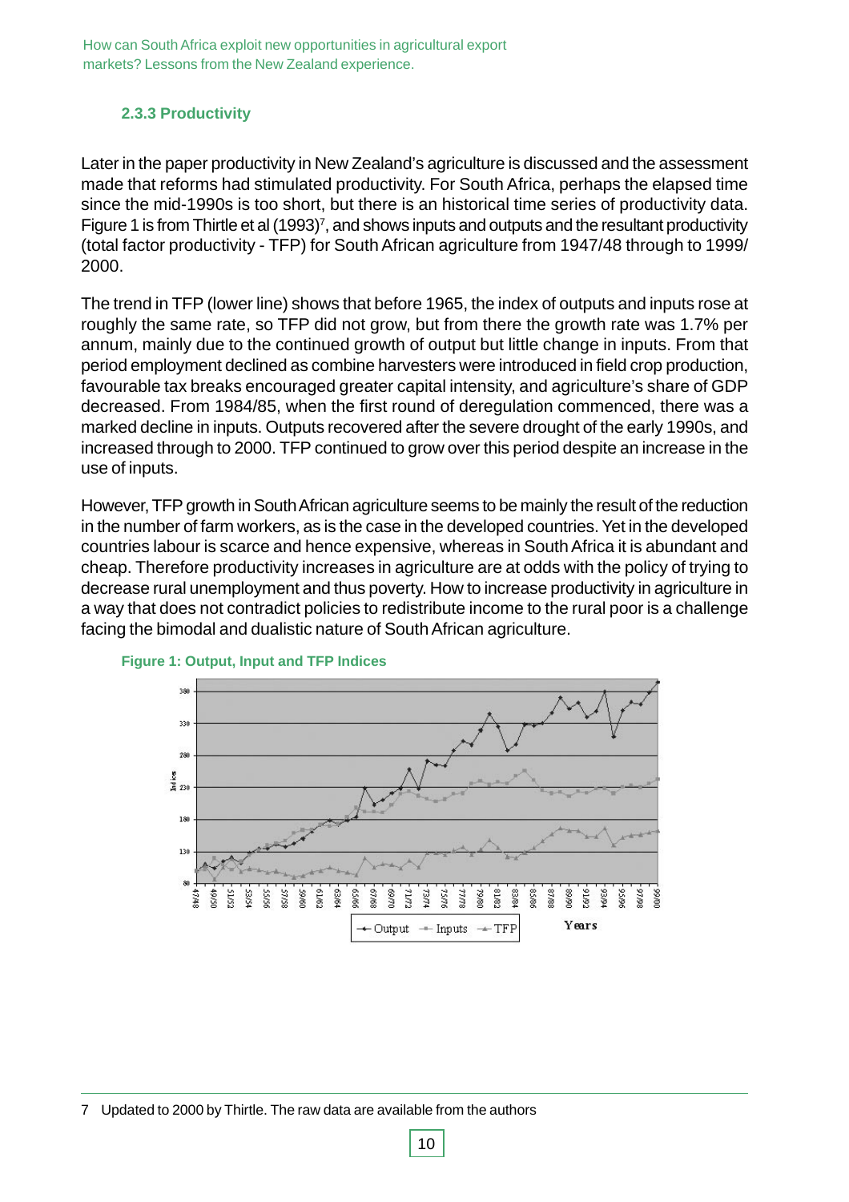### 2.3.3 Productivity

Later in the paper productivity in New Zealand's agriculture is discussed and the assessment made that reforms had stimulated productivity. For South Africa, perhaps the elapsed time since the mid-1990s is too short, but there is an historical time series of productivity data. Figure 1 is from Thirtle et al (1993)[7], and shows inputs and outputs and the resultant productivity (total factor productivity - TFP) for South African agriculture from 1947/48 through to 1999/2000.

The trend in TFP (lower line) shows that before 1965, the index of outputs and inputs rose at roughly the same rate, so TFP did not grow, but from there the growth rate was 1.7% per annum, mainly due to the continued growth of output but little change in inputs. From that period employment declined as combine harvesters were introduced in field crop production, favourable tax breaks encouraged greater capital intensity, and agriculture's share of GDP decreased. From 1984/85, when the first round of deregulation commenced, there was a marked decline in inputs. Outputs recovered after the severe drought of the early 1990s, and increased through to 2000. TFP continued to grow over this period despite an increase in the use of inputs.

However, TFP growth in South African agriculture seems to be mainly the result of the reduction in the number of farm workers, as is the case in the developed countries. Yet in the developed countries labour is scarce and hence expensive, whereas in South Africa it is abundant and cheap. Therefore productivity increases in agriculture are at odds with the policy of trying to decrease rural unemployment and thus poverty. How to increase productivity in agriculture in a way that does not contradict policies to redistribute income to the rural poor is a challenge facing the bimodal and dualistic nature of South African agriculture.

**Figure 1: Output, Input and TFP Indices**

7 Updated to 2000 by Thirtle. The raw data are available from the authors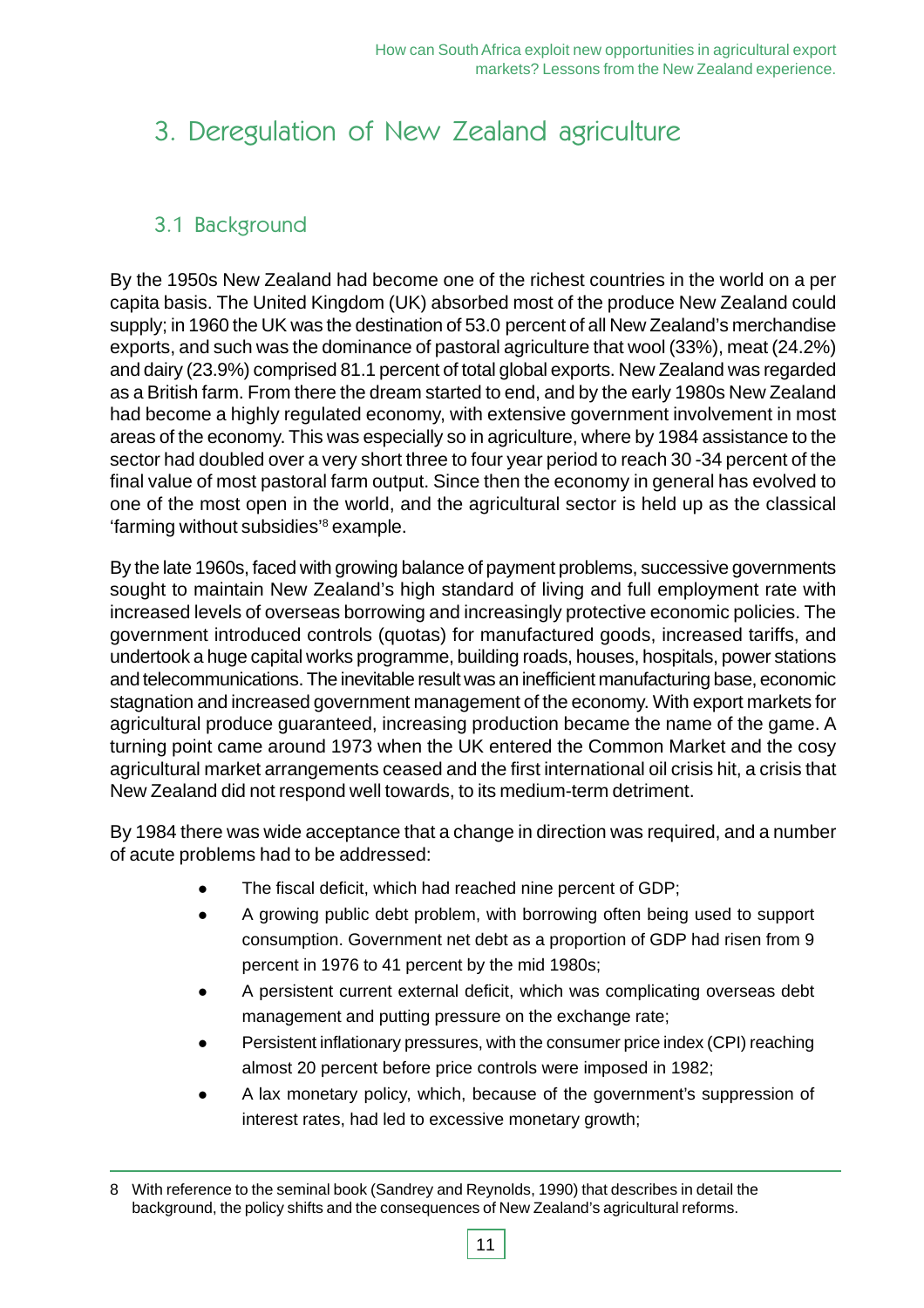# 3. Deregulation of New Zealand agriculture

## 3.1 Background

By the 1950s New Zealand had become one of the richest countries in the world on a per capita basis. The United Kingdom (UK) absorbed most of the produce New Zealand could supply; in 1960 the UK was the destination of 53.0 percent of all New Zealand's merchandise exports, and such was the dominance of pastoral agriculture that wool (33%), meat (24.2%) and dairy (23.9%) comprised 81.1 percent of total global exports. New Zealand was regarded as a British farm. From there the dream started to end, and by the early 1980s New Zealand had become a highly regulated economy, with extensive government involvement in most areas of the economy. This was especially so in agriculture, where by 1984 assistance to the sector had doubled over a very short three to four year period to reach 30 -34 percent of the final value of most pastoral farm output. Since then the economy in general has evolved to one of the most open in the world, and the agricultural sector is held up as the classical 'farming without subsidies'[8] example.

By the late 1960s, faced with growing balance of payment problems, successive governments sought to maintain New Zealand's high standard of living and full employment rate with increased levels of overseas borrowing and increasingly protective economic policies. The government introduced controls (quotas) for manufactured goods, increased tariffs, and undertook a huge capital works programme, building roads, houses, hospitals, power stations and telecommunications. The inevitable result was an inefficient manufacturing base, economic stagnation and increased government management of the economy. With export markets for agricultural produce guaranteed, increasing production became the name of the game. A turning point came around 1973 when the UK entered the Common Market and the cosy agricultural market arrangements ceased and the first international oil crisis hit, a crisis that New Zealand did not respond well towards, to its medium-term detriment.

By 1984 there was wide acceptance that a change in direction was required, and a number of acute problems had to be addressed:

- The fiscal deficit, which had reached nine percent of GDP;
- A growing public debt problem, with borrowing often being used to support consumption. Government net debt as a proportion of GDP had risen from 9 percent in 1976 to 41 percent by the mid 1980s;
- A persistent current external deficit, which was complicating overseas debt management and putting pressure on the exchange rate;
- Persistent inflationary pressures, with the consumer price index (CPI) reaching almost 20 percent before price controls were imposed in 1982;
- A lax monetary policy, which, because of the government's suppression of interest rates, had led to excessive monetary growth;

8 With reference to the seminal book (Sandrey and Reynolds, 1990) that describes in detail the background, the policy shifts and the consequences of New Zealand's agricultural reforms.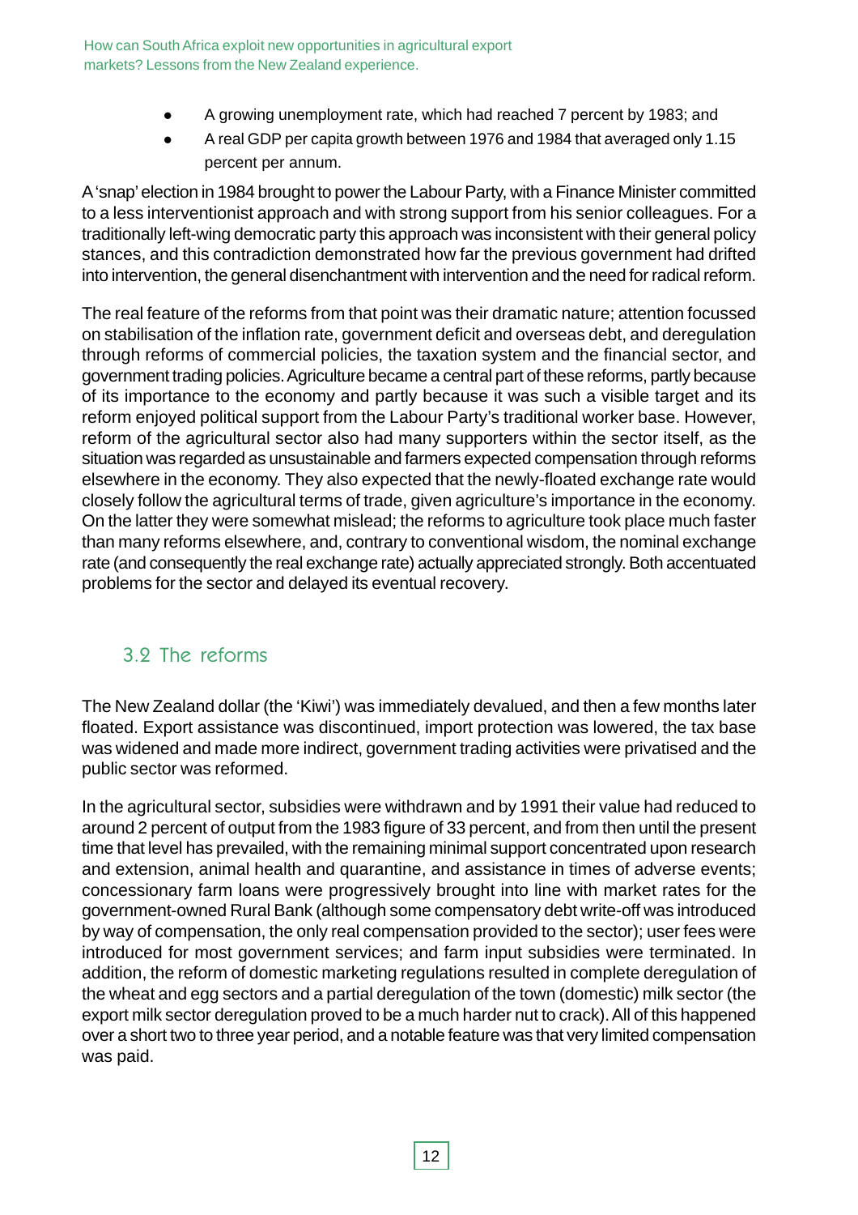- A growing unemployment rate, which had reached 7 percent by 1983; and
- A real GDP per capita growth between 1976 and 1984 that averaged only 1.15 percent per annum.

A 'snap' election in 1984 brought to power the Labour Party, with a Finance Minister committed to a less interventionist approach and with strong support from his senior colleagues. For a traditionally left-wing democratic party this approach was inconsistent with their general policy stances, and this contradiction demonstrated how far the previous government had drifted into intervention, the general disenchantment with intervention and the need for radical reform.

The real feature of the reforms from that point was their dramatic nature; attention focussed on stabilisation of the inflation rate, government deficit and overseas debt, and deregulation through reforms of commercial policies, the taxation system and the financial sector, and government trading policies. Agriculture became a central part of these reforms, partly because of its importance to the economy and partly because it was such a visible target and its reform enjoyed political support from the Labour Party's traditional worker base. However, reform of the agricultural sector also had many supporters within the sector itself, as the situation was regarded as unsustainable and farmers expected compensation through reforms elsewhere in the economy. They also expected that the newly-floated exchange rate would closely follow the agricultural terms of trade, given agriculture's importance in the economy. On the latter they were somewhat mislead; the reforms to agriculture took place much faster than many reforms elsewhere, and, contrary to conventional wisdom, the nominal exchange rate (and consequently the real exchange rate) actually appreciated strongly. Both accentuated problems for the sector and delayed its eventual recovery.

## 3.2 The reforms

The New Zealand dollar (the 'Kiwi') was immediately devalued, and then a few months later floated. Export assistance was discontinued, import protection was lowered, the tax base was widened and made more indirect, government trading activities were privatised and the public sector was reformed.

In the agricultural sector, subsidies were withdrawn and by 1991 their value had reduced to around 2 percent of output from the 1983 figure of 33 percent, and from then until the present time that level has prevailed, with the remaining minimal support concentrated upon research and extension, animal health and quarantine, and assistance in times of adverse events; concessionary farm loans were progressively brought into line with market rates for the government-owned Rural Bank (although some compensatory debt write-off was introduced by way of compensation, the only real compensation provided to the sector); user fees were introduced for most government services; and farm input subsidies were terminated. In addition, the reform of domestic marketing regulations resulted in complete deregulation of the wheat and egg sectors and a partial deregulation of the town (domestic) milk sector (the export milk sector deregulation proved to be a much harder nut to crack). All of this happened over a short two to three year period, and a notable feature was that very limited compensation was paid.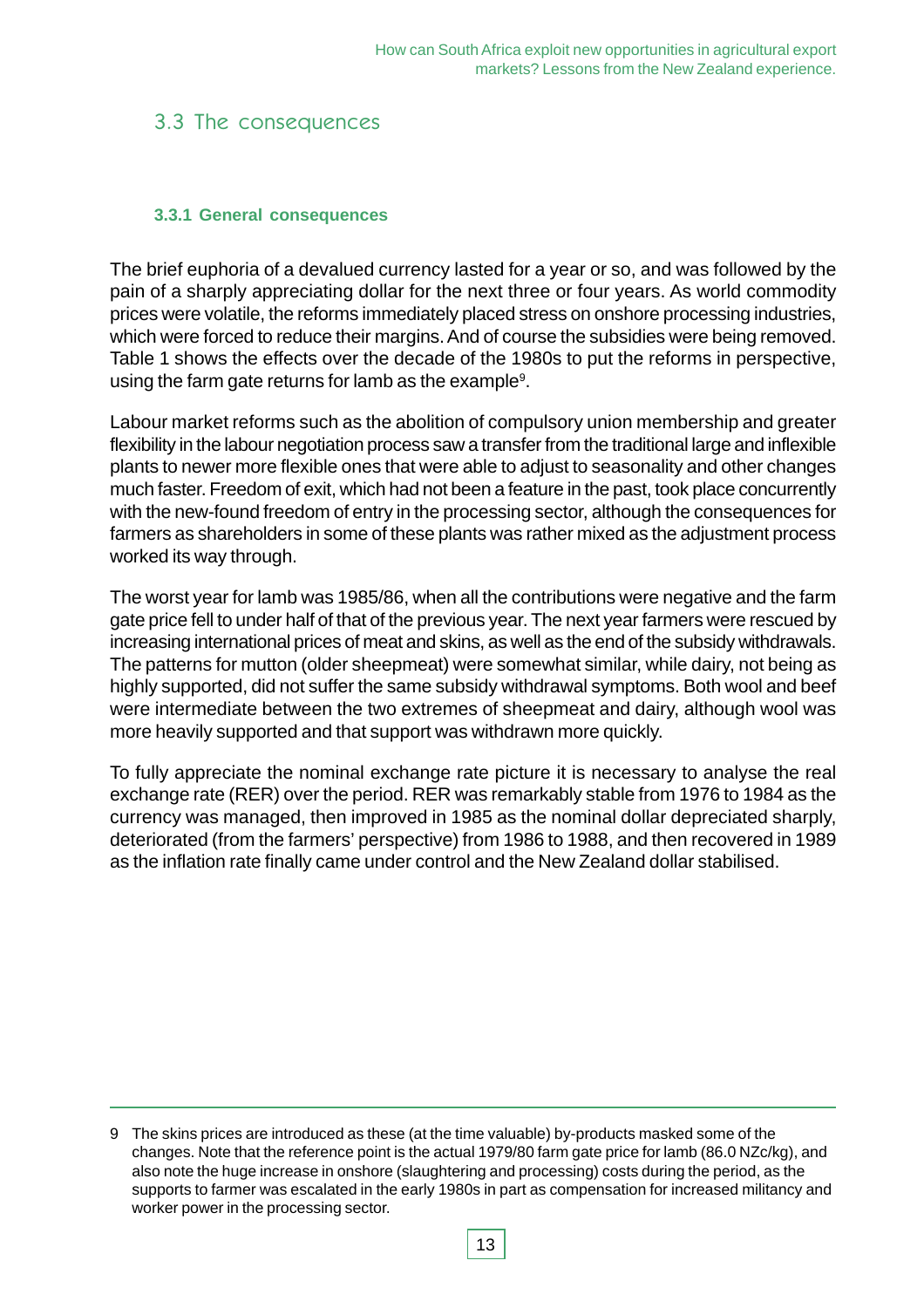## 3.3 The consequences

### 3.3.1 General consequences

The brief euphoria of a devalued currency lasted for a year or so, and was followed by the pain of a sharply appreciating dollar for the next three or four years. As world commodity prices were volatile, the reforms immediately placed stress on onshore processing industries, which were forced to reduce their margins. And of course the subsidies were being removed. Table 1 shows the effects over the decade of the 1980s to put the reforms in perspective, using the farm gate returns for lamb as the example[9].

Labour market reforms such as the abolition of compulsory union membership and greater flexibility in the labour negotiation process saw a transfer from the traditional large and inflexible plants to newer more flexible ones that were able to adjust to seasonality and other changes much faster. Freedom of exit, which had not been a feature in the past, took place concurrently with the new-found freedom of entry in the processing sector, although the consequences for farmers as shareholders in some of these plants was rather mixed as the adjustment process worked its way through.

The worst year for lamb was 1985/86, when all the contributions were negative and the farm gate price fell to under half of that of the previous year. The next year farmers were rescued by increasing international prices of meat and skins, as well as the end of the subsidy withdrawals. The patterns for mutton (older sheepmeat) were somewhat similar, while dairy, not being as highly supported, did not suffer the same subsidy withdrawal symptoms. Both wool and beef were intermediate between the two extremes of sheepmeat and dairy, although wool was more heavily supported and that support was withdrawn more quickly.

To fully appreciate the nominal exchange rate picture it is necessary to analyse the real exchange rate (RER) over the period. RER was remarkably stable from 1976 to 1984 as the currency was managed, then improved in 1985 as the nominal dollar depreciated sharply, deteriorated (from the farmers' perspective) from 1986 to 1988, and then recovered in 1989 as the inflation rate finally came under control and the New Zealand dollar stabilised.

---

9 The skins prices are introduced as these (at the time valuable) by-products masked some of the changes. Note that the reference point is the actual 1979/80 farm gate price for lamb (86.0 NZc/kg), and also note the huge increase in onshore (slaughtering and processing) costs during the period, as the supports to farmer was escalated in the early 1980s in part as compensation for increased militancy and worker power in the processing sector.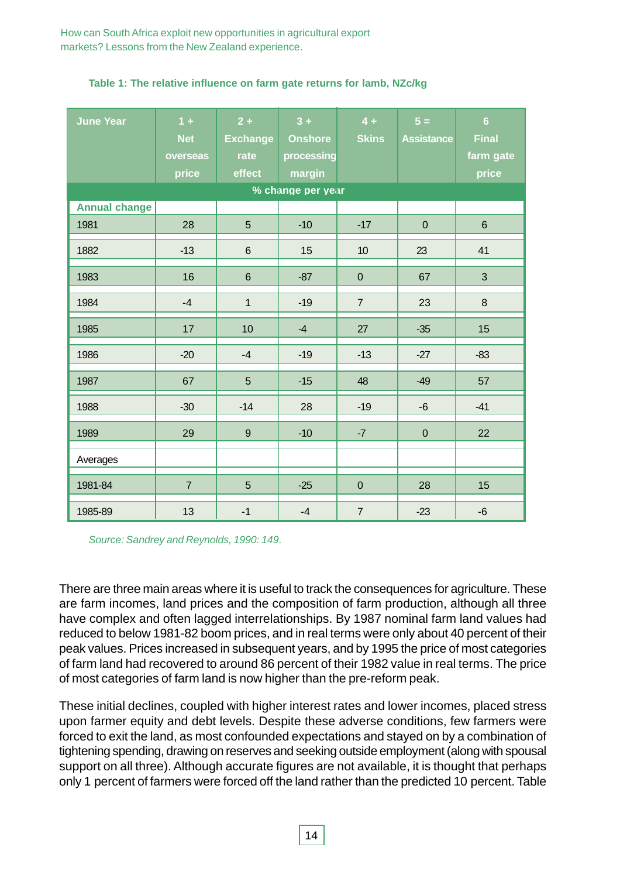**Table 1: The relative influence on farm gate returns for lamb, NZc/kg**

| June Year | 1 + Net overseas price | 2 + Exchange rate effect | 3 + Onshore processing margin | 4 + Skins | 5 = Assistance | 6 Final farm gate price |
|---|---|---|---|---|---|---|
| | % change per year | | | | | |
| **Annual change** | | | | | | |
| 1981 | 28 | 5 | -10 | -17 | 0 | 6 |
| 1882 | -13 | 6 | 15 | 10 | 23 | 41 |
| 1983 | 16 | 6 | -87 | 0 | 67 | 3 |
| 1984 | -4 | 1 | -19 | 7 | 23 | 8 |
| 1985 | 17 | 10 | -4 | 27 | -35 | 15 |
| 1986 | -20 | -4 | -19 | -13 | -27 | -83 |
| 1987 | 67 | 5 | -15 | 48 | -49 | 57 |
| 1988 | -30 | -14 | 28 | -19 | -6 | -41 |
| 1989 | 29 | 9 | -10 | -7 | 0 | 22 |
| Averages | | | | | | |
| 1981-84 | 7 | 5 | -25 | 0 | 28 | 15 |
| 1985-89 | 13 | -1 | -4 | 7 | -23 | -6 |

*Source: Sandrey and Reynolds, 1990: 149.*

There are three main areas where it is useful to track the consequences for agriculture. These are farm incomes, land prices and the composition of farm production, although all three have complex and often lagged interrelationships. By 1987 nominal farm land values had reduced to below 1981-82 boom prices, and in real terms were only about 40 percent of their peak values. Prices increased in subsequent years, and by 1995 the price of most categories of farm land had recovered to around 86 percent of their 1982 value in real terms. The price of most categories of farm land is now higher than the pre-reform peak.

These initial declines, coupled with higher interest rates and lower incomes, placed stress upon farmer equity and debt levels. Despite these adverse conditions, few farmers were forced to exit the land, as most confounded expectations and stayed on by a combination of tightening spending, drawing on reserves and seeking outside employment (along with spousal support on all three). Although accurate figures are not available, it is thought that perhaps only 1 percent of farmers were forced off the land rather than the predicted 10 percent. Table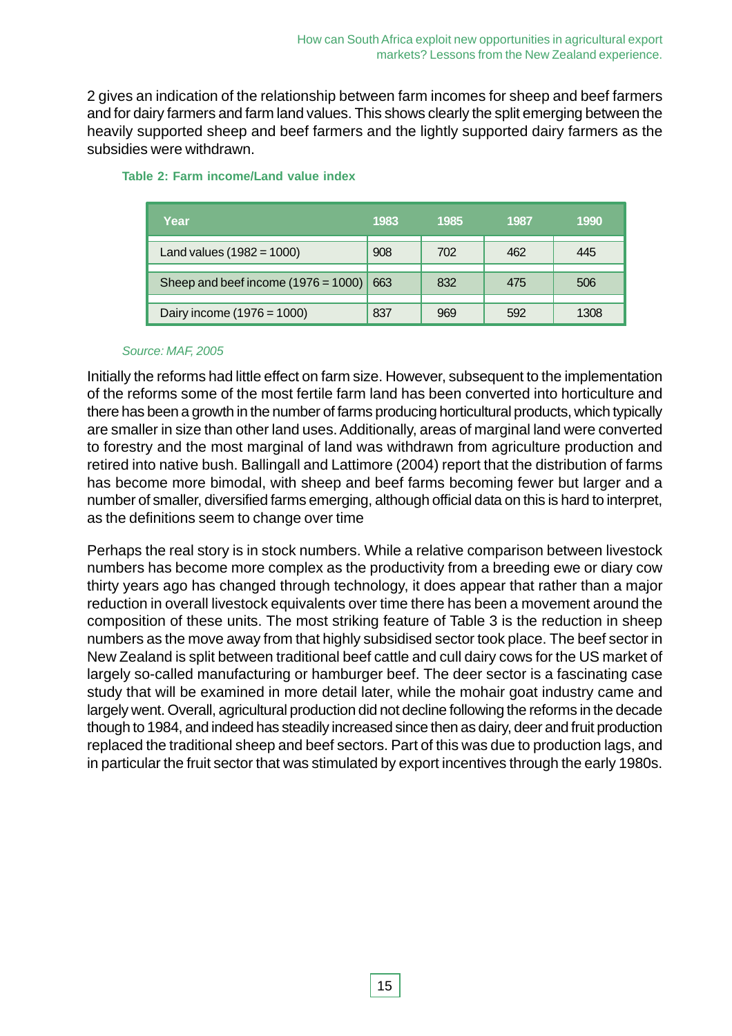2 gives an indication of the relationship between farm incomes for sheep and beef farmers and for dairy farmers and farm land values. This shows clearly the split emerging between the heavily supported sheep and beef farmers and the lightly supported dairy farmers as the subsidies were withdrawn.

**Table 2: Farm income/Land value index**

| Year | 1983 | 1985 | 1987 | 1990 |
|---|---|---|---|---|
| Land values (1982 = 1000) | 908 | 702 | 462 | 445 |
| Sheep and beef income (1976 = 1000) | 663 | 832 | 475 | 506 |
| Dairy income (1976 = 1000) | 837 | 969 | 592 | 1308 |

*Source: MAF, 2005*

Initially the reforms had little effect on farm size. However, subsequent to the implementation of the reforms some of the most fertile farm land has been converted into horticulture and there has been a growth in the number of farms producing horticultural products, which typically are smaller in size than other land uses. Additionally, areas of marginal land were converted to forestry and the most marginal of land was withdrawn from agriculture production and retired into native bush. Ballingall and Lattimore (2004) report that the distribution of farms has become more bimodal, with sheep and beef farms becoming fewer but larger and a number of smaller, diversified farms emerging, although official data on this is hard to interpret, as the definitions seem to change over time

Perhaps the real story is in stock numbers. While a relative comparison between livestock numbers has become more complex as the productivity from a breeding ewe or diary cow thirty years ago has changed through technology, it does appear that rather than a major reduction in overall livestock equivalents over time there has been a movement around the composition of these units. The most striking feature of Table 3 is the reduction in sheep numbers as the move away from that highly subsidised sector took place. The beef sector in New Zealand is split between traditional beef cattle and cull dairy cows for the US market of largely so-called manufacturing or hamburger beef. The deer sector is a fascinating case study that will be examined in more detail later, while the mohair goat industry came and largely went. Overall, agricultural production did not decline following the reforms in the decade though to 1984, and indeed has steadily increased since then as dairy, deer and fruit production replaced the traditional sheep and beef sectors. Part of this was due to production lags, and in particular the fruit sector that was stimulated by export incentives through the early 1980s.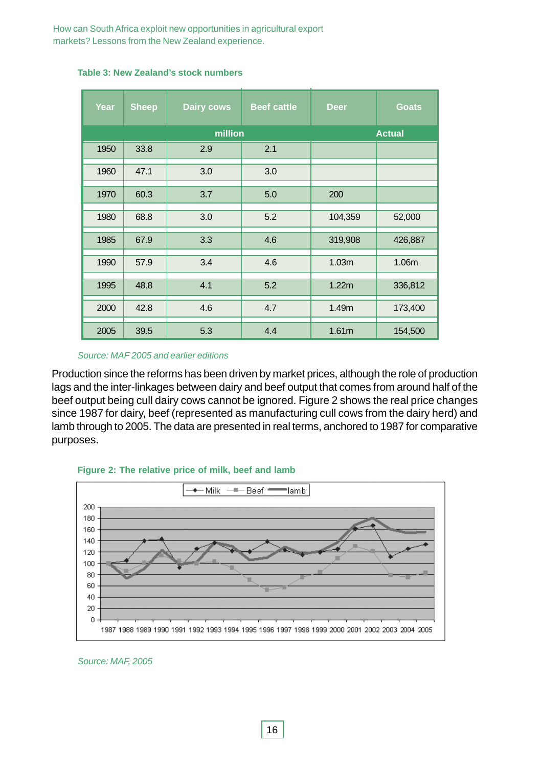**Table 3: New Zealand's stock numbers**

| Year | Sheep | Dairy cows | Beef cattle | Deer | Goats |
|---|---|---|---|---|---|
| | million | | | Actual | |
| 1950 | 33.8 | 2.9 | 2.1 | | |
| 1960 | 47.1 | 3.0 | 3.0 | | |
| 1970 | 60.3 | 3.7 | 5.0 | 200 | |
| 1980 | 68.8 | 3.0 | 5.2 | 104,359 | 52,000 |
| 1985 | 67.9 | 3.3 | 4.6 | 319,908 | 426,887 |
| 1990 | 57.9 | 3.4 | 4.6 | 1.03m | 1.06m |
| 1995 | 48.8 | 4.1 | 5.2 | 1.22m | 336,812 |
| 2000 | 42.8 | 4.6 | 4.7 | 1.49m | 173,400 |
| 2005 | 39.5 | 5.3 | 4.4 | 1.61m | 154,500 |

*Source: MAF 2005 and earlier editions*

Production since the reforms has been driven by market prices, although the role of production lags and the inter-linkages between dairy and beef output that comes from around half of the beef output being cull dairy cows cannot be ignored. Figure 2 shows the real price changes since 1987 for dairy, beef (represented as manufacturing cull cows from the dairy herd) and lamb through to 2005. The data are presented in real terms, anchored to 1987 for comparative purposes.

**Figure 2: The relative price of milk, beef and lamb**

*Source: MAF, 2005*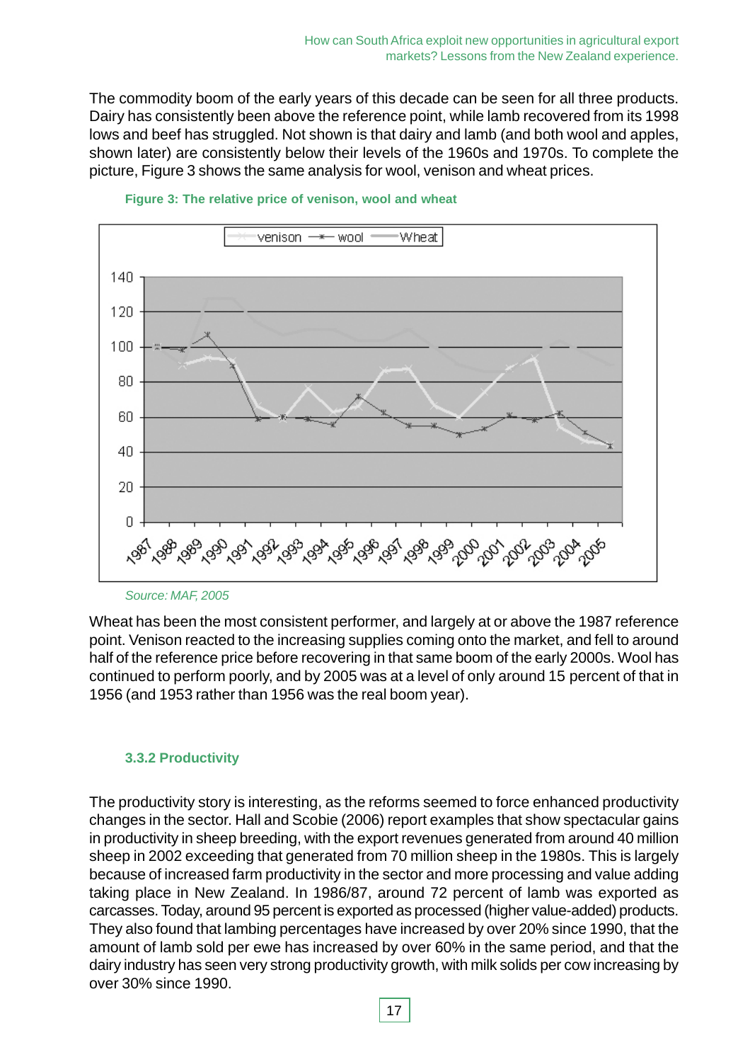The commodity boom of the early years of this decade can be seen for all three products. Dairy has consistently been above the reference point, while lamb recovered from its 1998 lows and beef has struggled. Not shown is that dairy and lamb (and both wool and apples, shown later) are consistently below their levels of the 1960s and 1970s. To complete the picture, Figure 3 shows the same analysis for wool, venison and wheat prices.

**Figure 3: The relative price of venison, wool and wheat**

*Source: MAF, 2005*

Wheat has been the most consistent performer, and largely at or above the 1987 reference point. Venison reacted to the increasing supplies coming onto the market, and fell to around half of the reference price before recovering in that same boom of the early 2000s. Wool has continued to perform poorly, and by 2005 was at a level of only around 15 percent of that in 1956 (and 1953 rather than 1956 was the real boom year).

### 3.3.2 Productivity

The productivity story is interesting, as the reforms seemed to force enhanced productivity changes in the sector. Hall and Scobie (2006) report examples that show spectacular gains in productivity in sheep breeding, with the export revenues generated from around 40 million sheep in 2002 exceeding that generated from 70 million sheep in the 1980s. This is largely because of increased farm productivity in the sector and more processing and value adding taking place in New Zealand. In 1986/87, around 72 percent of lamb was exported as carcasses. Today, around 95 percent is exported as processed (higher value-added) products. They also found that lambing percentages have increased by over 20% since 1990, that the amount of lamb sold per ewe has increased by over 60% in the same period, and that the dairy industry has seen very strong productivity growth, with milk solids per cow increasing by over 30% since 1990.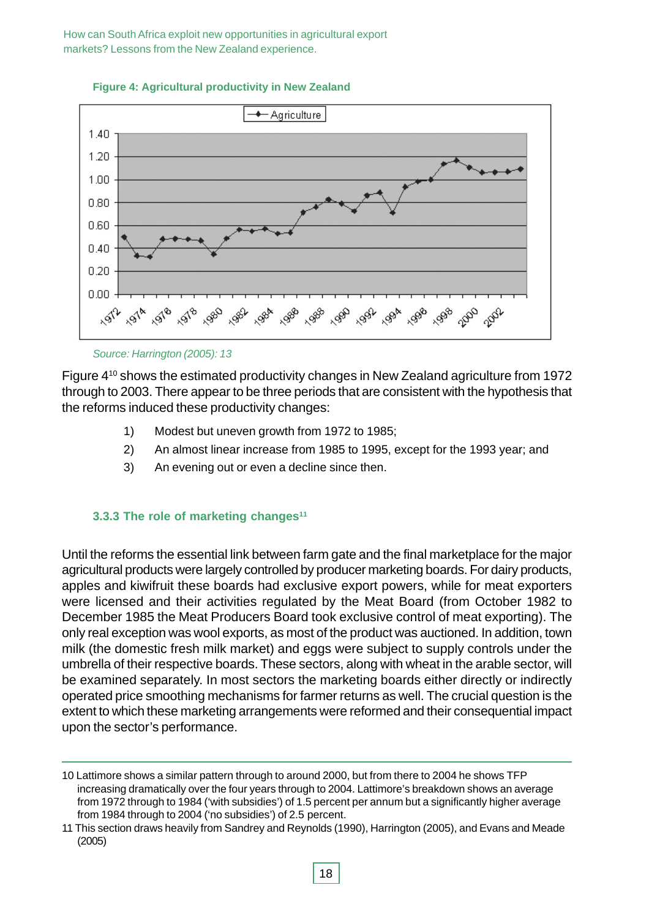**Figure 4: Agricultural productivity in New Zealand**

*Source: Harrington (2005): 13*

Figure 4[10] shows the estimated productivity changes in New Zealand agriculture from 1972 through to 2003. There appear to be three periods that are consistent with the hypothesis that the reforms induced these productivity changes:

1) Modest but uneven growth from 1972 to 1985;
2) An almost linear increase from 1985 to 1995, except for the 1993 year; and
3) An evening out or even a decline since then.

### 3.3.3 The role of marketing changes[11]

Until the reforms the essential link between farm gate and the final marketplace for the major agricultural products were largely controlled by producer marketing boards. For dairy products, apples and kiwifruit these boards had exclusive export powers, while for meat exporters were licensed and their activities regulated by the Meat Board (from October 1982 to December 1985 the Meat Producers Board took exclusive control of meat exporting). The only real exception was wool exports, as most of the product was auctioned. In addition, town milk (the domestic fresh milk market) and eggs were subject to supply controls under the umbrella of their respective boards. These sectors, along with wheat in the arable sector, will be examined separately. In most sectors the marketing boards either directly or indirectly operated price smoothing mechanisms for farmer returns as well. The crucial question is the extent to which these marketing arrangements were reformed and their consequential impact upon the sector's performance.

---

10 Lattimore shows a similar pattern through to around 2000, but from there to 2004 he shows TFP increasing dramatically over the four years through to 2004. Lattimore's breakdown shows an average from 1972 through to 1984 ('with subsidies') of 1.5 percent per annum but a significantly higher average from 1984 through to 2004 ('no subsidies') of 2.5 percent.

11 This section draws heavily from Sandrey and Reynolds (1990), Harrington (2005), and Evans and Meade (2005)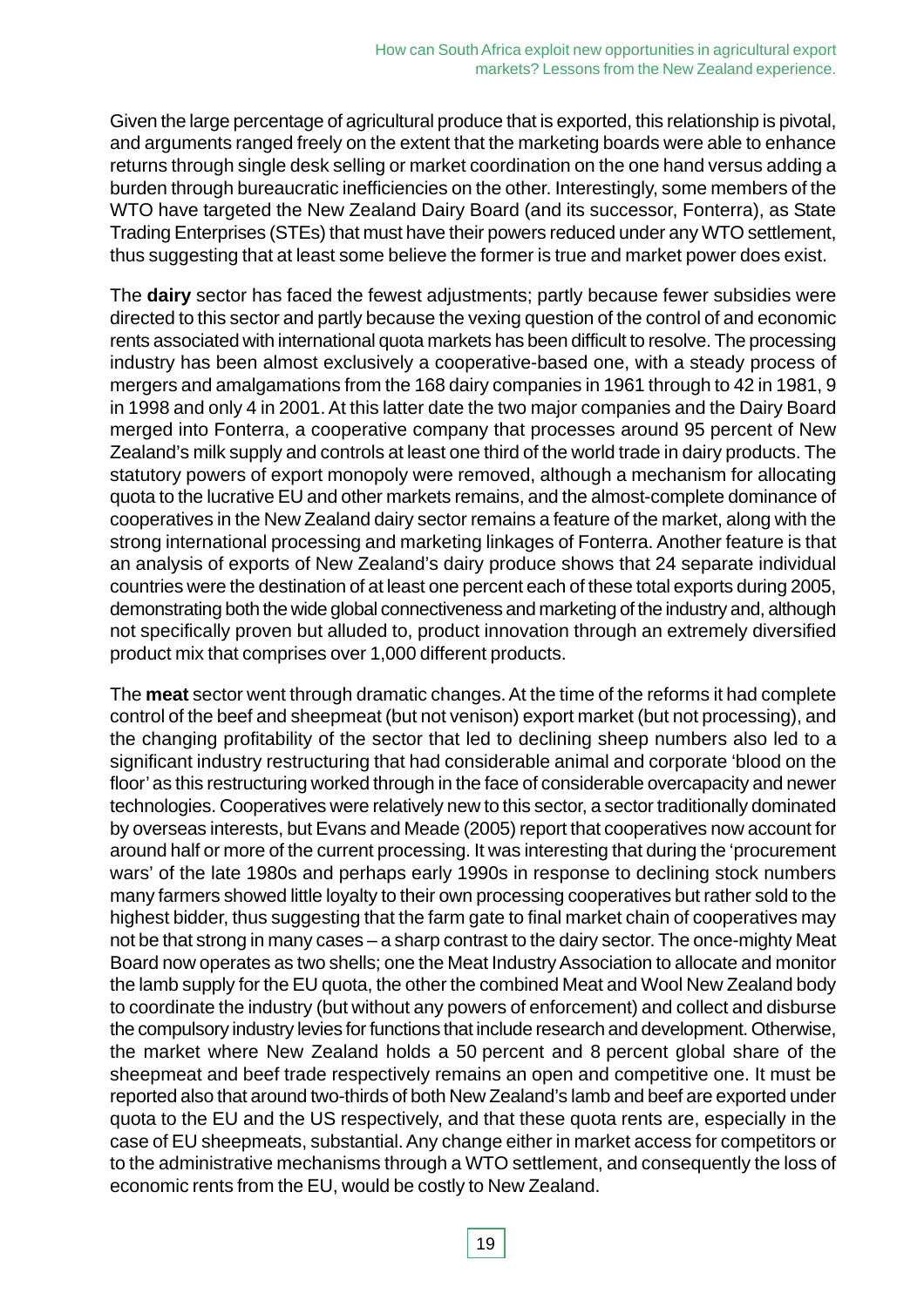Given the large percentage of agricultural produce that is exported, this relationship is pivotal, and arguments ranged freely on the extent that the marketing boards were able to enhance returns through single desk selling or market coordination on the one hand versus adding a burden through bureaucratic inefficiencies on the other. Interestingly, some members of the WTO have targeted the New Zealand Dairy Board (and its successor, Fonterra), as State Trading Enterprises (STEs) that must have their powers reduced under any WTO settlement, thus suggesting that at least some believe the former is true and market power does exist.

The **dairy** sector has faced the fewest adjustments; partly because fewer subsidies were directed to this sector and partly because the vexing question of the control of and economic rents associated with international quota markets has been difficult to resolve. The processing industry has been almost exclusively a cooperative-based one, with a steady process of mergers and amalgamations from the 168 dairy companies in 1961 through to 42 in 1981, 9 in 1998 and only 4 in 2001. At this latter date the two major companies and the Dairy Board merged into Fonterra, a cooperative company that processes around 95 percent of New Zealand's milk supply and controls at least one third of the world trade in dairy products. The statutory powers of export monopoly were removed, although a mechanism for allocating quota to the lucrative EU and other markets remains, and the almost-complete dominance of cooperatives in the New Zealand dairy sector remains a feature of the market, along with the strong international processing and marketing linkages of Fonterra. Another feature is that an analysis of exports of New Zealand's dairy produce shows that 24 separate individual countries were the destination of at least one percent each of these total exports during 2005, demonstrating both the wide global connectiveness and marketing of the industry and, although not specifically proven but alluded to, product innovation through an extremely diversified product mix that comprises over 1,000 different products.

The **meat** sector went through dramatic changes. At the time of the reforms it had complete control of the beef and sheepmeat (but not venison) export market (but not processing), and the changing profitability of the sector that led to declining sheep numbers also led to a significant industry restructuring that had considerable animal and corporate 'blood on the floor' as this restructuring worked through in the face of considerable overcapacity and newer technologies. Cooperatives were relatively new to this sector, a sector traditionally dominated by overseas interests, but Evans and Meade (2005) report that cooperatives now account for around half or more of the current processing. It was interesting that during the 'procurement wars' of the late 1980s and perhaps early 1990s in response to declining stock numbers many farmers showed little loyalty to their own processing cooperatives but rather sold to the highest bidder, thus suggesting that the farm gate to final market chain of cooperatives may not be that strong in many cases – a sharp contrast to the dairy sector. The once-mighty Meat Board now operates as two shells; one the Meat Industry Association to allocate and monitor the lamb supply for the EU quota, the other the combined Meat and Wool New Zealand body to coordinate the industry (but without any powers of enforcement) and collect and disburse the compulsory industry levies for functions that include research and development. Otherwise, the market where New Zealand holds a 50 percent and 8 percent global share of the sheepmeat and beef trade respectively remains an open and competitive one. It must be reported also that around two-thirds of both New Zealand's lamb and beef are exported under quota to the EU and the US respectively, and that these quota rents are, especially in the case of EU sheepmeats, substantial. Any change either in market access for competitors or to the administrative mechanisms through a WTO settlement, and consequently the loss of economic rents from the EU, would be costly to New Zealand.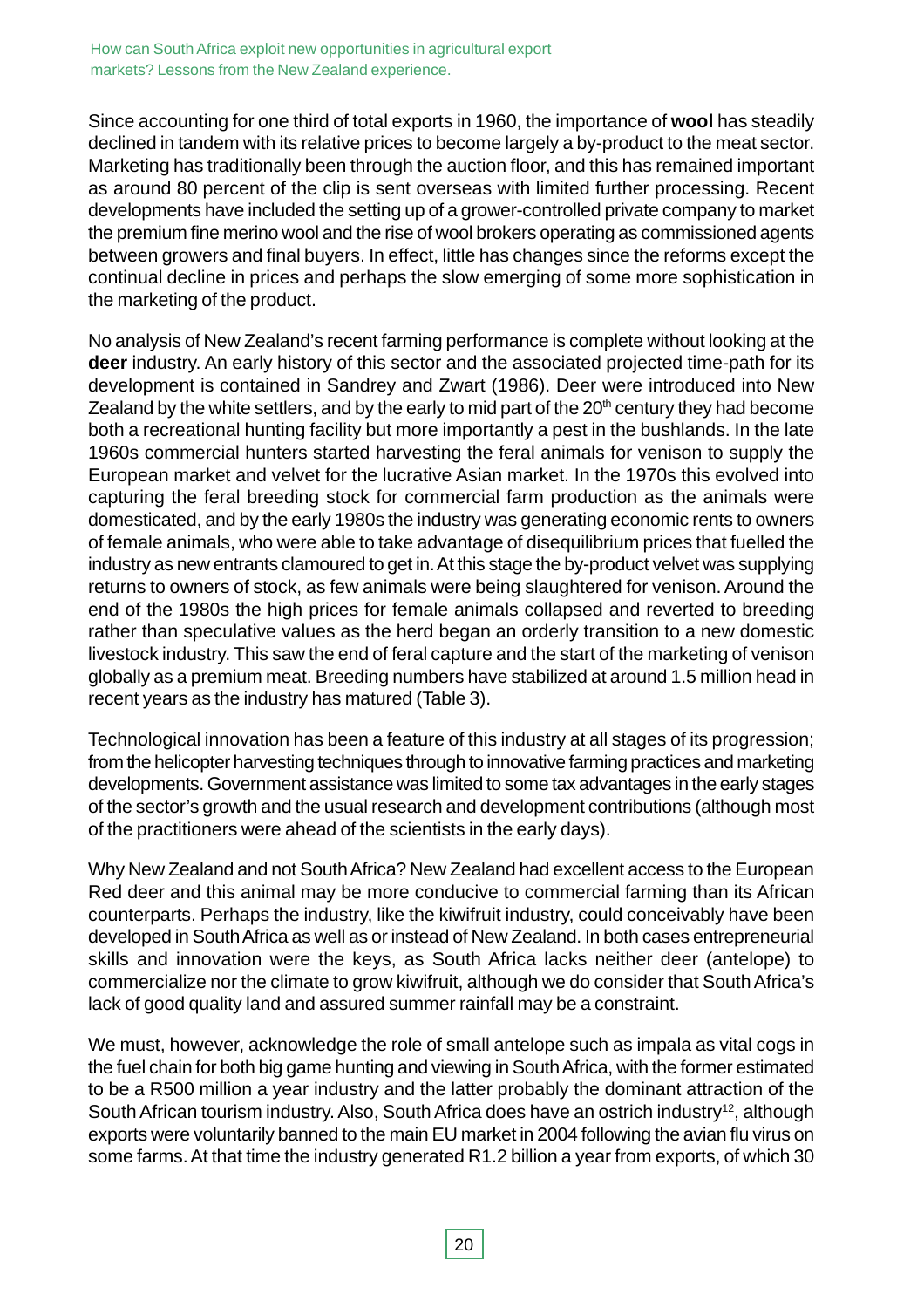Since accounting for one third of total exports in 1960, the importance of **wool** has steadily declined in tandem with its relative prices to become largely a by-product to the meat sector. Marketing has traditionally been through the auction floor, and this has remained important as around 80 percent of the clip is sent overseas with limited further processing. Recent developments have included the setting up of a grower-controlled private company to market the premium fine merino wool and the rise of wool brokers operating as commissioned agents between growers and final buyers. In effect, little has changes since the reforms except the continual decline in prices and perhaps the slow emerging of some more sophistication in the marketing of the product.

No analysis of New Zealand's recent farming performance is complete without looking at the **deer** industry. An early history of this sector and the associated projected time-path for its development is contained in Sandrey and Zwart (1986). Deer were introduced into New Zealand by the white settlers, and by the early to mid part of the 20th century they had become both a recreational hunting facility but more importantly a pest in the bushlands. In the late 1960s commercial hunters started harvesting the feral animals for venison to supply the European market and velvet for the lucrative Asian market. In the 1970s this evolved into capturing the feral breeding stock for commercial farm production as the animals were domesticated, and by the early 1980s the industry was generating economic rents to owners of female animals, who were able to take advantage of disequilibrium prices that fuelled the industry as new entrants clamoured to get in. At this stage the by-product velvet was supplying returns to owners of stock, as few animals were being slaughtered for venison. Around the end of the 1980s the high prices for female animals collapsed and reverted to breeding rather than speculative values as the herd began an orderly transition to a new domestic livestock industry. This saw the end of feral capture and the start of the marketing of venison globally as a premium meat. Breeding numbers have stabilized at around 1.5 million head in recent years as the industry has matured (Table 3).

Technological innovation has been a feature of this industry at all stages of its progression; from the helicopter harvesting techniques through to innovative farming practices and marketing developments. Government assistance was limited to some tax advantages in the early stages of the sector's growth and the usual research and development contributions (although most of the practitioners were ahead of the scientists in the early days).

Why New Zealand and not South Africa? New Zealand had excellent access to the European Red deer and this animal may be more conducive to commercial farming than its African counterparts. Perhaps the industry, like the kiwifruit industry, could conceivably have been developed in South Africa as well as or instead of New Zealand. In both cases entrepreneurial skills and innovation were the keys, as South Africa lacks neither deer (antelope) to commercialize nor the climate to grow kiwifruit, although we do consider that South Africa's lack of good quality land and assured summer rainfall may be a constraint.

We must, however, acknowledge the role of small antelope such as impala as vital cogs in the fuel chain for both big game hunting and viewing in South Africa, with the former estimated to be a R500 million a year industry and the latter probably the dominant attraction of the South African tourism industry. Also, South Africa does have an ostrich industry[12], although exports were voluntarily banned to the main EU market in 2004 following the avian flu virus on some farms. At that time the industry generated R1.2 billion a year from exports, of which 30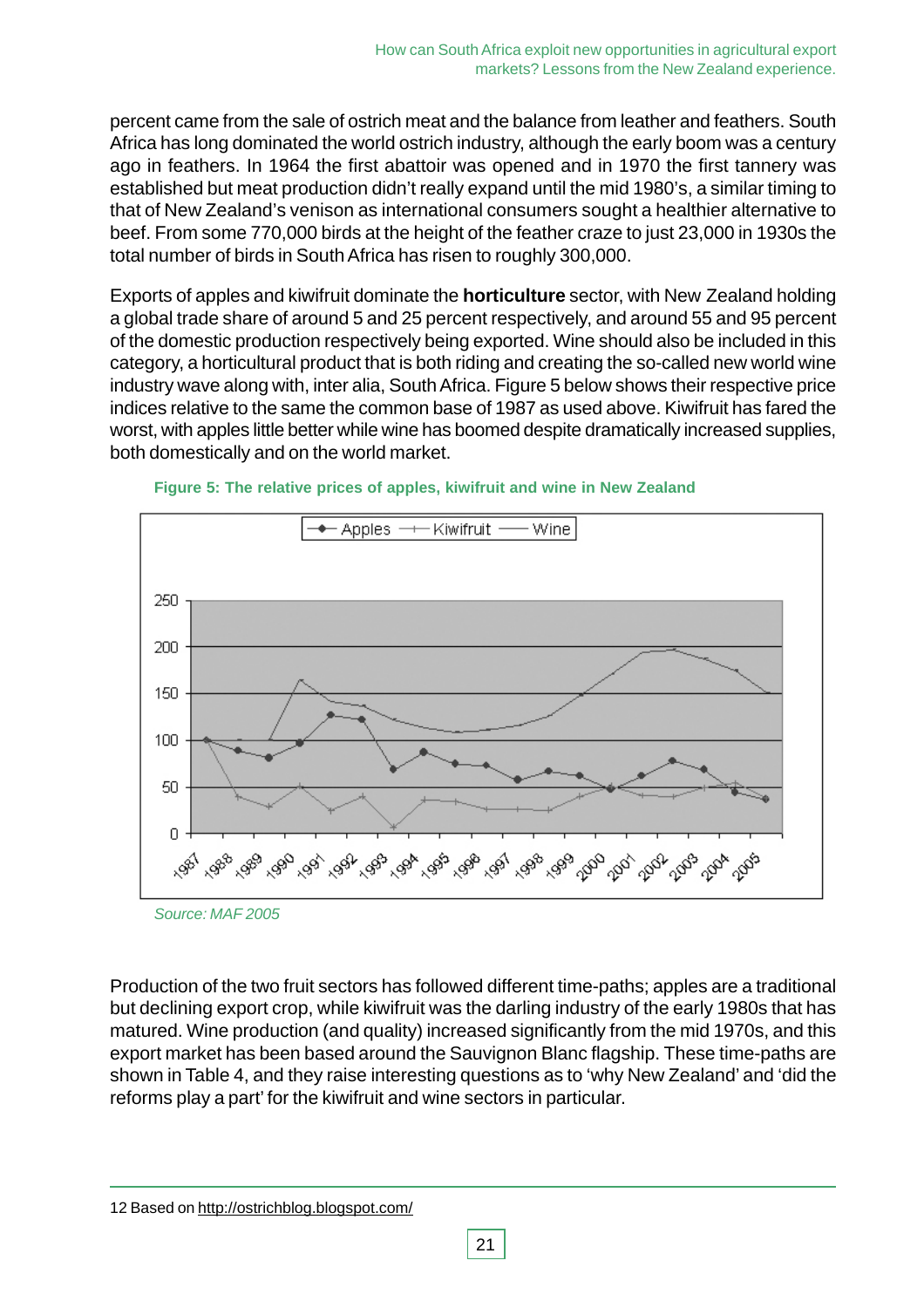percent came from the sale of ostrich meat and the balance from leather and feathers. South Africa has long dominated the world ostrich industry, although the early boom was a century ago in feathers. In 1964 the first abattoir was opened and in 1970 the first tannery was established but meat production didn't really expand until the mid 1980's, a similar timing to that of New Zealand's venison as international consumers sought a healthier alternative to beef. From some 770,000 birds at the height of the feather craze to just 23,000 in 1930s the total number of birds in South Africa has risen to roughly 300,000.

Exports of apples and kiwifruit dominate the **horticulture** sector, with New Zealand holding a global trade share of around 5 and 25 percent respectively, and around 55 and 95 percent of the domestic production respectively being exported. Wine should also be included in this category, a horticultural product that is both riding and creating the so-called new world wine industry wave along with, inter alia, South Africa. Figure 5 below shows their respective price indices relative to the same the common base of 1987 as used above. Kiwifruit has fared the worst, with apples little better while wine has boomed despite dramatically increased supplies, both domestically and on the world market.

**Figure 5: The relative prices of apples, kiwifruit and wine in New Zealand**

*Source: MAF 2005*

Production of the two fruit sectors has followed different time-paths; apples are a traditional but declining export crop, while kiwifruit was the darling industry of the early 1980s that has matured. Wine production (and quality) increased significantly from the mid 1970s, and this export market has been based around the Sauvignon Blanc flagship. These time-paths are shown in Table 4, and they raise interesting questions as to 'why New Zealand' and 'did the reforms play a part' for the kiwifruit and wine sectors in particular.

12 Based on http://ostrichblog.blogspot.com/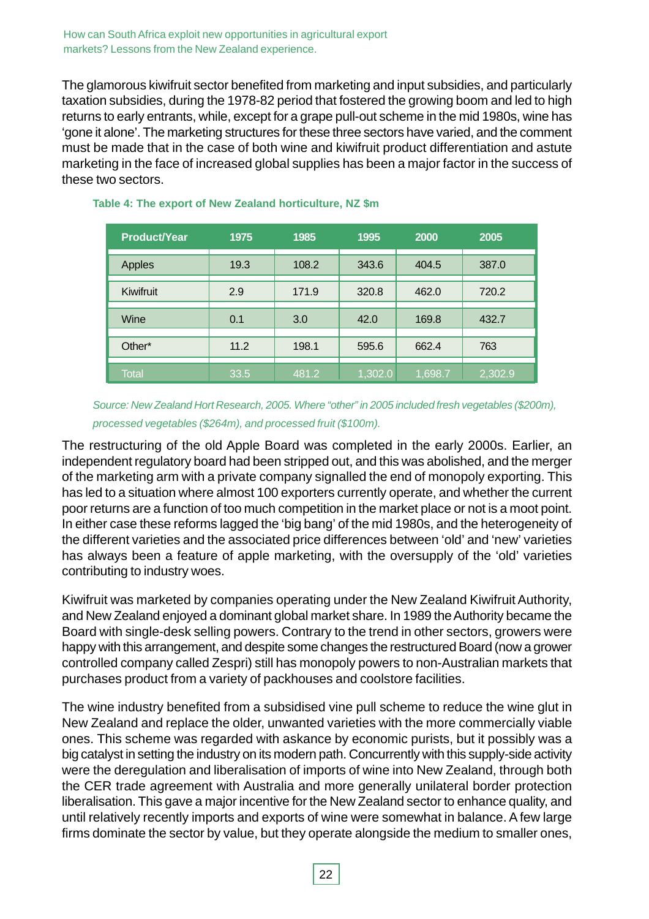The glamorous kiwifruit sector benefited from marketing and input subsidies, and particularly taxation subsidies, during the 1978-82 period that fostered the growing boom and led to high returns to early entrants, while, except for a grape pull-out scheme in the mid 1980s, wine has 'gone it alone'. The marketing structures for these three sectors have varied, and the comment must be made that in the case of both wine and kiwifruit product differentiation and astute marketing in the face of increased global supplies has been a major factor in the success of these two sectors.

**Table 4: The export of New Zealand horticulture, NZ $m**

| Product/Year | 1975 | 1985 | 1995 | 2000 | 2005 |
|---|---|---|---|---|---|
| Apples | 19.3 | 108.2 | 343.6 | 404.5 | 387.0 |
| Kiwifruit | 2.9 | 171.9 | 320.8 | 462.0 | 720.2 |
| Wine | 0.1 | 3.0 | 42.0 | 169.8 | 432.7 |
| Other* | 11.2 | 198.1 | 595.6 | 662.4 | 763 |
| Total | 33.5 | 481.2 | 1,302.0 | 1,698.7 | 2,302.9 |

*Source: New Zealand Hort Research, 2005. Where "other" in 2005 included fresh vegetables ($200m), processed vegetables ($264m), and processed fruit ($100m).*

The restructuring of the old Apple Board was completed in the early 2000s. Earlier, an independent regulatory board had been stripped out, and this was abolished, and the merger of the marketing arm with a private company signalled the end of monopoly exporting. This has led to a situation where almost 100 exporters currently operate, and whether the current poor returns are a function of too much competition in the market place or not is a moot point. In either case these reforms lagged the 'big bang' of the mid 1980s, and the heterogeneity of the different varieties and the associated price differences between 'old' and 'new' varieties has always been a feature of apple marketing, with the oversupply of the 'old' varieties contributing to industry woes.

Kiwifruit was marketed by companies operating under the New Zealand Kiwifruit Authority, and New Zealand enjoyed a dominant global market share. In 1989 the Authority became the Board with single-desk selling powers. Contrary to the trend in other sectors, growers were happy with this arrangement, and despite some changes the restructured Board (now a grower controlled company called Zespri) still has monopoly powers to non-Australian markets that purchases product from a variety of packhouses and coolstore facilities.

The wine industry benefited from a subsidised vine pull scheme to reduce the wine glut in New Zealand and replace the older, unwanted varieties with the more commercially viable ones. This scheme was regarded with askance by economic purists, but it possibly was a big catalyst in setting the industry on its modern path. Concurrently with this supply-side activity were the deregulation and liberalisation of imports of wine into New Zealand, through both the CER trade agreement with Australia and more generally unilateral border protection liberalisation. This gave a major incentive for the New Zealand sector to enhance quality, and until relatively recently imports and exports of wine were somewhat in balance. A few large firms dominate the sector by value, but they operate alongside the medium to smaller ones,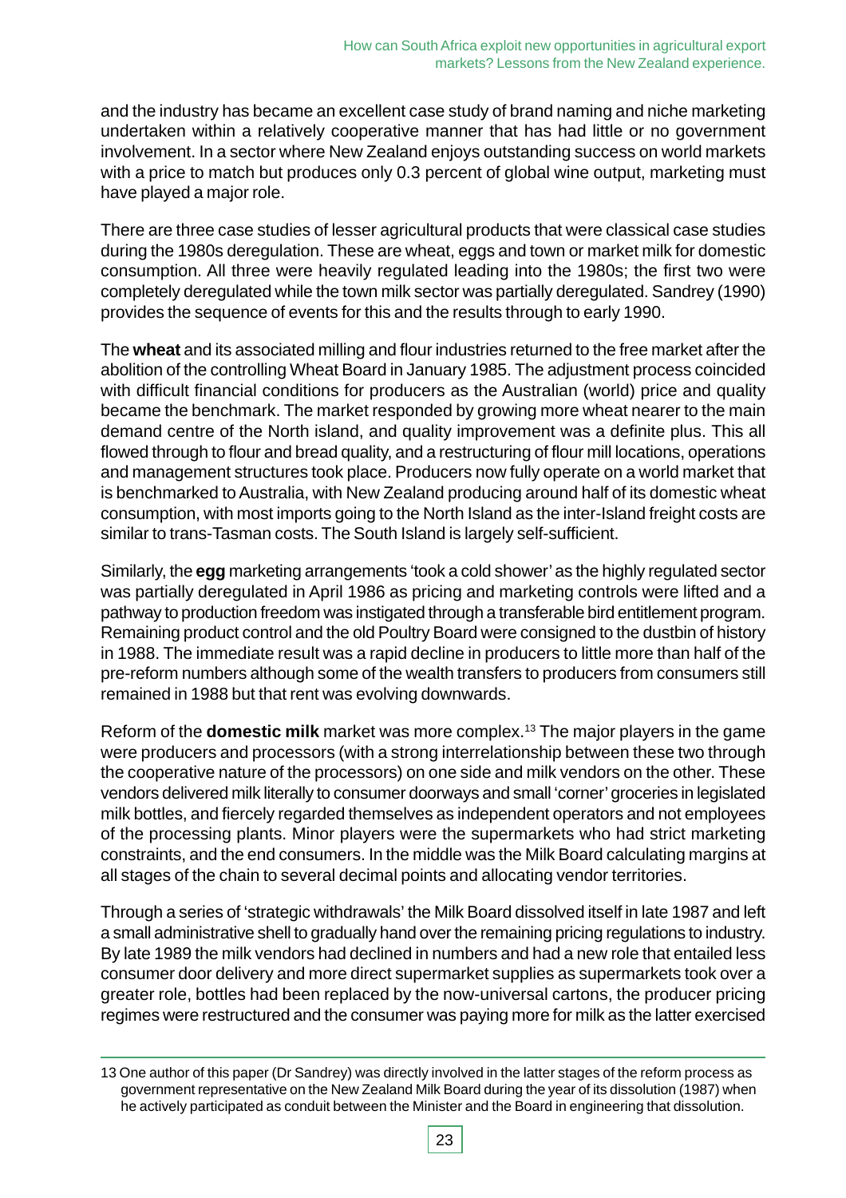and the industry has became an excellent case study of brand naming and niche marketing undertaken within a relatively cooperative manner that has had little or no government involvement. In a sector where New Zealand enjoys outstanding success on world markets with a price to match but produces only 0.3 percent of global wine output, marketing must have played a major role.

There are three case studies of lesser agricultural products that were classical case studies during the 1980s deregulation. These are wheat, eggs and town or market milk for domestic consumption. All three were heavily regulated leading into the 1980s; the first two were completely deregulated while the town milk sector was partially deregulated. Sandrey (1990) provides the sequence of events for this and the results through to early 1990.

The **wheat** and its associated milling and flour industries returned to the free market after the abolition of the controlling Wheat Board in January 1985. The adjustment process coincided with difficult financial conditions for producers as the Australian (world) price and quality became the benchmark. The market responded by growing more wheat nearer to the main demand centre of the North island, and quality improvement was a definite plus. This all flowed through to flour and bread quality, and a restructuring of flour mill locations, operations and management structures took place. Producers now fully operate on a world market that is benchmarked to Australia, with New Zealand producing around half of its domestic wheat consumption, with most imports going to the North Island as the inter-Island freight costs are similar to trans-Tasman costs. The South Island is largely self-sufficient.

Similarly, the **egg** marketing arrangements 'took a cold shower' as the highly regulated sector was partially deregulated in April 1986 as pricing and marketing controls were lifted and a pathway to production freedom was instigated through a transferable bird entitlement program. Remaining product control and the old Poultry Board were consigned to the dustbin of history in 1988. The immediate result was a rapid decline in producers to little more than half of the pre-reform numbers although some of the wealth transfers to producers from consumers still remained in 1988 but that rent was evolving downwards.

Reform of the **domestic milk** market was more complex.[13] The major players in the game were producers and processors (with a strong interrelationship between these two through the cooperative nature of the processors) on one side and milk vendors on the other. These vendors delivered milk literally to consumer doorways and small 'corner' groceries in legislated milk bottles, and fiercely regarded themselves as independent operators and not employees of the processing plants. Minor players were the supermarkets who had strict marketing constraints, and the end consumers. In the middle was the Milk Board calculating margins at all stages of the chain to several decimal points and allocating vendor territories.

Through a series of 'strategic withdrawals' the Milk Board dissolved itself in late 1987 and left a small administrative shell to gradually hand over the remaining pricing regulations to industry. By late 1989 the milk vendors had declined in numbers and had a new role that entailed less consumer door delivery and more direct supermarket supplies as supermarkets took over a greater role, bottles had been replaced by the now-universal cartons, the producer pricing regimes were restructured and the consumer was paying more for milk as the latter exercised

---

13 One author of this paper (Dr Sandrey) was directly involved in the latter stages of the reform process as government representative on the New Zealand Milk Board during the year of its dissolution (1987) when he actively participated as conduit between the Minister and the Board in engineering that dissolution.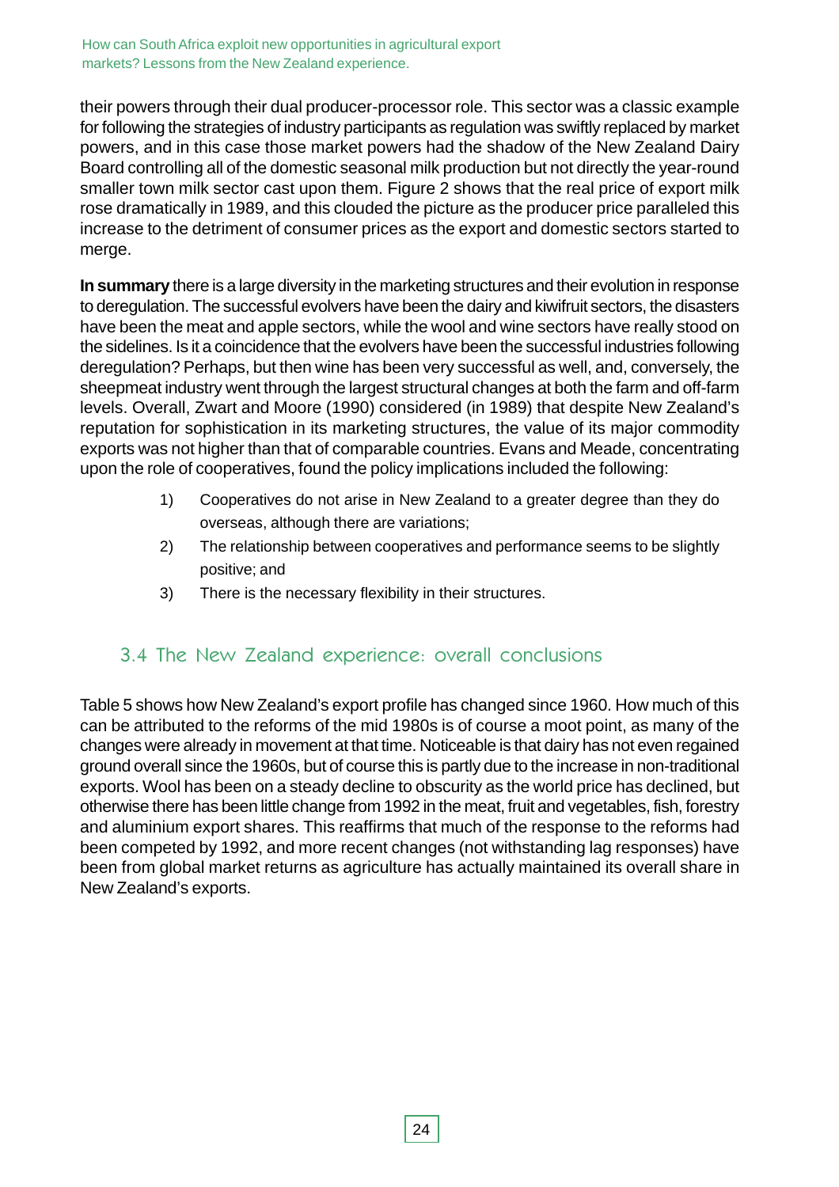their powers through their dual producer-processor role. This sector was a classic example for following the strategies of industry participants as regulation was swiftly replaced by market powers, and in this case those market powers had the shadow of the New Zealand Dairy Board controlling all of the domestic seasonal milk production but not directly the year-round smaller town milk sector cast upon them. Figure 2 shows that the real price of export milk rose dramatically in 1989, and this clouded the picture as the producer price paralleled this increase to the detriment of consumer prices as the export and domestic sectors started to merge.

**In summary** there is a large diversity in the marketing structures and their evolution in response to deregulation. The successful evolvers have been the dairy and kiwifruit sectors, the disasters have been the meat and apple sectors, while the wool and wine sectors have really stood on the sidelines. Is it a coincidence that the evolvers have been the successful industries following deregulation? Perhaps, but then wine has been very successful as well, and, conversely, the sheepmeat industry went through the largest structural changes at both the farm and off-farm levels. Overall, Zwart and Moore (1990) considered (in 1989) that despite New Zealand's reputation for sophistication in its marketing structures, the value of its major commodity exports was not higher than that of comparable countries. Evans and Meade, concentrating upon the role of cooperatives, found the policy implications included the following:

1) Cooperatives do not arise in New Zealand to a greater degree than they do overseas, although there are variations;
2) The relationship between cooperatives and performance seems to be slightly positive; and
3) There is the necessary flexibility in their structures.

## 3.4 The New Zealand experience: overall conclusions

Table 5 shows how New Zealand's export profile has changed since 1960. How much of this can be attributed to the reforms of the mid 1980s is of course a moot point, as many of the changes were already in movement at that time. Noticeable is that dairy has not even regained ground overall since the 1960s, but of course this is partly due to the increase in non-traditional exports. Wool has been on a steady decline to obscurity as the world price has declined, but otherwise there has been little change from 1992 in the meat, fruit and vegetables, fish, forestry and aluminium export shares. This reaffirms that much of the response to the reforms had been competed by 1992, and more recent changes (not withstanding lag responses) have been from global market returns as agriculture has actually maintained its overall share in New Zealand's exports.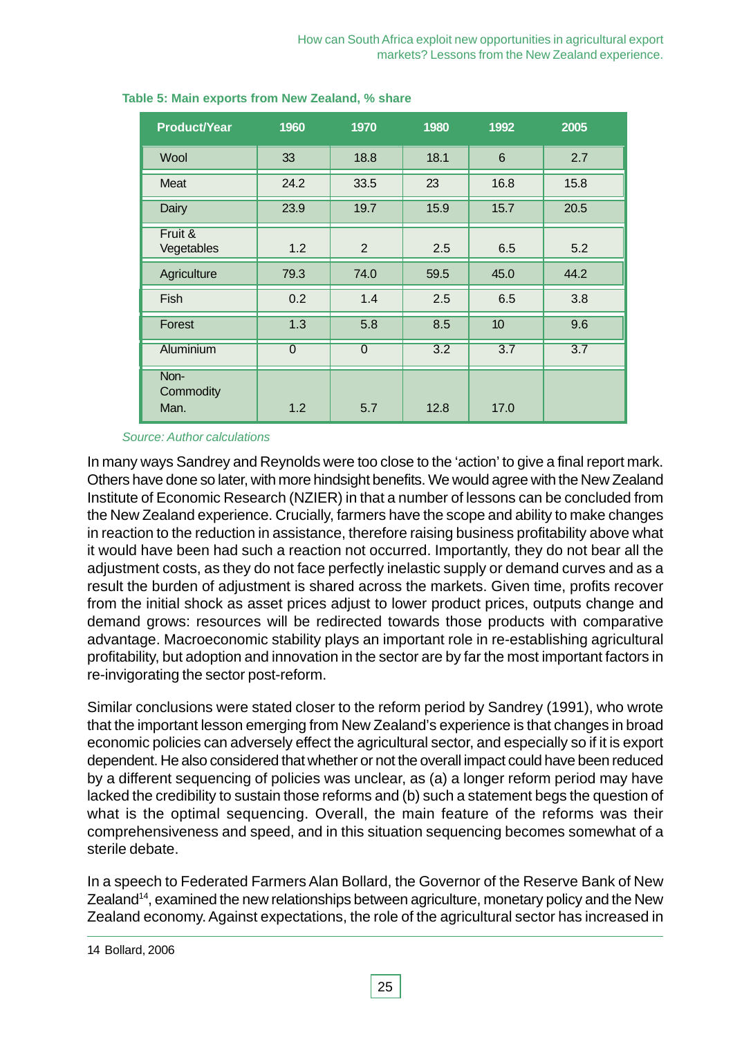**Table 5: Main exports from New Zealand, % share**

| Product/Year | 1960 | 1970 | 1980 | 1992 | 2005 |
|---|---|---|---|---|---|
| Wool | 33 | 18.8 | 18.1 | 6 | 2.7 |
| Meat | 24.2 | 33.5 | 23 | 16.8 | 15.8 |
| Dairy | 23.9 | 19.7 | 15.9 | 15.7 | 20.5 |
| Fruit & Vegetables | 1.2 | 2 | 2.5 | 6.5 | 5.2 |
| Agriculture | 79.3 | 74.0 | 59.5 | 45.0 | 44.2 |
| Fish | 0.2 | 1.4 | 2.5 | 6.5 | 3.8 |
| Forest | 1.3 | 5.8 | 8.5 | 10 | 9.6 |
| Aluminium | 0 | 0 | 3.2 | 3.7 | 3.7 |
| Non-Commodity Man. | 1.2 | 5.7 | 12.8 | 17.0 | |

*Source: Author calculations*

In many ways Sandrey and Reynolds were too close to the 'action' to give a final report mark. Others have done so later, with more hindsight benefits. We would agree with the New Zealand Institute of Economic Research (NZIER) in that a number of lessons can be concluded from the New Zealand experience. Crucially, farmers have the scope and ability to make changes in reaction to the reduction in assistance, therefore raising business profitability above what it would have been had such a reaction not occurred. Importantly, they do not bear all the adjustment costs, as they do not face perfectly inelastic supply or demand curves and as a result the burden of adjustment is shared across the markets. Given time, profits recover from the initial shock as asset prices adjust to lower product prices, outputs change and demand grows: resources will be redirected towards those products with comparative advantage. Macroeconomic stability plays an important role in re-establishing agricultural profitability, but adoption and innovation in the sector are by far the most important factors in re-invigorating the sector post-reform.

Similar conclusions were stated closer to the reform period by Sandrey (1991), who wrote that the important lesson emerging from New Zealand's experience is that changes in broad economic policies can adversely effect the agricultural sector, and especially so if it is export dependent. He also considered that whether or not the overall impact could have been reduced by a different sequencing of policies was unclear, as (a) a longer reform period may have lacked the credibility to sustain those reforms and (b) such a statement begs the question of what is the optimal sequencing. Overall, the main feature of the reforms was their comprehensiveness and speed, and in this situation sequencing becomes somewhat of a sterile debate.

In a speech to Federated Farmers Alan Bollard, the Governor of the Reserve Bank of New Zealand[14], examined the new relationships between agriculture, monetary policy and the New Zealand economy. Against expectations, the role of the agricultural sector has increased in

14 Bollard, 2006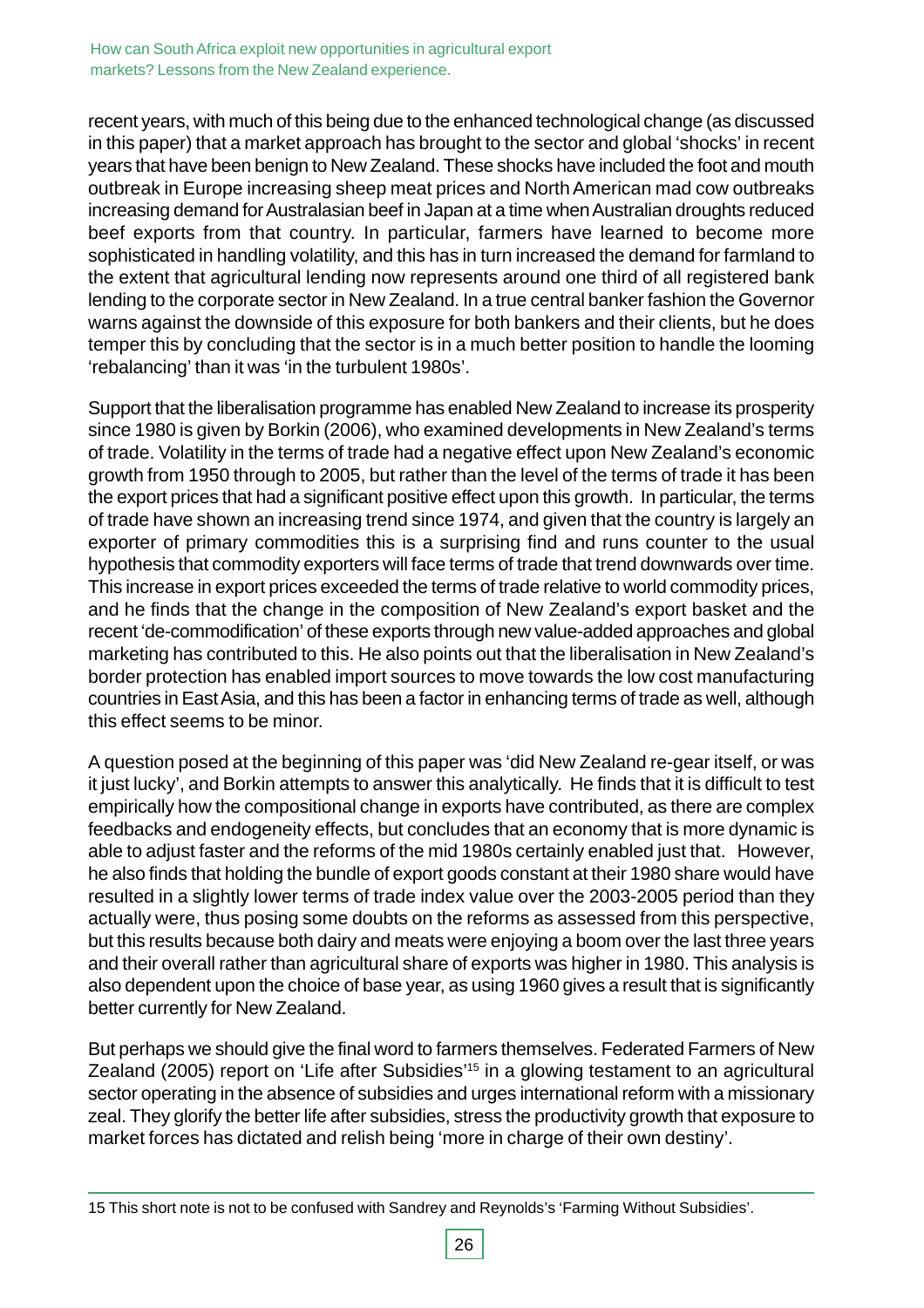recent years, with much of this being due to the enhanced technological change (as discussed in this paper) that a market approach has brought to the sector and global 'shocks' in recent years that have been benign to New Zealand. These shocks have included the foot and mouth outbreak in Europe increasing sheep meat prices and North American mad cow outbreaks increasing demand for Australasian beef in Japan at a time when Australian droughts reduced beef exports from that country. In particular, farmers have learned to become more sophisticated in handling volatility, and this has in turn increased the demand for farmland to the extent that agricultural lending now represents around one third of all registered bank lending to the corporate sector in New Zealand. In a true central banker fashion the Governor warns against the downside of this exposure for both bankers and their clients, but he does temper this by concluding that the sector is in a much better position to handle the looming 'rebalancing' than it was 'in the turbulent 1980s'.

Support that the liberalisation programme has enabled New Zealand to increase its prosperity since 1980 is given by Borkin (2006), who examined developments in New Zealand's terms of trade. Volatility in the terms of trade had a negative effect upon New Zealand's economic growth from 1950 through to 2005, but rather than the level of the terms of trade it has been the export prices that had a significant positive effect upon this growth. In particular, the terms of trade have shown an increasing trend since 1974, and given that the country is largely an exporter of primary commodities this is a surprising find and runs counter to the usual hypothesis that commodity exporters will face terms of trade that trend downwards over time. This increase in export prices exceeded the terms of trade relative to world commodity prices, and he finds that the change in the composition of New Zealand's export basket and the recent 'de-commodification' of these exports through new value-added approaches and global marketing has contributed to this. He also points out that the liberalisation in New Zealand's border protection has enabled import sources to move towards the low cost manufacturing countries in East Asia, and this has been a factor in enhancing terms of trade as well, although this effect seems to be minor.

A question posed at the beginning of this paper was 'did New Zealand re-gear itself, or was it just lucky', and Borkin attempts to answer this analytically. He finds that it is difficult to test empirically how the compositional change in exports have contributed, as there are complex feedbacks and endogeneity effects, but concludes that an economy that is more dynamic is able to adjust faster and the reforms of the mid 1980s certainly enabled just that. However, he also finds that holding the bundle of export goods constant at their 1980 share would have resulted in a slightly lower terms of trade index value over the 2003-2005 period than they actually were, thus posing some doubts on the reforms as assessed from this perspective, but this results because both dairy and meats were enjoying a boom over the last three years and their overall rather than agricultural share of exports was higher in 1980. This analysis is also dependent upon the choice of base year, as using 1960 gives a result that is significantly better currently for New Zealand.

But perhaps we should give the final word to farmers themselves. Federated Farmers of New Zealand (2005) report on 'Life after Subsidies'[15] in a glowing testament to an agricultural sector operating in the absence of subsidies and urges international reform with a missionary zeal. They glorify the better life after subsidies, stress the productivity growth that exposure to market forces has dictated and relish being 'more in charge of their own destiny'.

---

15 This short note is not to be confused with Sandrey and Reynolds's 'Farming Without Subsidies'.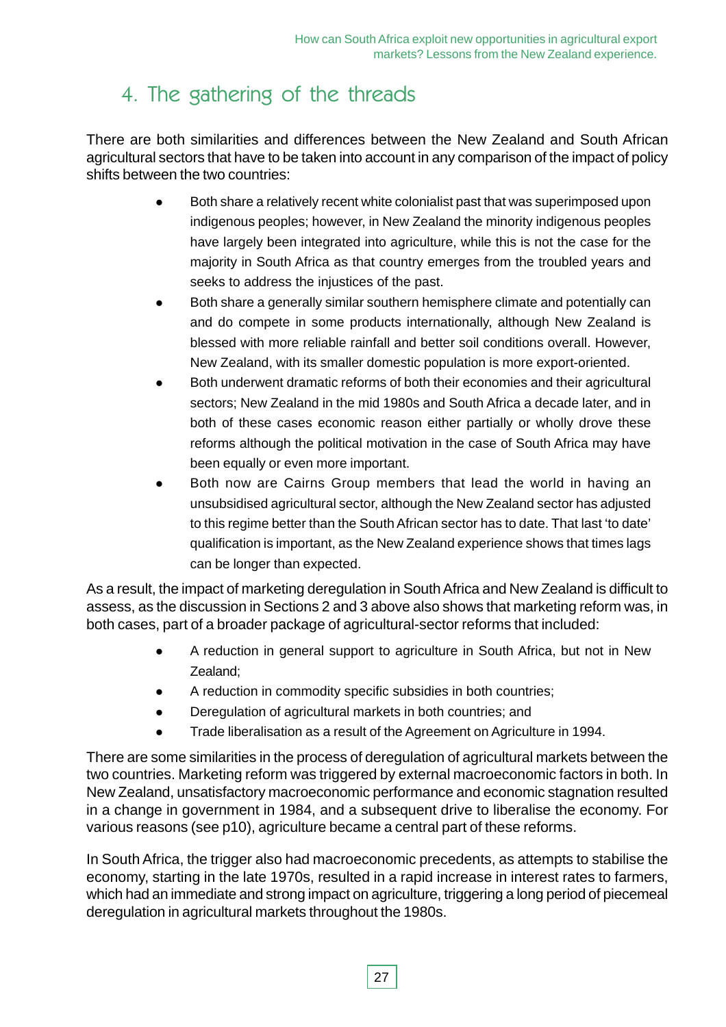# 4. The gathering of the threads

There are both similarities and differences between the New Zealand and South African agricultural sectors that have to be taken into account in any comparison of the impact of policy shifts between the two countries:

- Both share a relatively recent white colonialist past that was superimposed upon indigenous peoples; however, in New Zealand the minority indigenous peoples have largely been integrated into agriculture, while this is not the case for the majority in South Africa as that country emerges from the troubled years and seeks to address the injustices of the past.
- Both share a generally similar southern hemisphere climate and potentially can and do compete in some products internationally, although New Zealand is blessed with more reliable rainfall and better soil conditions overall. However, New Zealand, with its smaller domestic population is more export-oriented.
- Both underwent dramatic reforms of both their economies and their agricultural sectors; New Zealand in the mid 1980s and South Africa a decade later, and in both of these cases economic reason either partially or wholly drove these reforms although the political motivation in the case of South Africa may have been equally or even more important.
- Both now are Cairns Group members that lead the world in having an unsubsidised agricultural sector, although the New Zealand sector has adjusted to this regime better than the South African sector has to date. That last 'to date' qualification is important, as the New Zealand experience shows that times lags can be longer than expected.

As a result, the impact of marketing deregulation in South Africa and New Zealand is difficult to assess, as the discussion in Sections 2 and 3 above also shows that marketing reform was, in both cases, part of a broader package of agricultural-sector reforms that included:

- A reduction in general support to agriculture in South Africa, but not in New Zealand;
- A reduction in commodity specific subsidies in both countries;
- Deregulation of agricultural markets in both countries; and
- Trade liberalisation as a result of the Agreement on Agriculture in 1994.

There are some similarities in the process of deregulation of agricultural markets between the two countries. Marketing reform was triggered by external macroeconomic factors in both. In New Zealand, unsatisfactory macroeconomic performance and economic stagnation resulted in a change in government in 1984, and a subsequent drive to liberalise the economy. For various reasons (see p10), agriculture became a central part of these reforms.

In South Africa, the trigger also had macroeconomic precedents, as attempts to stabilise the economy, starting in the late 1970s, resulted in a rapid increase in interest rates to farmers, which had an immediate and strong impact on agriculture, triggering a long period of piecemeal deregulation in agricultural markets throughout the 1980s.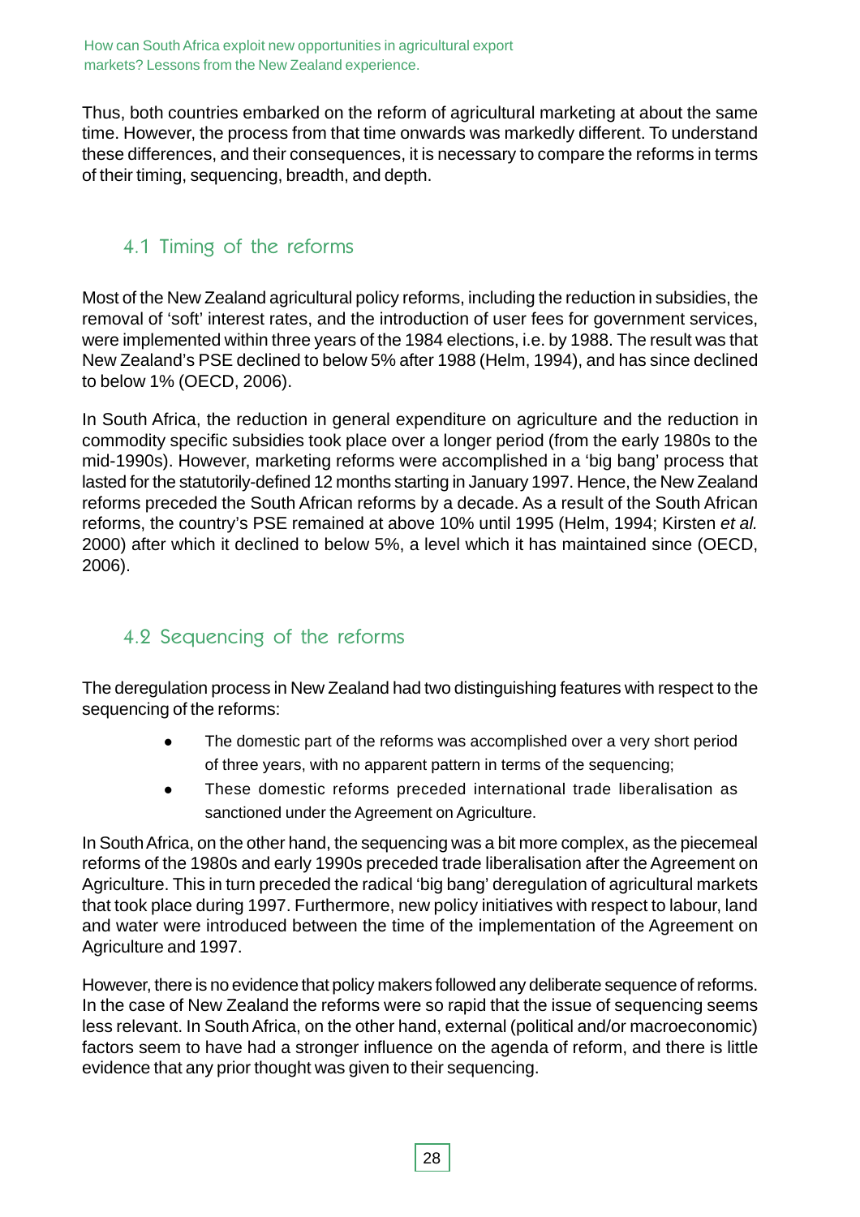Thus, both countries embarked on the reform of agricultural marketing at about the same time. However, the process from that time onwards was markedly different. To understand these differences, and their consequences, it is necessary to compare the reforms in terms of their timing, sequencing, breadth, and depth.

## 4.1 Timing of the reforms

Most of the New Zealand agricultural policy reforms, including the reduction in subsidies, the removal of 'soft' interest rates, and the introduction of user fees for government services, were implemented within three years of the 1984 elections, i.e. by 1988. The result was that New Zealand's PSE declined to below 5% after 1988 (Helm, 1994), and has since declined to below 1% (OECD, 2006).

In South Africa, the reduction in general expenditure on agriculture and the reduction in commodity specific subsidies took place over a longer period (from the early 1980s to the mid-1990s). However, marketing reforms were accomplished in a 'big bang' process that lasted for the statutorily-defined 12 months starting in January 1997. Hence, the New Zealand reforms preceded the South African reforms by a decade. As a result of the South African reforms, the country's PSE remained at above 10% until 1995 (Helm, 1994; Kirsten *et al.* 2000) after which it declined to below 5%, a level which it has maintained since (OECD, 2006).

## 4.2 Sequencing of the reforms

The deregulation process in New Zealand had two distinguishing features with respect to the sequencing of the reforms:

- The domestic part of the reforms was accomplished over a very short period of three years, with no apparent pattern in terms of the sequencing;
- These domestic reforms preceded international trade liberalisation as sanctioned under the Agreement on Agriculture.

In South Africa, on the other hand, the sequencing was a bit more complex, as the piecemeal reforms of the 1980s and early 1990s preceded trade liberalisation after the Agreement on Agriculture. This in turn preceded the radical 'big bang' deregulation of agricultural markets that took place during 1997. Furthermore, new policy initiatives with respect to labour, land and water were introduced between the time of the implementation of the Agreement on Agriculture and 1997.

However, there is no evidence that policy makers followed any deliberate sequence of reforms. In the case of New Zealand the reforms were so rapid that the issue of sequencing seems less relevant. In South Africa, on the other hand, external (political and/or macroeconomic) factors seem to have had a stronger influence on the agenda of reform, and there is little evidence that any prior thought was given to their sequencing.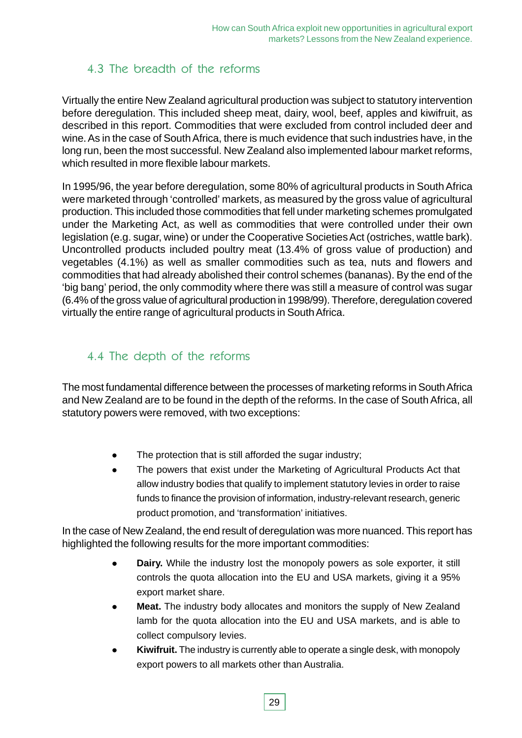## 4.3 The breadth of the reforms

Virtually the entire New Zealand agricultural production was subject to statutory intervention before deregulation. This included sheep meat, dairy, wool, beef, apples and kiwifruit, as described in this report. Commodities that were excluded from control included deer and wine. As in the case of South Africa, there is much evidence that such industries have, in the long run, been the most successful. New Zealand also implemented labour market reforms, which resulted in more flexible labour markets.

In 1995/96, the year before deregulation, some 80% of agricultural products in South Africa were marketed through 'controlled' markets, as measured by the gross value of agricultural production. This included those commodities that fell under marketing schemes promulgated under the Marketing Act, as well as commodities that were controlled under their own legislation (e.g. sugar, wine) or under the Cooperative Societies Act (ostriches, wattle bark). Uncontrolled products included poultry meat (13.4% of gross value of production) and vegetables (4.1%) as well as smaller commodities such as tea, nuts and flowers and commodities that had already abolished their control schemes (bananas). By the end of the 'big bang' period, the only commodity where there was still a measure of control was sugar (6.4% of the gross value of agricultural production in 1998/99). Therefore, deregulation covered virtually the entire range of agricultural products in South Africa.

## 4.4 The depth of the reforms

The most fundamental difference between the processes of marketing reforms in South Africa and New Zealand are to be found in the depth of the reforms. In the case of South Africa, all statutory powers were removed, with two exceptions:

- The protection that is still afforded the sugar industry;
- The powers that exist under the Marketing of Agricultural Products Act that allow industry bodies that qualify to implement statutory levies in order to raise funds to finance the provision of information, industry-relevant research, generic product promotion, and 'transformation' initiatives.

In the case of New Zealand, the end result of deregulation was more nuanced. This report has highlighted the following results for the more important commodities:

- **Dairy.** While the industry lost the monopoly powers as sole exporter, it still controls the quota allocation into the EU and USA markets, giving it a 95% export market share.
- **Meat.** The industry body allocates and monitors the supply of New Zealand lamb for the quota allocation into the EU and USA markets, and is able to collect compulsory levies.
- **Kiwifruit.** The industry is currently able to operate a single desk, with monopoly export powers to all markets other than Australia.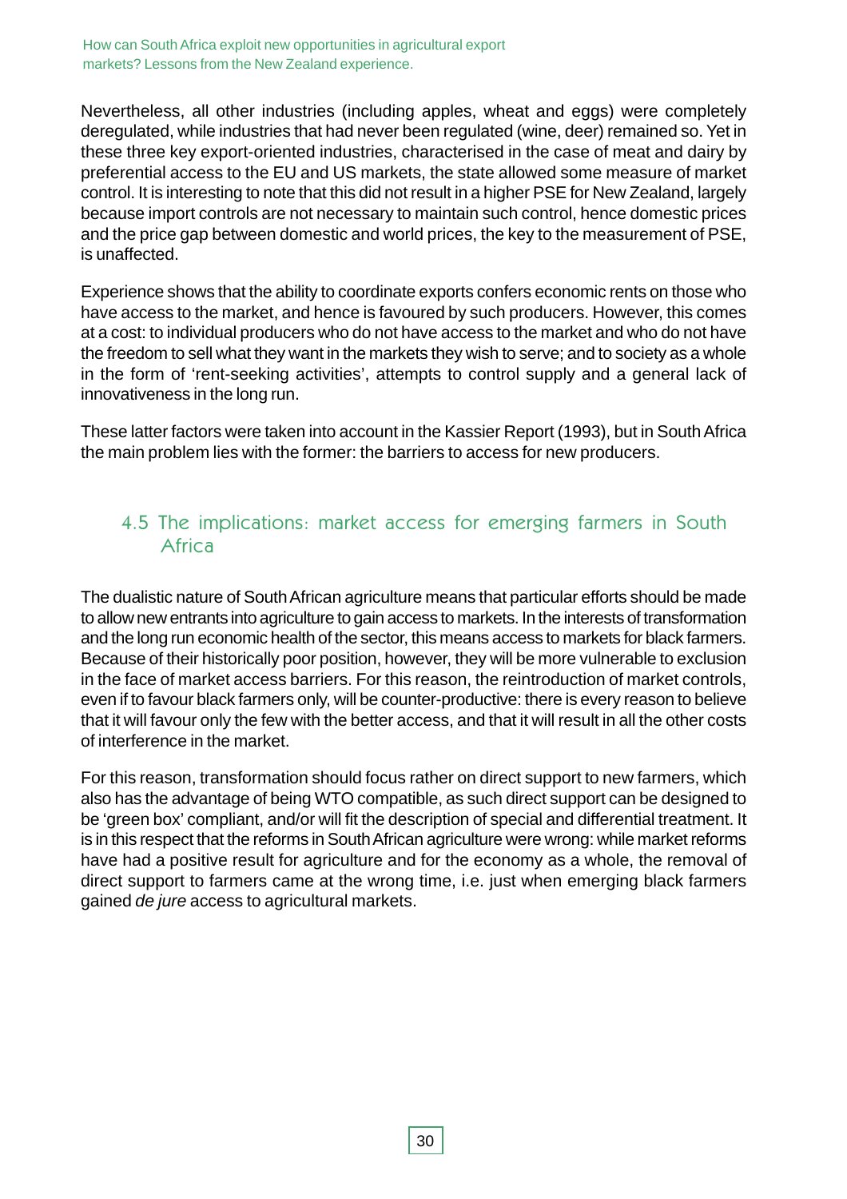Nevertheless, all other industries (including apples, wheat and eggs) were completely deregulated, while industries that had never been regulated (wine, deer) remained so. Yet in these three key export-oriented industries, characterised in the case of meat and dairy by preferential access to the EU and US markets, the state allowed some measure of market control. It is interesting to note that this did not result in a higher PSE for New Zealand, largely because import controls are not necessary to maintain such control, hence domestic prices and the price gap between domestic and world prices, the key to the measurement of PSE, is unaffected.

Experience shows that the ability to coordinate exports confers economic rents on those who have access to the market, and hence is favoured by such producers. However, this comes at a cost: to individual producers who do not have access to the market and who do not have the freedom to sell what they want in the markets they wish to serve; and to society as a whole in the form of 'rent-seeking activities', attempts to control supply and a general lack of innovativeness in the long run.

These latter factors were taken into account in the Kassier Report (1993), but in South Africa the main problem lies with the former: the barriers to access for new producers.

## 4.5 The implications: market access for emerging farmers in South Africa

The dualistic nature of South African agriculture means that particular efforts should be made to allow new entrants into agriculture to gain access to markets. In the interests of transformation and the long run economic health of the sector, this means access to markets for black farmers. Because of their historically poor position, however, they will be more vulnerable to exclusion in the face of market access barriers. For this reason, the reintroduction of market controls, even if to favour black farmers only, will be counter-productive: there is every reason to believe that it will favour only the few with the better access, and that it will result in all the other costs of interference in the market.

For this reason, transformation should focus rather on direct support to new farmers, which also has the advantage of being WTO compatible, as such direct support can be designed to be 'green box' compliant, and/or will fit the description of special and differential treatment. It is in this respect that the reforms in South African agriculture were wrong: while market reforms have had a positive result for agriculture and for the economy as a whole, the removal of direct support to farmers came at the wrong time, i.e. just when emerging black farmers gained *de jure* access to agricultural markets.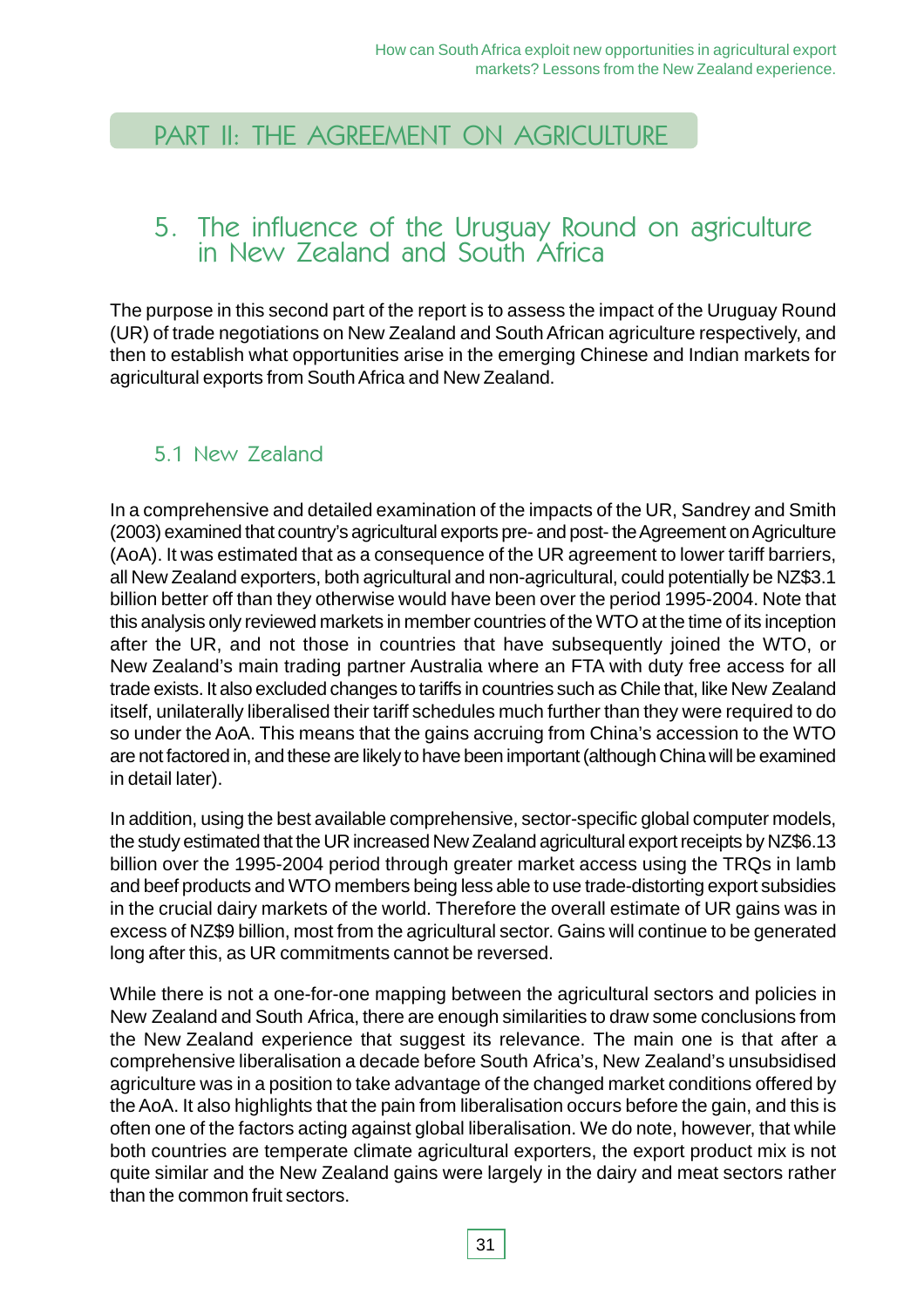# PART II: THE AGREEMENT ON AGRICULTURE

## 5. The influence of the Uruguay Round on agriculture in New Zealand and South Africa

The purpose in this second part of the report is to assess the impact of the Uruguay Round (UR) of trade negotiations on New Zealand and South African agriculture respectively, and then to establish what opportunities arise in the emerging Chinese and Indian markets for agricultural exports from South Africa and New Zealand.

### 5.1 New Zealand

In a comprehensive and detailed examination of the impacts of the UR, Sandrey and Smith (2003) examined that country's agricultural exports pre- and post- the Agreement on Agriculture (AoA). It was estimated that as a consequence of the UR agreement to lower tariff barriers, all New Zealand exporters, both agricultural and non-agricultural, could potentially be NZ$3.1 billion better off than they otherwise would have been over the period 1995-2004. Note that this analysis only reviewed markets in member countries of the WTO at the time of its inception after the UR, and not those in countries that have subsequently joined the WTO, or New Zealand's main trading partner Australia where an FTA with duty free access for all trade exists. It also excluded changes to tariffs in countries such as Chile that, like New Zealand itself, unilaterally liberalised their tariff schedules much further than they were required to do so under the AoA. This means that the gains accruing from China's accession to the WTO are not factored in, and these are likely to have been important (although China will be examined in detail later).

In addition, using the best available comprehensive, sector-specific global computer models, the study estimated that the UR increased New Zealand agricultural export receipts by NZ$6.13 billion over the 1995-2004 period through greater market access using the TRQs in lamb and beef products and WTO members being less able to use trade-distorting export subsidies in the crucial dairy markets of the world. Therefore the overall estimate of UR gains was in excess of NZ$9 billion, most from the agricultural sector. Gains will continue to be generated long after this, as UR commitments cannot be reversed.

While there is not a one-for-one mapping between the agricultural sectors and policies in New Zealand and South Africa, there are enough similarities to draw some conclusions from the New Zealand experience that suggest its relevance. The main one is that after a comprehensive liberalisation a decade before South Africa's, New Zealand's unsubsidised agriculture was in a position to take advantage of the changed market conditions offered by the AoA. It also highlights that the pain from liberalisation occurs before the gain, and this is often one of the factors acting against global liberalisation. We do note, however, that while both countries are temperate climate agricultural exporters, the export product mix is not quite similar and the New Zealand gains were largely in the dairy and meat sectors rather than the common fruit sectors.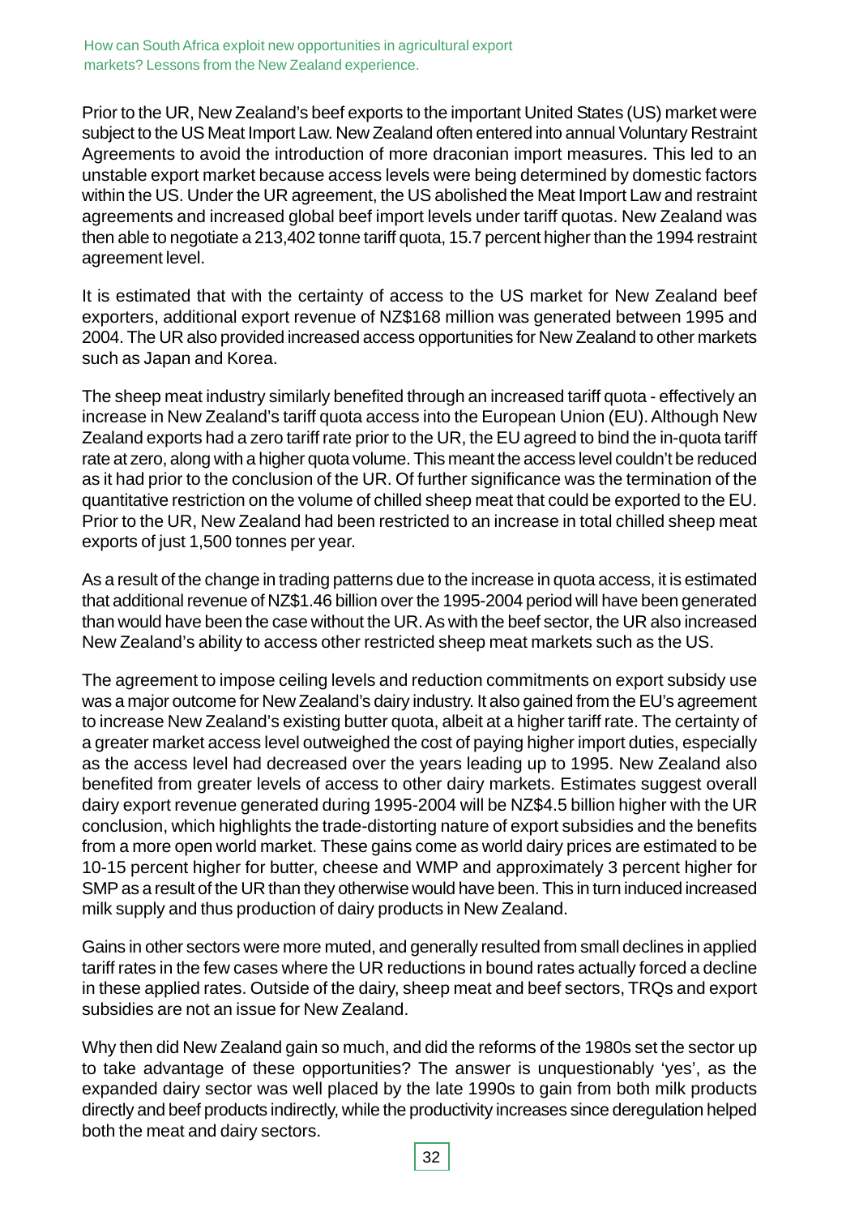Prior to the UR, New Zealand's beef exports to the important United States (US) market were subject to the US Meat Import Law. New Zealand often entered into annual Voluntary Restraint Agreements to avoid the introduction of more draconian import measures. This led to an unstable export market because access levels were being determined by domestic factors within the US. Under the UR agreement, the US abolished the Meat Import Law and restraint agreements and increased global beef import levels under tariff quotas. New Zealand was then able to negotiate a 213,402 tonne tariff quota, 15.7 percent higher than the 1994 restraint agreement level.

It is estimated that with the certainty of access to the US market for New Zealand beef exporters, additional export revenue of NZ$168 million was generated between 1995 and 2004. The UR also provided increased access opportunities for New Zealand to other markets such as Japan and Korea.

The sheep meat industry similarly benefited through an increased tariff quota - effectively an increase in New Zealand's tariff quota access into the European Union (EU). Although New Zealand exports had a zero tariff rate prior to the UR, the EU agreed to bind the in-quota tariff rate at zero, along with a higher quota volume. This meant the access level couldn't be reduced as it had prior to the conclusion of the UR. Of further significance was the termination of the quantitative restriction on the volume of chilled sheep meat that could be exported to the EU. Prior to the UR, New Zealand had been restricted to an increase in total chilled sheep meat exports of just 1,500 tonnes per year.

As a result of the change in trading patterns due to the increase in quota access, it is estimated that additional revenue of NZ$1.46 billion over the 1995-2004 period will have been generated than would have been the case without the UR. As with the beef sector, the UR also increased New Zealand's ability to access other restricted sheep meat markets such as the US.

The agreement to impose ceiling levels and reduction commitments on export subsidy use was a major outcome for New Zealand's dairy industry. It also gained from the EU's agreement to increase New Zealand's existing butter quota, albeit at a higher tariff rate. The certainty of a greater market access level outweighed the cost of paying higher import duties, especially as the access level had decreased over the years leading up to 1995. New Zealand also benefited from greater levels of access to other dairy markets. Estimates suggest overall dairy export revenue generated during 1995-2004 will be NZ$4.5 billion higher with the UR conclusion, which highlights the trade-distorting nature of export subsidies and the benefits from a more open world market. These gains come as world dairy prices are estimated to be 10-15 percent higher for butter, cheese and WMP and approximately 3 percent higher for SMP as a result of the UR than they otherwise would have been. This in turn induced increased milk supply and thus production of dairy products in New Zealand.

Gains in other sectors were more muted, and generally resulted from small declines in applied tariff rates in the few cases where the UR reductions in bound rates actually forced a decline in these applied rates. Outside of the dairy, sheep meat and beef sectors, TRQs and export subsidies are not an issue for New Zealand.

Why then did New Zealand gain so much, and did the reforms of the 1980s set the sector up to take advantage of these opportunities? The answer is unquestionably 'yes', as the expanded dairy sector was well placed by the late 1990s to gain from both milk products directly and beef products indirectly, while the productivity increases since deregulation helped both the meat and dairy sectors.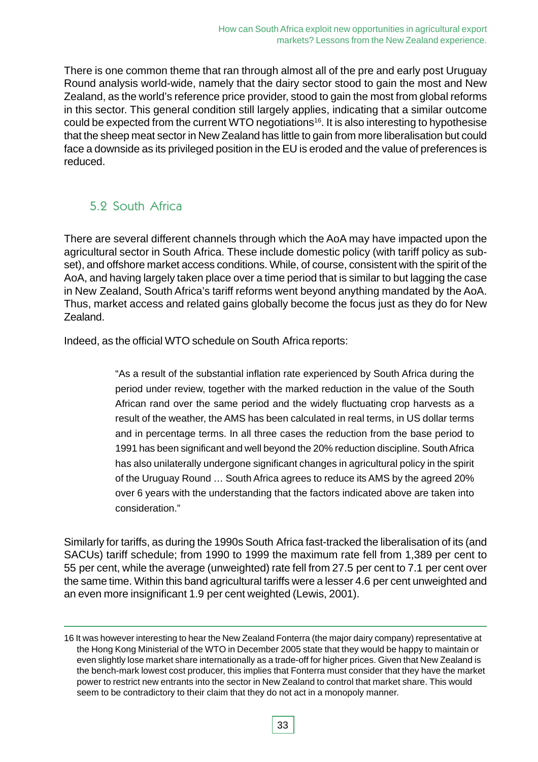There is one common theme that ran through almost all of the pre and early post Uruguay Round analysis world-wide, namely that the dairy sector stood to gain the most and New Zealand, as the world's reference price provider, stood to gain the most from global reforms in this sector. This general condition still largely applies, indicating that a similar outcome could be expected from the current WTO negotiations[16]. It is also interesting to hypothesise that the sheep meat sector in New Zealand has little to gain from more liberalisation but could face a downside as its privileged position in the EU is eroded and the value of preferences is reduced.

## 5.2 South Africa

There are several different channels through which the AoA may have impacted upon the agricultural sector in South Africa. These include domestic policy (with tariff policy as sub-set), and offshore market access conditions. While, of course, consistent with the spirit of the AoA, and having largely taken place over a time period that is similar to but lagging the case in New Zealand, South Africa's tariff reforms went beyond anything mandated by the AoA. Thus, market access and related gains globally become the focus just as they do for New Zealand.

Indeed, as the official WTO schedule on South Africa reports:

> "As a result of the substantial inflation rate experienced by South Africa during the period under review, together with the marked reduction in the value of the South African rand over the same period and the widely fluctuating crop harvests as a result of the weather, the AMS has been calculated in real terms, in US dollar terms and in percentage terms. In all three cases the reduction from the base period to 1991 has been significant and well beyond the 20% reduction discipline. South Africa has also unilaterally undergone significant changes in agricultural policy in the spirit of the Uruguay Round … South Africa agrees to reduce its AMS by the agreed 20% over 6 years with the understanding that the factors indicated above are taken into consideration."

Similarly for tariffs, as during the 1990s South Africa fast-tracked the liberalisation of its (and SACUs) tariff schedule; from 1990 to 1999 the maximum rate fell from 1,389 per cent to 55 per cent, while the average (unweighted) rate fell from 27.5 per cent to 7.1 per cent over the same time. Within this band agricultural tariffs were a lesser 4.6 per cent unweighted and an even more insignificant 1.9 per cent weighted (Lewis, 2001).

---

16 It was however interesting to hear the New Zealand Fonterra (the major dairy company) representative at the Hong Kong Ministerial of the WTO in December 2005 state that they would be happy to maintain or even slightly lose market share internationally as a trade-off for higher prices. Given that New Zealand is the bench-mark lowest cost producer, this implies that Fonterra must consider that they have the market power to restrict new entrants into the sector in New Zealand to control that market share. This would seem to be contradictory to their claim that they do not act in a monopoly manner.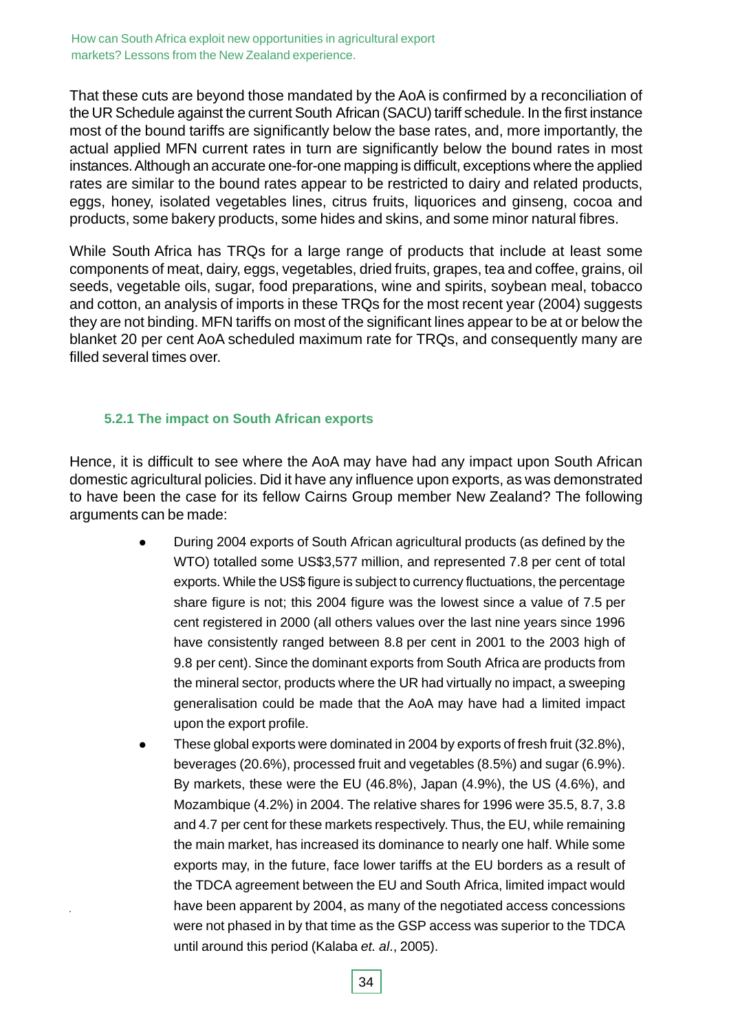That these cuts are beyond those mandated by the AoA is confirmed by a reconciliation of the UR Schedule against the current South African (SACU) tariff schedule. In the first instance most of the bound tariffs are significantly below the base rates, and, more importantly, the actual applied MFN current rates in turn are significantly below the bound rates in most instances. Although an accurate one-for-one mapping is difficult, exceptions where the applied rates are similar to the bound rates appear to be restricted to dairy and related products, eggs, honey, isolated vegetables lines, citrus fruits, liquorices and ginseng, cocoa and products, some bakery products, some hides and skins, and some minor natural fibres.

While South Africa has TRQs for a large range of products that include at least some components of meat, dairy, eggs, vegetables, dried fruits, grapes, tea and coffee, grains, oil seeds, vegetable oils, sugar, food preparations, wine and spirits, soybean meal, tobacco and cotton, an analysis of imports in these TRQs for the most recent year (2004) suggests they are not binding. MFN tariffs on most of the significant lines appear to be at or below the blanket 20 per cent AoA scheduled maximum rate for TRQs, and consequently many are filled several times over.

### 5.2.1 The impact on South African exports

Hence, it is difficult to see where the AoA may have had any impact upon South African domestic agricultural policies. Did it have any influence upon exports, as was demonstrated to have been the case for its fellow Cairns Group member New Zealand? The following arguments can be made:

- During 2004 exports of South African agricultural products (as defined by the WTO) totalled some US$3,577 million, and represented 7.8 per cent of total exports. While the US$ figure is subject to currency fluctuations, the percentage share figure is not; this 2004 figure was the lowest since a value of 7.5 per cent registered in 2000 (all others values over the last nine years since 1996 have consistently ranged between 8.8 per cent in 2001 to the 2003 high of 9.8 per cent). Since the dominant exports from South Africa are products from the mineral sector, products where the UR had virtually no impact, a sweeping generalisation could be made that the AoA may have had a limited impact upon the export profile.
- These global exports were dominated in 2004 by exports of fresh fruit (32.8%), beverages (20.6%), processed fruit and vegetables (8.5%) and sugar (6.9%). By markets, these were the EU (46.8%), Japan (4.9%), the US (4.6%), and Mozambique (4.2%) in 2004. The relative shares for 1996 were 35.5, 8.7, 3.8 and 4.7 per cent for these markets respectively. Thus, the EU, while remaining the main market, has increased its dominance to nearly one half. While some exports may, in the future, face lower tariffs at the EU borders as a result of the TDCA agreement between the EU and South Africa, limited impact would have been apparent by 2004, as many of the negotiated access concessions were not phased in by that time as the GSP access was superior to the TDCA until around this period (Kalaba *et. al*., 2005).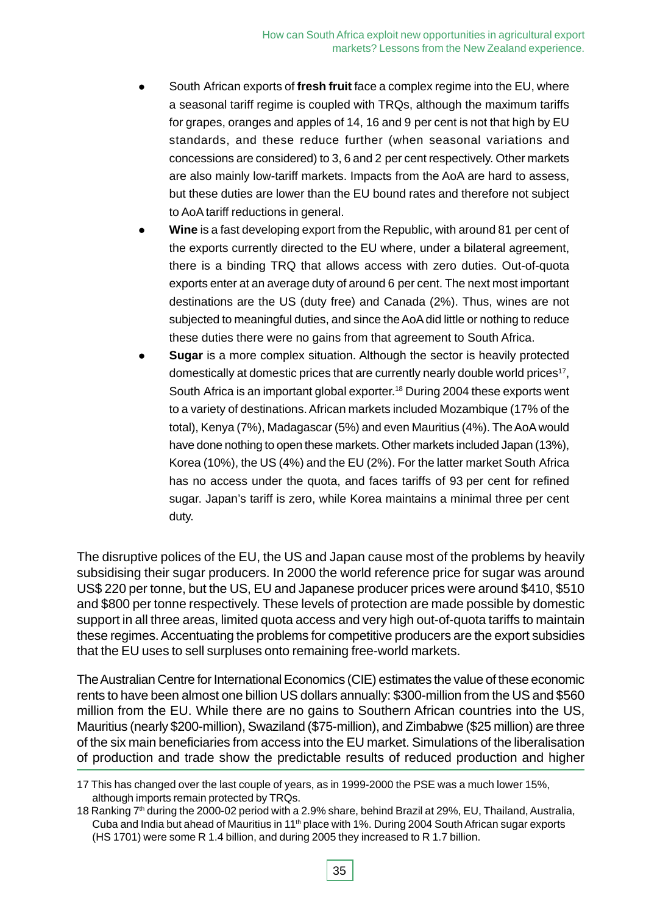- South African exports of **fresh fruit** face a complex regime into the EU, where a seasonal tariff regime is coupled with TRQs, although the maximum tariffs for grapes, oranges and apples of 14, 16 and 9 per cent is not that high by EU standards, and these reduce further (when seasonal variations and concessions are considered) to 3, 6 and 2 per cent respectively. Other markets are also mainly low-tariff markets. Impacts from the AoA are hard to assess, but these duties are lower than the EU bound rates and therefore not subject to AoA tariff reductions in general.
- **Wine** is a fast developing export from the Republic, with around 81 per cent of the exports currently directed to the EU where, under a bilateral agreement, there is a binding TRQ that allows access with zero duties. Out-of-quota exports enter at an average duty of around 6 per cent. The next most important destinations are the US (duty free) and Canada (2%). Thus, wines are not subjected to meaningful duties, and since the AoA did little or nothing to reduce these duties there were no gains from that agreement to South Africa.
- **Sugar** is a more complex situation. Although the sector is heavily protected domestically at domestic prices that are currently nearly double world prices[17], South Africa is an important global exporter.[18] During 2004 these exports went to a variety of destinations. African markets included Mozambique (17% of the total), Kenya (7%), Madagascar (5%) and even Mauritius (4%). The AoA would have done nothing to open these markets. Other markets included Japan (13%), Korea (10%), the US (4%) and the EU (2%). For the latter market South Africa has no access under the quota, and faces tariffs of 93 per cent for refined sugar. Japan's tariff is zero, while Korea maintains a minimal three per cent duty.

The disruptive polices of the EU, the US and Japan cause most of the problems by heavily subsidising their sugar producers. In 2000 the world reference price for sugar was around US$ 220 per tonne, but the US, EU and Japanese producer prices were around $410, $510 and $800 per tonne respectively. These levels of protection are made possible by domestic support in all three areas, limited quota access and very high out-of-quota tariffs to maintain these regimes. Accentuating the problems for competitive producers are the export subsidies that the EU uses to sell surpluses onto remaining free-world markets.

The Australian Centre for International Economics (CIE) estimates the value of these economic rents to have been almost one billion US dollars annually: $300-million from the US and $560 million from the EU. While there are no gains to Southern African countries into the US, Mauritius (nearly $200-million), Swaziland ($75-million), and Zimbabwe ($25 million) are three of the six main beneficiaries from access into the EU market. Simulations of the liberalisation of production and trade show the predictable results of reduced production and higher

17 This has changed over the last couple of years, as in 1999-2000 the PSE was a much lower 15%, although imports remain protected by TRQs.

18 Ranking 7th during the 2000-02 period with a 2.9% share, behind Brazil at 29%, EU, Thailand, Australia, Cuba and India but ahead of Mauritius in 11th place with 1%. During 2004 South African sugar exports (HS 1701) were some R 1.4 billion, and during 2005 they increased to R 1.7 billion.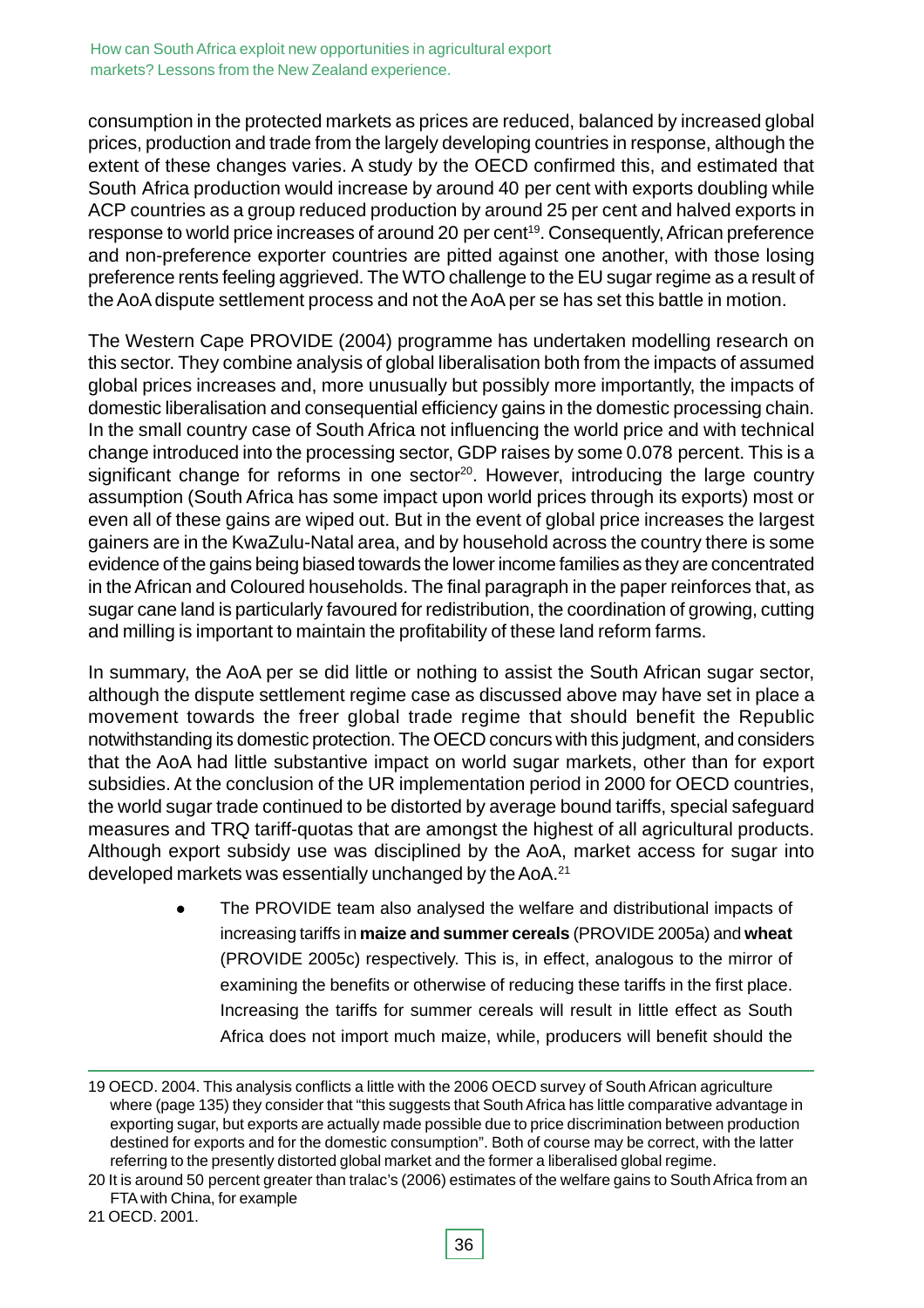consumption in the protected markets as prices are reduced, balanced by increased global prices, production and trade from the largely developing countries in response, although the extent of these changes varies. A study by the OECD confirmed this, and estimated that South Africa production would increase by around 40 per cent with exports doubling while ACP countries as a group reduced production by around 25 per cent and halved exports in response to world price increases of around 20 per cent[19]. Consequently, African preference and non-preference exporter countries are pitted against one another, with those losing preference rents feeling aggrieved. The WTO challenge to the EU sugar regime as a result of the AoA dispute settlement process and not the AoA per se has set this battle in motion.

The Western Cape PROVIDE (2004) programme has undertaken modelling research on this sector. They combine analysis of global liberalisation both from the impacts of assumed global prices increases and, more unusually but possibly more importantly, the impacts of domestic liberalisation and consequential efficiency gains in the domestic processing chain. In the small country case of South Africa not influencing the world price and with technical change introduced into the processing sector, GDP raises by some 0.078 percent. This is a significant change for reforms in one sector[20]. However, introducing the large country assumption (South Africa has some impact upon world prices through its exports) most or even all of these gains are wiped out. But in the event of global price increases the largest gainers are in the KwaZulu-Natal area, and by household across the country there is some evidence of the gains being biased towards the lower income families as they are concentrated in the African and Coloured households. The final paragraph in the paper reinforces that, as sugar cane land is particularly favoured for redistribution, the coordination of growing, cutting and milling is important to maintain the profitability of these land reform farms.

In summary, the AoA per se did little or nothing to assist the South African sugar sector, although the dispute settlement regime case as discussed above may have set in place a movement towards the freer global trade regime that should benefit the Republic notwithstanding its domestic protection. The OECD concurs with this judgment, and considers that the AoA had little substantive impact on world sugar markets, other than for export subsidies. At the conclusion of the UR implementation period in 2000 for OECD countries, the world sugar trade continued to be distorted by average bound tariffs, special safeguard measures and TRQ tariff-quotas that are amongst the highest of all agricultural products. Although export subsidy use was disciplined by the AoA, market access for sugar into developed markets was essentially unchanged by the AoA.[21]

- The PROVIDE team also analysed the welfare and distributional impacts of increasing tariffs in **maize and summer cereals** (PROVIDE 2005a) and **wheat** (PROVIDE 2005c) respectively. This is, in effect, analogous to the mirror of examining the benefits or otherwise of reducing these tariffs in the first place. Increasing the tariffs for summer cereals will result in little effect as South Africa does not import much maize, while, producers will benefit should the

---

19 OECD. 2004. This analysis conflicts a little with the 2006 OECD survey of South African agriculture where (page 135) they consider that "this suggests that South Africa has little comparative advantage in exporting sugar, but exports are actually made possible due to price discrimination between production destined for exports and for the domestic consumption". Both of course may be correct, with the latter referring to the presently distorted global market and the former a liberalised global regime.

20 It is around 50 percent greater than tralac's (2006) estimates of the welfare gains to South Africa from an FTA with China, for example

21 OECD. 2001.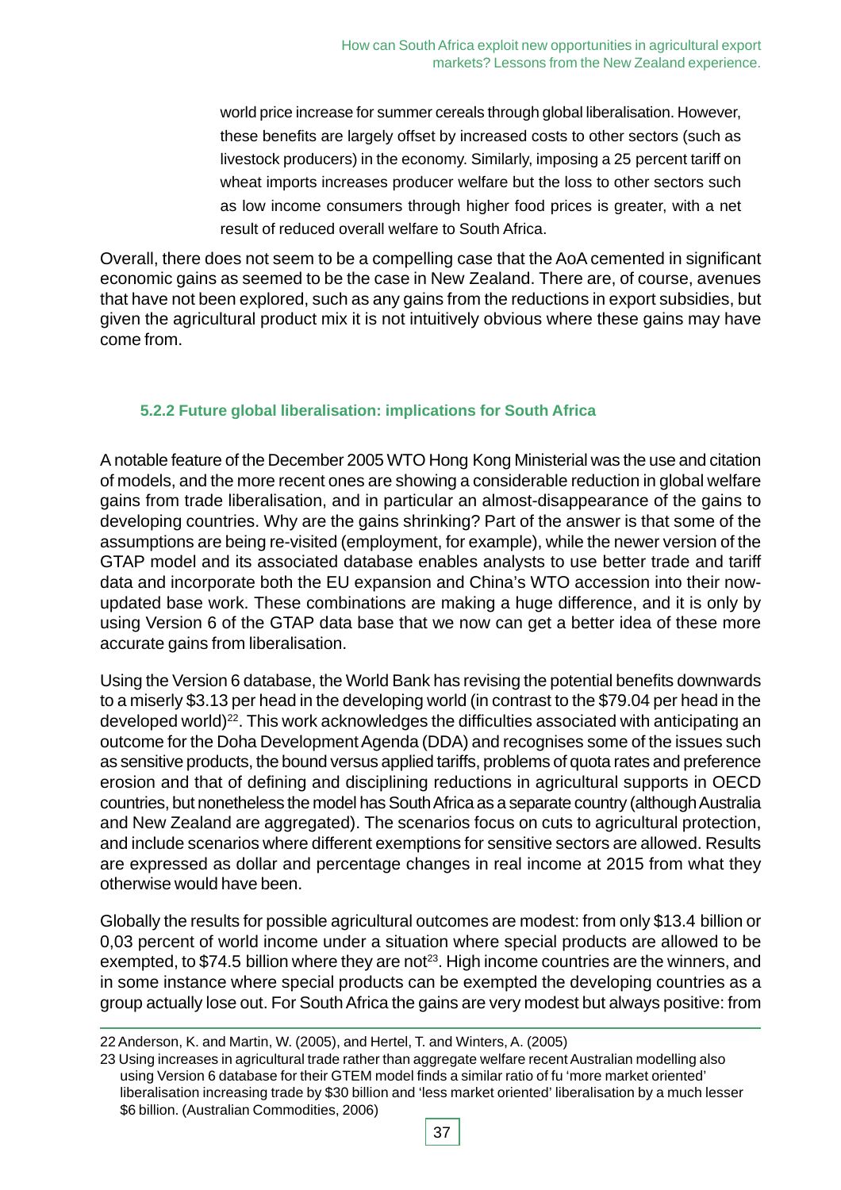world price increase for summer cereals through global liberalisation. However, these benefits are largely offset by increased costs to other sectors (such as livestock producers) in the economy. Similarly, imposing a 25 percent tariff on wheat imports increases producer welfare but the loss to other sectors such as low income consumers through higher food prices is greater, with a net result of reduced overall welfare to South Africa.

Overall, there does not seem to be a compelling case that the AoA cemented in significant economic gains as seemed to be the case in New Zealand. There are, of course, avenues that have not been explored, such as any gains from the reductions in export subsidies, but given the agricultural product mix it is not intuitively obvious where these gains may have come from.

### 5.2.2 Future global liberalisation: implications for South Africa

A notable feature of the December 2005 WTO Hong Kong Ministerial was the use and citation of models, and the more recent ones are showing a considerable reduction in global welfare gains from trade liberalisation, and in particular an almost-disappearance of the gains to developing countries. Why are the gains shrinking? Part of the answer is that some of the assumptions are being re-visited (employment, for example), while the newer version of the GTAP model and its associated database enables analysts to use better trade and tariff data and incorporate both the EU expansion and China's WTO accession into their now-updated base work. These combinations are making a huge difference, and it is only by using Version 6 of the GTAP data base that we now can get a better idea of these more accurate gains from liberalisation.

Using the Version 6 database, the World Bank has revising the potential benefits downwards to a miserly $3.13 per head in the developing world (in contrast to the $79.04 per head in the developed world)[22]. This work acknowledges the difficulties associated with anticipating an outcome for the Doha Development Agenda (DDA) and recognises some of the issues such as sensitive products, the bound versus applied tariffs, problems of quota rates and preference erosion and that of defining and disciplining reductions in agricultural supports in OECD countries, but nonetheless the model has South Africa as a separate country (although Australia and New Zealand are aggregated). The scenarios focus on cuts to agricultural protection, and include scenarios where different exemptions for sensitive sectors are allowed. Results are expressed as dollar and percentage changes in real income at 2015 from what they otherwise would have been.

Globally the results for possible agricultural outcomes are modest: from only $13.4 billion or 0,03 percent of world income under a situation where special products are allowed to be exempted, to $74.5 billion where they are not[23]. High income countries are the winners, and in some instance where special products can be exempted the developing countries as a group actually lose out. For South Africa the gains are very modest but always positive: from

---

22 Anderson, K. and Martin, W. (2005), and Hertel, T. and Winters, A. (2005)

23 Using increases in agricultural trade rather than aggregate welfare recent Australian modelling also using Version 6 database for their GTEM model finds a similar ratio of fu 'more market oriented' liberalisation increasing trade by $30 billion and 'less market oriented' liberalisation by a much lesser $6 billion. (Australian Commodities, 2006)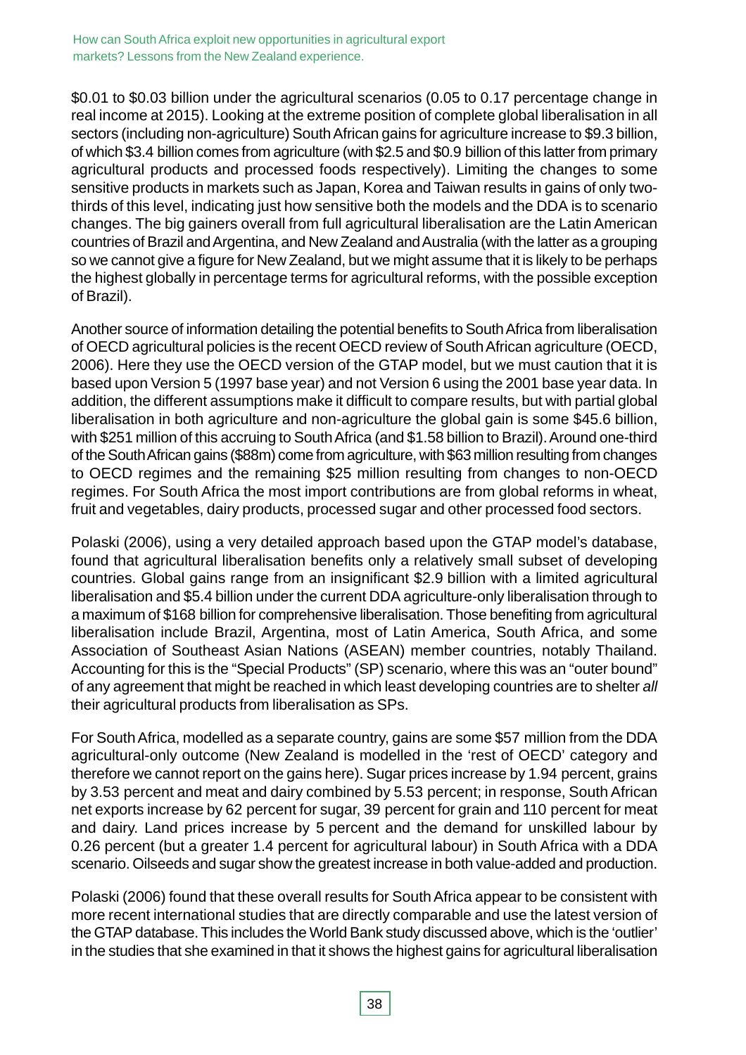$0.01 to $0.03 billion under the agricultural scenarios (0.05 to 0.17 percentage change in real income at 2015). Looking at the extreme position of complete global liberalisation in all sectors (including non-agriculture) South African gains for agriculture increase to $9.3 billion, of which $3.4 billion comes from agriculture (with $2.5 and $0.9 billion of this latter from primary agricultural products and processed foods respectively). Limiting the changes to some sensitive products in markets such as Japan, Korea and Taiwan results in gains of only two-thirds of this level, indicating just how sensitive both the models and the DDA is to scenario changes. The big gainers overall from full agricultural liberalisation are the Latin American countries of Brazil and Argentina, and New Zealand and Australia (with the latter as a grouping so we cannot give a figure for New Zealand, but we might assume that it is likely to be perhaps the highest globally in percentage terms for agricultural reforms, with the possible exception of Brazil).

Another source of information detailing the potential benefits to South Africa from liberalisation of OECD agricultural policies is the recent OECD review of South African agriculture (OECD, 2006). Here they use the OECD version of the GTAP model, but we must caution that it is based upon Version 5 (1997 base year) and not Version 6 using the 2001 base year data. In addition, the different assumptions make it difficult to compare results, but with partial global liberalisation in both agriculture and non-agriculture the global gain is some $45.6 billion, with $251 million of this accruing to South Africa (and $1.58 billion to Brazil). Around one-third of the South African gains ($88m) come from agriculture, with $63 million resulting from changes to OECD regimes and the remaining $25 million resulting from changes to non-OECD regimes. For South Africa the most import contributions are from global reforms in wheat, fruit and vegetables, dairy products, processed sugar and other processed food sectors.

Polaski (2006), using a very detailed approach based upon the GTAP model's database, found that agricultural liberalisation benefits only a relatively small subset of developing countries. Global gains range from an insignificant $2.9 billion with a limited agricultural liberalisation and $5.4 billion under the current DDA agriculture-only liberalisation through to a maximum of $168 billion for comprehensive liberalisation. Those benefiting from agricultural liberalisation include Brazil, Argentina, most of Latin America, South Africa, and some Association of Southeast Asian Nations (ASEAN) member countries, notably Thailand. Accounting for this is the "Special Products" (SP) scenario, where this was an "outer bound" of any agreement that might be reached in which least developing countries are to shelter *all* their agricultural products from liberalisation as SPs.

For South Africa, modelled as a separate country, gains are some $57 million from the DDA agricultural-only outcome (New Zealand is modelled in the 'rest of OECD' category and therefore we cannot report on the gains here). Sugar prices increase by 1.94 percent, grains by 3.53 percent and meat and dairy combined by 5.53 percent; in response, South African net exports increase by 62 percent for sugar, 39 percent for grain and 110 percent for meat and dairy. Land prices increase by 5 percent and the demand for unskilled labour by 0.26 percent (but a greater 1.4 percent for agricultural labour) in South Africa with a DDA scenario. Oilseeds and sugar show the greatest increase in both value-added and production.

Polaski (2006) found that these overall results for South Africa appear to be consistent with more recent international studies that are directly comparable and use the latest version of the GTAP database. This includes the World Bank study discussed above, which is the 'outlier' in the studies that she examined in that it shows the highest gains for agricultural liberalisation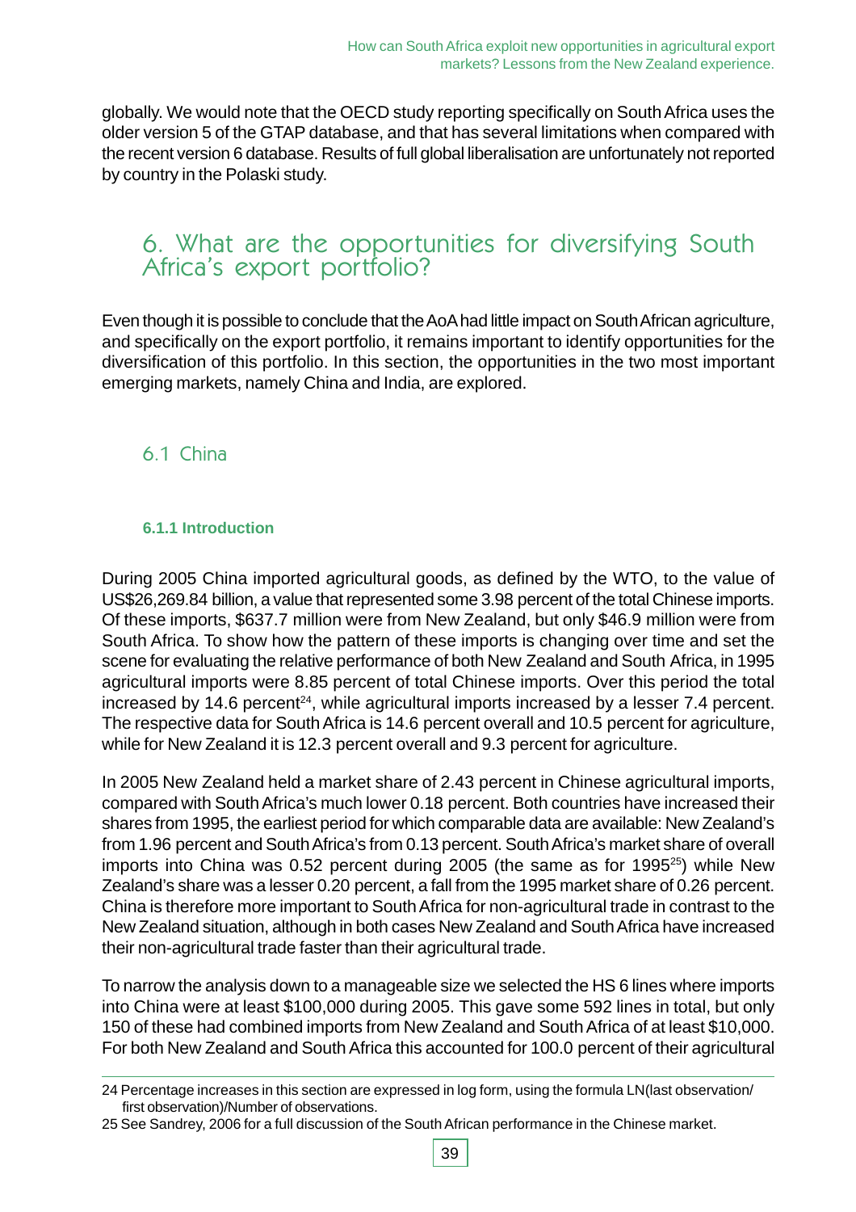globally. We would note that the OECD study reporting specifically on South Africa uses the older version 5 of the GTAP database, and that has several limitations when compared with the recent version 6 database. Results of full global liberalisation are unfortunately not reported by country in the Polaski study.

# 6. What are the opportunities for diversifying South Africa's export portfolio?

Even though it is possible to conclude that the AoA had little impact on South African agriculture, and specifically on the export portfolio, it remains important to identify opportunities for the diversification of this portfolio. In this section, the opportunities in the two most important emerging markets, namely China and India, are explored.

## 6.1 China

### 6.1.1 Introduction

During 2005 China imported agricultural goods, as defined by the WTO, to the value of US$26,269.84 billion, a value that represented some 3.98 percent of the total Chinese imports. Of these imports, $637.7 million were from New Zealand, but only $46.9 million were from South Africa. To show how the pattern of these imports is changing over time and set the scene for evaluating the relative performance of both New Zealand and South Africa, in 1995 agricultural imports were 8.85 percent of total Chinese imports. Over this period the total increased by 14.6 percent[24], while agricultural imports increased by a lesser 7.4 percent. The respective data for South Africa is 14.6 percent overall and 10.5 percent for agriculture, while for New Zealand it is 12.3 percent overall and 9.3 percent for agriculture.

In 2005 New Zealand held a market share of 2.43 percent in Chinese agricultural imports, compared with South Africa's much lower 0.18 percent. Both countries have increased their shares from 1995, the earliest period for which comparable data are available: New Zealand's from 1.96 percent and South Africa's from 0.13 percent. South Africa's market share of overall imports into China was 0.52 percent during 2005 (the same as for 1995[25]) while New Zealand's share was a lesser 0.20 percent, a fall from the 1995 market share of 0.26 percent. China is therefore more important to South Africa for non-agricultural trade in contrast to the New Zealand situation, although in both cases New Zealand and South Africa have increased their non-agricultural trade faster than their agricultural trade.

To narrow the analysis down to a manageable size we selected the HS 6 lines where imports into China were at least $100,000 during 2005. This gave some 592 lines in total, but only 150 of these had combined imports from New Zealand and South Africa of at least $10,000. For both New Zealand and South Africa this accounted for 100.0 percent of their agricultural

24 Percentage increases in this section are expressed in log form, using the formula LN(last observation/first observation)/Number of observations.

25 See Sandrey, 2006 for a full discussion of the South African performance in the Chinese market.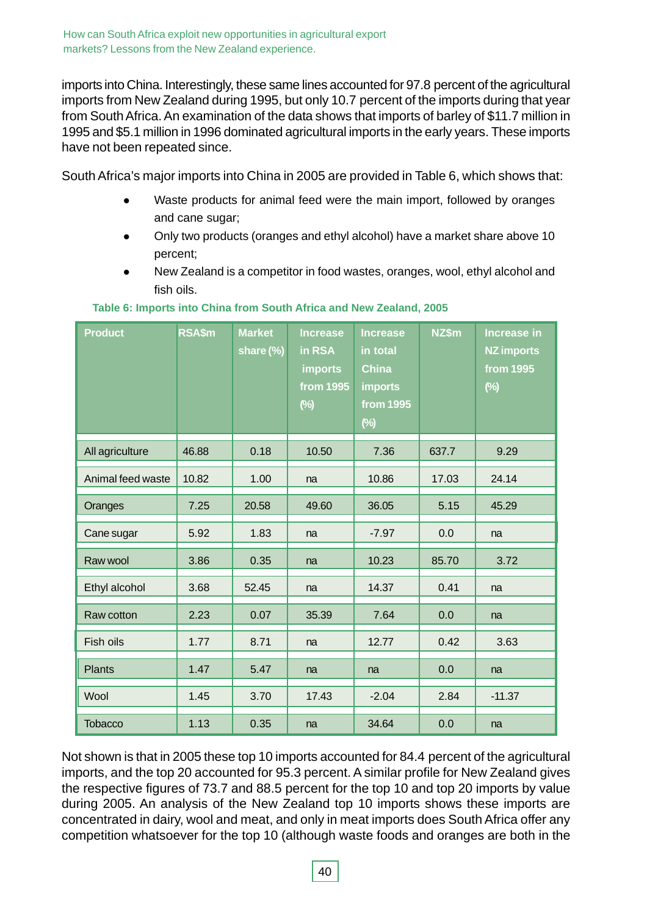imports into China. Interestingly, these same lines accounted for 97.8 percent of the agricultural imports from New Zealand during 1995, but only 10.7 percent of the imports during that year from South Africa. An examination of the data shows that imports of barley of $11.7 million in 1995 and $5.1 million in 1996 dominated agricultural imports in the early years. These imports have not been repeated since.

South Africa's major imports into China in 2005 are provided in Table 6, which shows that:

- Waste products for animal feed were the main import, followed by oranges and cane sugar;
- Only two products (oranges and ethyl alcohol) have a market share above 10 percent;
- New Zealand is a competitor in food wastes, oranges, wool, ethyl alcohol and fish oils.

**Table 6: Imports into China from South Africa and New Zealand, 2005**

| Product | RSA$m | Market share (%) | Increase in RSA imports from 1995 (%) | Increase in total China imports from 1995 (%) | NZ$m | Increase in NZ imports from 1995 (%) |
|---|---|---|---|---|---|---|
| All agriculture | 46.88 | 0.18 | 10.50 | 7.36 | 637.7 | 9.29 |
| Animal feed waste | 10.82 | 1.00 | na | 10.86 | 17.03 | 24.14 |
| Oranges | 7.25 | 20.58 | 49.60 | 36.05 | 5.15 | 45.29 |
| Cane sugar | 5.92 | 1.83 | na | -7.97 | 0.0 | na |
| Raw wool | 3.86 | 0.35 | na | 10.23 | 85.70 | 3.72 |
| Ethyl alcohol | 3.68 | 52.45 | na | 14.37 | 0.41 | na |
| Raw cotton | 2.23 | 0.07 | 35.39 | 7.64 | 0.0 | na |
| Fish oils | 1.77 | 8.71 | na | 12.77 | 0.42 | 3.63 |
| Plants | 1.47 | 5.47 | na | na | 0.0 | na |
| Wool | 1.45 | 3.70 | 17.43 | -2.04 | 2.84 | -11.37 |
| Tobacco | 1.13 | 0.35 | na | 34.64 | 0.0 | na |

Not shown is that in 2005 these top 10 imports accounted for 84.4 percent of the agricultural imports, and the top 20 accounted for 95.3 percent. A similar profile for New Zealand gives the respective figures of 73.7 and 88.5 percent for the top 10 and top 20 imports by value during 2005. An analysis of the New Zealand top 10 imports shows these imports are concentrated in dairy, wool and meat, and only in meat imports does South Africa offer any competition whatsoever for the top 10 (although waste foods and oranges are both in the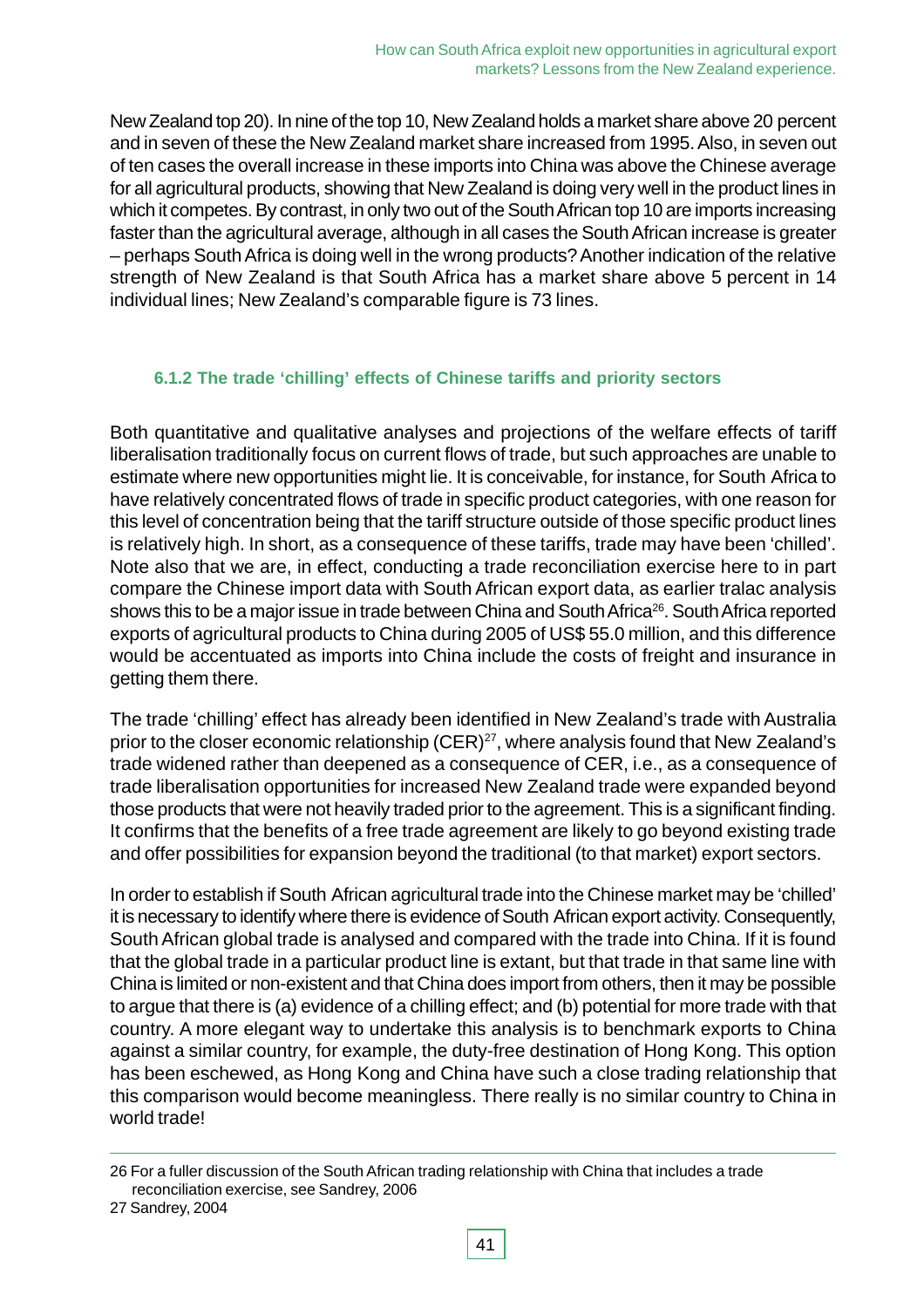New Zealand top 20). In nine of the top 10, New Zealand holds a market share above 20 percent and in seven of these the New Zealand market share increased from 1995. Also, in seven out of ten cases the overall increase in these imports into China was above the Chinese average for all agricultural products, showing that New Zealand is doing very well in the product lines in which it competes. By contrast, in only two out of the South African top 10 are imports increasing faster than the agricultural average, although in all cases the South African increase is greater – perhaps South Africa is doing well in the wrong products? Another indication of the relative strength of New Zealand is that South Africa has a market share above 5 percent in 14 individual lines; New Zealand's comparable figure is 73 lines.

### 6.1.2 The trade 'chilling' effects of Chinese tariffs and priority sectors

Both quantitative and qualitative analyses and projections of the welfare effects of tariff liberalisation traditionally focus on current flows of trade, but such approaches are unable to estimate where new opportunities might lie. It is conceivable, for instance, for South Africa to have relatively concentrated flows of trade in specific product categories, with one reason for this level of concentration being that the tariff structure outside of those specific product lines is relatively high. In short, as a consequence of these tariffs, trade may have been 'chilled'. Note also that we are, in effect, conducting a trade reconciliation exercise here to in part compare the Chinese import data with South African export data, as earlier tralac analysis shows this to be a major issue in trade between China and South Africa[26]. South Africa reported exports of agricultural products to China during 2005 of US$ 55.0 million, and this difference would be accentuated as imports into China include the costs of freight and insurance in getting them there.

The trade 'chilling' effect has already been identified in New Zealand's trade with Australia prior to the closer economic relationship (CER)[27], where analysis found that New Zealand's trade widened rather than deepened as a consequence of CER, i.e., as a consequence of trade liberalisation opportunities for increased New Zealand trade were expanded beyond those products that were not heavily traded prior to the agreement. This is a significant finding. It confirms that the benefits of a free trade agreement are likely to go beyond existing trade and offer possibilities for expansion beyond the traditional (to that market) export sectors.

In order to establish if South African agricultural trade into the Chinese market may be 'chilled' it is necessary to identify where there is evidence of South African export activity. Consequently, South African global trade is analysed and compared with the trade into China. If it is found that the global trade in a particular product line is extant, but that trade in that same line with China is limited or non-existent and that China does import from others, then it may be possible to argue that there is (a) evidence of a chilling effect; and (b) potential for more trade with that country. A more elegant way to undertake this analysis is to benchmark exports to China against a similar country, for example, the duty-free destination of Hong Kong. This option has been eschewed, as Hong Kong and China have such a close trading relationship that this comparison would become meaningless. There really is no similar country to China in world trade!

---

26 For a fuller discussion of the South African trading relationship with China that includes a trade reconciliation exercise, see Sandrey, 2006

27 Sandrey, 2004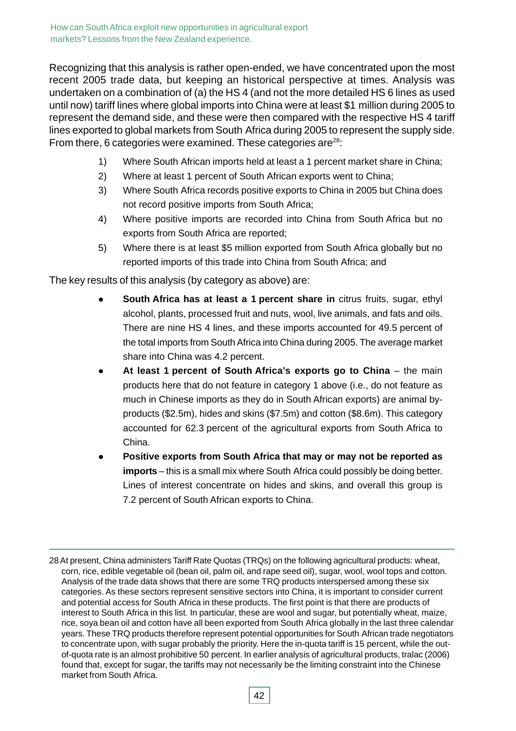Recognizing that this analysis is rather open-ended, we have concentrated upon the most recent 2005 trade data, but keeping an historical perspective at times. Analysis was undertaken on a combination of (a) the HS 4 (and not the more detailed HS 6 lines as used until now) tariff lines where global imports into China were at least $1 million during 2005 to represent the demand side, and these were then compared with the respective HS 4 tariff lines exported to global markets from South Africa during 2005 to represent the supply side. From there, 6 categories were examined. These categories are[28]:

1) Where South African imports held at least a 1 percent market share in China;
2) Where at least 1 percent of South African exports went to China;
3) Where South Africa records positive exports to China in 2005 but China does not record positive imports from South Africa;
4) Where positive imports are recorded into China from South Africa but no exports from South Africa are reported;
5) Where there is at least $5 million exported from South Africa globally but no reported imports of this trade into China from South Africa; and

The key results of this analysis (by category as above) are:

- **South Africa has at least a 1 percent share in** citrus fruits, sugar, ethyl alcohol, plants, processed fruit and nuts, wool, live animals, and fats and oils. There are nine HS 4 lines, and these imports accounted for 49.5 percent of the total imports from South Africa into China during 2005. The average market share into China was 4.2 percent.
- **At least 1 percent of South Africa's exports go to China** – the main products here that do not feature in category 1 above (i.e., do not feature as much in Chinese imports as they do in South African exports) are animal by-products ($2.5m), hides and skins ($7.5m) and cotton ($8.6m). This category accounted for 62.3 percent of the agricultural exports from South Africa to China.
- **Positive exports from South Africa that may or may not be reported as imports** – this is a small mix where South Africa could possibly be doing better. Lines of interest concentrate on hides and skins, and overall this group is 7.2 percent of South African exports to China.

---

28 At present, China administers Tariff Rate Quotas (TRQs) on the following agricultural products: wheat, corn, rice, edible vegetable oil (bean oil, palm oil, and rape seed oil), sugar, wool, wool tops and cotton. Analysis of the trade data shows that there are some TRQ products interspersed among these six categories. As these sectors represent sensitive sectors into China, it is important to consider current and potential access for South Africa in these products. The first point is that there are products of interest to South Africa in this list. In particular, these are wool and sugar, but potentially wheat, maize, rice, soya bean oil and cotton have all been exported from South Africa globally in the last three calendar years. These TRQ products therefore represent potential opportunities for South African trade negotiators to concentrate upon, with sugar probably the priority. Here the in-quota tariff is 15 percent, while the out-of-quota rate is an almost prohibitive 50 percent. In earlier analysis of agricultural products, tralac (2006) found that, except for sugar, the tariffs may not necessarily be the limiting constraint into the Chinese market from South Africa.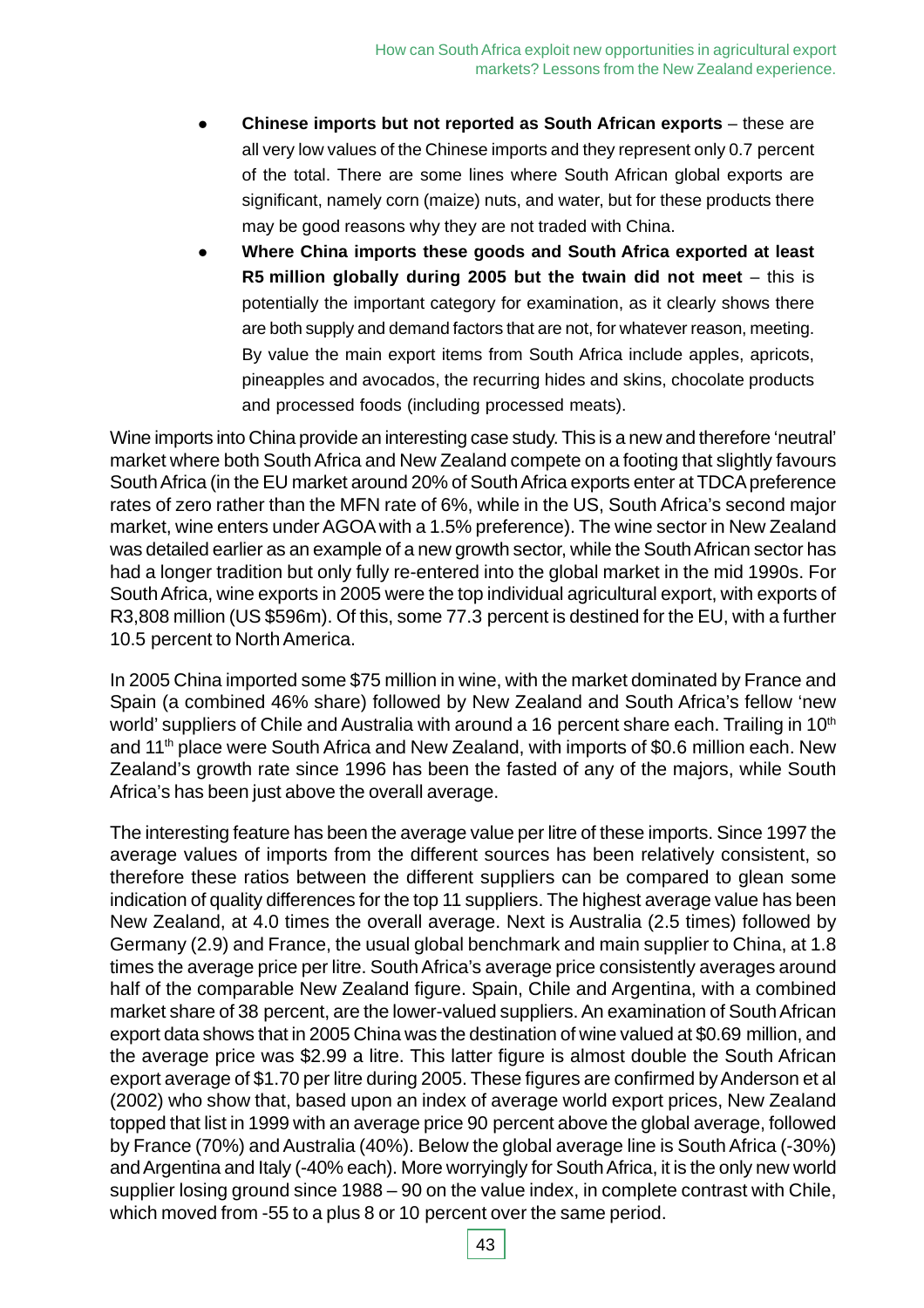- **Chinese imports but not reported as South African exports** – these are all very low values of the Chinese imports and they represent only 0.7 percent of the total. There are some lines where South African global exports are significant, namely corn (maize) nuts, and water, but for these products there may be good reasons why they are not traded with China.
- **Where China imports these goods and South Africa exported at least R5 million globally during 2005 but the twain did not meet** – this is potentially the important category for examination, as it clearly shows there are both supply and demand factors that are not, for whatever reason, meeting. By value the main export items from South Africa include apples, apricots, pineapples and avocados, the recurring hides and skins, chocolate products and processed foods (including processed meats).

Wine imports into China provide an interesting case study. This is a new and therefore 'neutral' market where both South Africa and New Zealand compete on a footing that slightly favours South Africa (in the EU market around 20% of South Africa exports enter at TDCA preference rates of zero rather than the MFN rate of 6%, while in the US, South Africa's second major market, wine enters under AGOA with a 1.5% preference). The wine sector in New Zealand was detailed earlier as an example of a new growth sector, while the South African sector has had a longer tradition but only fully re-entered into the global market in the mid 1990s. For South Africa, wine exports in 2005 were the top individual agricultural export, with exports of R3,808 million (US $596m). Of this, some 77.3 percent is destined for the EU, with a further 10.5 percent to North America.

In 2005 China imported some $75 million in wine, with the market dominated by France and Spain (a combined 46% share) followed by New Zealand and South Africa's fellow 'new world' suppliers of Chile and Australia with around a 16 percent share each. Trailing in 10th and 11th place were South Africa and New Zealand, with imports of $0.6 million each. New Zealand's growth rate since 1996 has been the fasted of any of the majors, while South Africa's has been just above the overall average.

The interesting feature has been the average value per litre of these imports. Since 1997 the average values of imports from the different sources has been relatively consistent, so therefore these ratios between the different suppliers can be compared to glean some indication of quality differences for the top 11 suppliers. The highest average value has been New Zealand, at 4.0 times the overall average. Next is Australia (2.5 times) followed by Germany (2.9) and France, the usual global benchmark and main supplier to China, at 1.8 times the average price per litre. South Africa's average price consistently averages around half of the comparable New Zealand figure. Spain, Chile and Argentina, with a combined market share of 38 percent, are the lower-valued suppliers. An examination of South African export data shows that in 2005 China was the destination of wine valued at $0.69 million, and the average price was $2.99 a litre. This latter figure is almost double the South African export average of $1.70 per litre during 2005. These figures are confirmed by Anderson et al (2002) who show that, based upon an index of average world export prices, New Zealand topped that list in 1999 with an average price 90 percent above the global average, followed by France (70%) and Australia (40%). Below the global average line is South Africa (-30%) and Argentina and Italy (-40% each). More worryingly for South Africa, it is the only new world supplier losing ground since 1988 – 90 on the value index, in complete contrast with Chile, which moved from -55 to a plus 8 or 10 percent over the same period.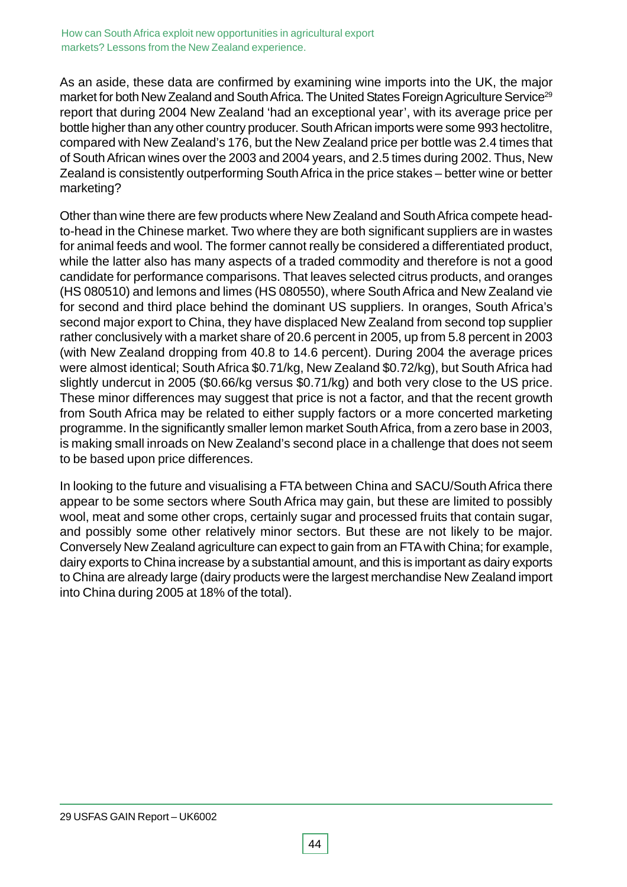As an aside, these data are confirmed by examining wine imports into the UK, the major market for both New Zealand and South Africa. The United States Foreign Agriculture Service[29] report that during 2004 New Zealand 'had an exceptional year', with its average price per bottle higher than any other country producer. South African imports were some 993 hectolitre, compared with New Zealand's 176, but the New Zealand price per bottle was 2.4 times that of South African wines over the 2003 and 2004 years, and 2.5 times during 2002. Thus, New Zealand is consistently outperforming South Africa in the price stakes – better wine or better marketing?

Other than wine there are few products where New Zealand and South Africa compete head-to-head in the Chinese market. Two where they are both significant suppliers are in wastes for animal feeds and wool. The former cannot really be considered a differentiated product, while the latter also has many aspects of a traded commodity and therefore is not a good candidate for performance comparisons. That leaves selected citrus products, and oranges (HS 080510) and lemons and limes (HS 080550), where South Africa and New Zealand vie for second and third place behind the dominant US suppliers. In oranges, South Africa's second major export to China, they have displaced New Zealand from second top supplier rather conclusively with a market share of 20.6 percent in 2005, up from 5.8 percent in 2003 (with New Zealand dropping from 40.8 to 14.6 percent). During 2004 the average prices were almost identical; South Africa $0.71/kg, New Zealand $0.72/kg), but South Africa had slightly undercut in 2005 ($0.66/kg versus $0.71/kg) and both very close to the US price. These minor differences may suggest that price is not a factor, and that the recent growth from South Africa may be related to either supply factors or a more concerted marketing programme. In the significantly smaller lemon market South Africa, from a zero base in 2003, is making small inroads on New Zealand's second place in a challenge that does not seem to be based upon price differences.

In looking to the future and visualising a FTA between China and SACU/South Africa there appear to be some sectors where South Africa may gain, but these are limited to possibly wool, meat and some other crops, certainly sugar and processed fruits that contain sugar, and possibly some other relatively minor sectors. But these are not likely to be major. Conversely New Zealand agriculture can expect to gain from an FTA with China; for example, dairy exports to China increase by a substantial amount, and this is important as dairy exports to China are already large (dairy products were the largest merchandise New Zealand import into China during 2005 at 18% of the total).

---

29 USFAS GAIN Report – UK6002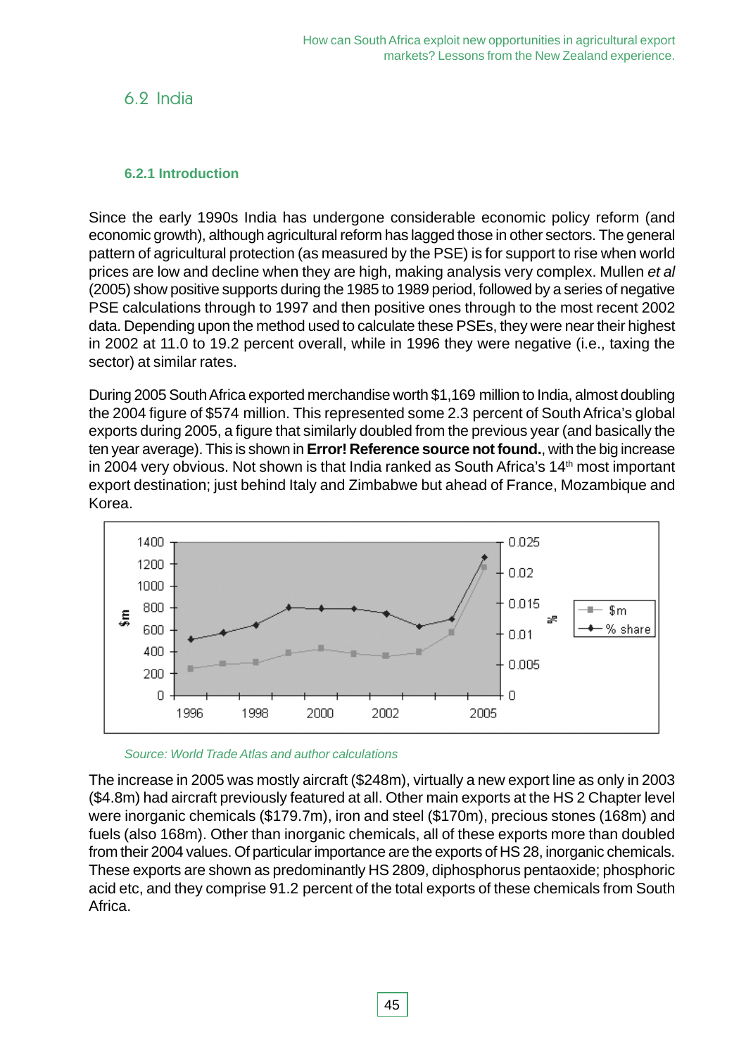## 6.2 India

### 6.2.1 Introduction

Since the early 1990s India has undergone considerable economic policy reform (and economic growth), although agricultural reform has lagged those in other sectors. The general pattern of agricultural protection (as measured by the PSE) is for support to rise when world prices are low and decline when they are high, making analysis very complex. Mullen *et al* (2005) show positive supports during the 1985 to 1989 period, followed by a series of negative PSE calculations through to 1997 and then positive ones through to the most recent 2002 data. Depending upon the method used to calculate these PSEs, they were near their highest in 2002 at 11.0 to 19.2 percent overall, while in 1996 they were negative (i.e., taxing the sector) at similar rates.

During 2005 South Africa exported merchandise worth $1,169 million to India, almost doubling the 2004 figure of $574 million. This represented some 2.3 percent of South Africa's global exports during 2005, a figure that similarly doubled from the previous year (and basically the ten year average). This is shown in **Error! Reference source not found.**, with the big increase in 2004 very obvious. Not shown is that India ranked as South Africa's 14th most important export destination; just behind Italy and Zimbabwe but ahead of France, Mozambique and Korea.

*Source: World Trade Atlas and author calculations*

The increase in 2005 was mostly aircraft ($248m), virtually a new export line as only in 2003 ($4.8m) had aircraft previously featured at all. Other main exports at the HS 2 Chapter level were inorganic chemicals ($179.7m), iron and steel ($170m), precious stones (168m) and fuels (also 168m). Other than inorganic chemicals, all of these exports more than doubled from their 2004 values. Of particular importance are the exports of HS 28, inorganic chemicals. These exports are shown as predominantly HS 2809, diphosphorus pentaoxide; phosphoric acid etc, and they comprise 91.2 percent of the total exports of these chemicals from South Africa.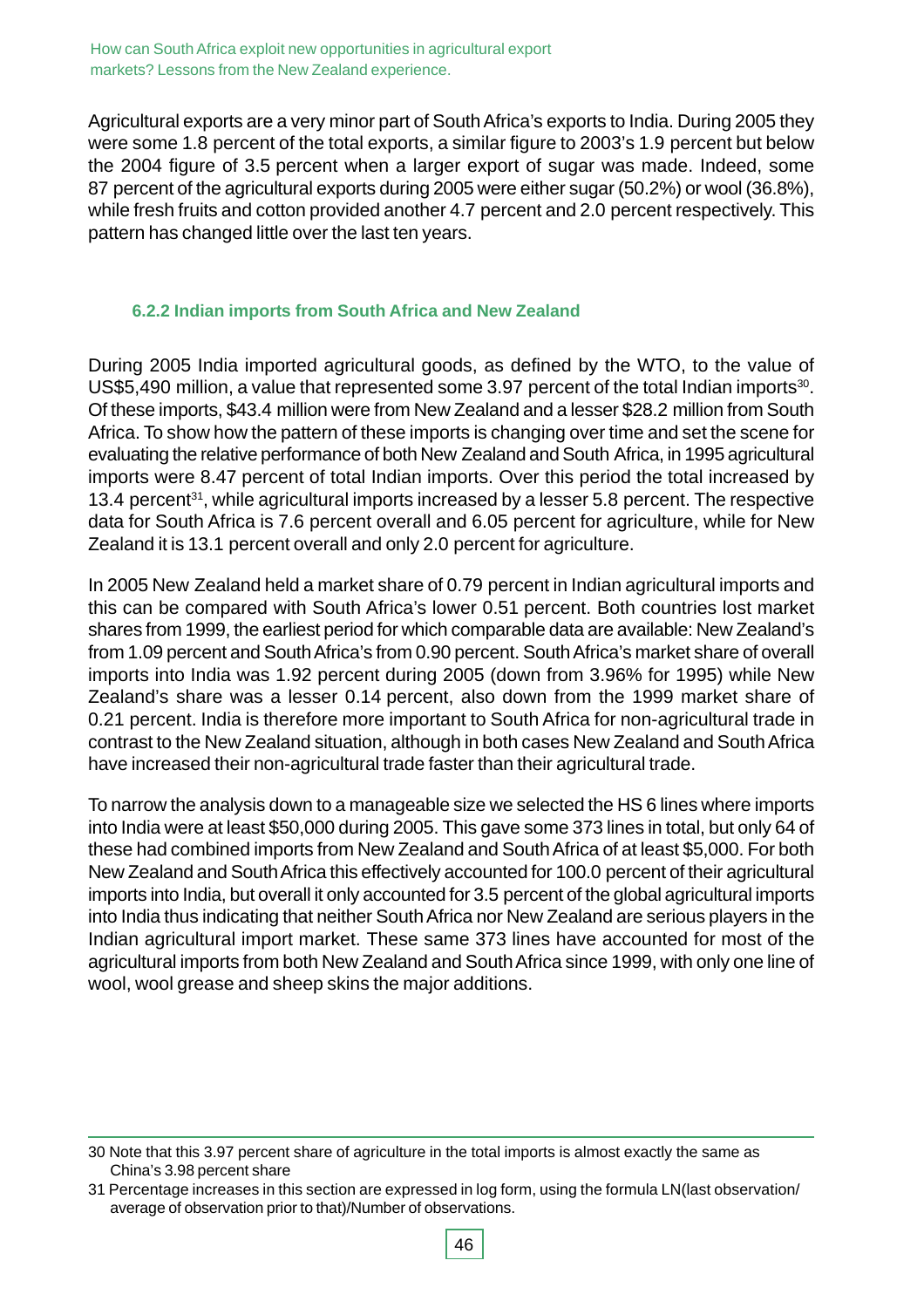Agricultural exports are a very minor part of South Africa's exports to India. During 2005 they were some 1.8 percent of the total exports, a similar figure to 2003's 1.9 percent but below the 2004 figure of 3.5 percent when a larger export of sugar was made. Indeed, some 87 percent of the agricultural exports during 2005 were either sugar (50.2%) or wool (36.8%), while fresh fruits and cotton provided another 4.7 percent and 2.0 percent respectively. This pattern has changed little over the last ten years.

### 6.2.2 Indian imports from South Africa and New Zealand

During 2005 India imported agricultural goods, as defined by the WTO, to the value of US$5,490 million, a value that represented some 3.97 percent of the total Indian imports[30]. Of these imports, $43.4 million were from New Zealand and a lesser $28.2 million from South Africa. To show how the pattern of these imports is changing over time and set the scene for evaluating the relative performance of both New Zealand and South Africa, in 1995 agricultural imports were 8.47 percent of total Indian imports. Over this period the total increased by 13.4 percent[31], while agricultural imports increased by a lesser 5.8 percent. The respective data for South Africa is 7.6 percent overall and 6.05 percent for agriculture, while for New Zealand it is 13.1 percent overall and only 2.0 percent for agriculture.

In 2005 New Zealand held a market share of 0.79 percent in Indian agricultural imports and this can be compared with South Africa's lower 0.51 percent. Both countries lost market shares from 1999, the earliest period for which comparable data are available: New Zealand's from 1.09 percent and South Africa's from 0.90 percent. South Africa's market share of overall imports into India was 1.92 percent during 2005 (down from 3.96% for 1995) while New Zealand's share was a lesser 0.14 percent, also down from the 1999 market share of 0.21 percent. India is therefore more important to South Africa for non-agricultural trade in contrast to the New Zealand situation, although in both cases New Zealand and South Africa have increased their non-agricultural trade faster than their agricultural trade.

To narrow the analysis down to a manageable size we selected the HS 6 lines where imports into India were at least $50,000 during 2005. This gave some 373 lines in total, but only 64 of these had combined imports from New Zealand and South Africa of at least $5,000. For both New Zealand and South Africa this effectively accounted for 100.0 percent of their agricultural imports into India, but overall it only accounted for 3.5 percent of the global agricultural imports into India thus indicating that neither South Africa nor New Zealand are serious players in the Indian agricultural import market. These same 373 lines have accounted for most of the agricultural imports from both New Zealand and South Africa since 1999, with only one line of wool, wool grease and sheep skins the major additions.

---

30 Note that this 3.97 percent share of agriculture in the total imports is almost exactly the same as China's 3.98 percent share

31 Percentage increases in this section are expressed in log form, using the formula LN(last observation/ average of observation prior to that)/Number of observations.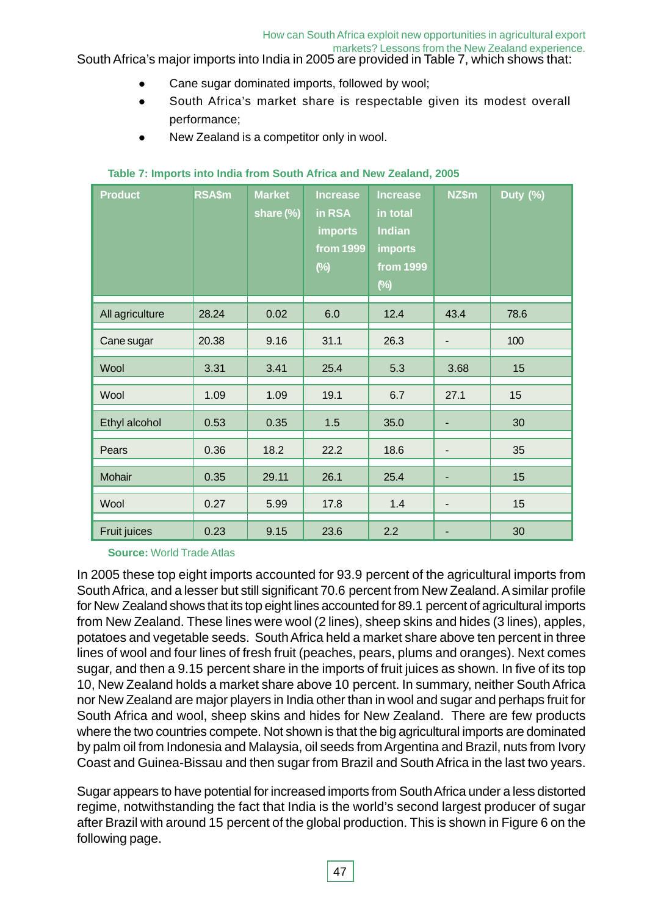South Africa's major imports into India in 2005 are provided in Table 7, which shows that:

- Cane sugar dominated imports, followed by wool;
- South Africa's market share is respectable given its modest overall performance;
- New Zealand is a competitor only in wool.

**Table 7: Imports into India from South Africa and New Zealand, 2005**

| Product | RSA$m | Market share (%) | Increase in RSA imports from 1999 (%) | Increase in total Indian imports from 1999 (%) | NZ$m | Duty (%) |
|---|---|---|---|---|---|---|
| All agriculture | 28.24 | 0.02 | 6.0 | 12.4 | 43.4 | 78.6 |
| Cane sugar | 20.38 | 9.16 | 31.1 | 26.3 | - | 100 |
| Wool | 3.31 | 3.41 | 25.4 | 5.3 | 3.68 | 15 |
| Wool | 1.09 | 1.09 | 19.1 | 6.7 | 27.1 | 15 |
| Ethyl alcohol | 0.53 | 0.35 | 1.5 | 35.0 | - | 30 |
| Pears | 0.36 | 18.2 | 22.2 | 18.6 | - | 35 |
| Mohair | 0.35 | 29.11 | 26.1 | 25.4 | - | 15 |
| Wool | 0.27 | 5.99 | 17.8 | 1.4 | - | 15 |
| Fruit juices | 0.23 | 9.15 | 23.6 | 2.2 | - | 30 |

**Source:** World Trade Atlas

In 2005 these top eight imports accounted for 93.9 percent of the agricultural imports from South Africa, and a lesser but still significant 70.6 percent from New Zealand. A similar profile for New Zealand shows that its top eight lines accounted for 89.1 percent of agricultural imports from New Zealand. These lines were wool (2 lines), sheep skins and hides (3 lines), apples, potatoes and vegetable seeds. South Africa held a market share above ten percent in three lines of wool and four lines of fresh fruit (peaches, pears, plums and oranges). Next comes sugar, and then a 9.15 percent share in the imports of fruit juices as shown. In five of its top 10, New Zealand holds a market share above 10 percent. In summary, neither South Africa nor New Zealand are major players in India other than in wool and sugar and perhaps fruit for South Africa and wool, sheep skins and hides for New Zealand. There are few products where the two countries compete. Not shown is that the big agricultural imports are dominated by palm oil from Indonesia and Malaysia, oil seeds from Argentina and Brazil, nuts from Ivory Coast and Guinea-Bissau and then sugar from Brazil and South Africa in the last two years.

Sugar appears to have potential for increased imports from South Africa under a less distorted regime, notwithstanding the fact that India is the world's second largest producer of sugar after Brazil with around 15 percent of the global production. This is shown in Figure 6 on the following page.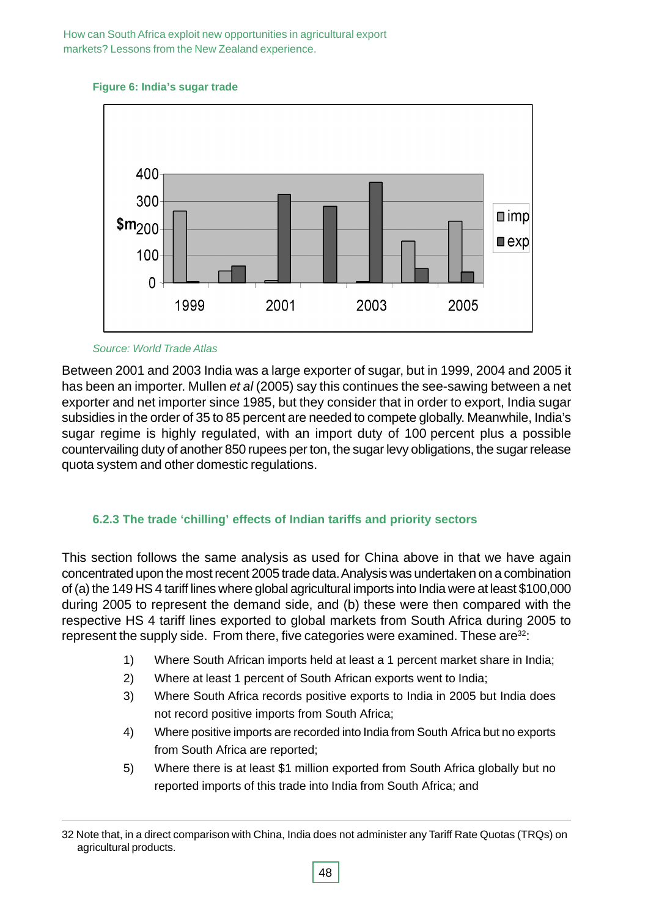**Figure 6: India's sugar trade**

*Source: World Trade Atlas*

Between 2001 and 2003 India was a large exporter of sugar, but in 1999, 2004 and 2005 it has been an importer. Mullen *et al* (2005) say this continues the see-sawing between a net exporter and net importer since 1985, but they consider that in order to export, India sugar subsidies in the order of 35 to 85 percent are needed to compete globally. Meanwhile, India's sugar regime is highly regulated, with an import duty of 100 percent plus a possible countervailing duty of another 850 rupees per ton, the sugar levy obligations, the sugar release quota system and other domestic regulations.

### 6.2.3 The trade 'chilling' effects of Indian tariffs and priority sectors

This section follows the same analysis as used for China above in that we have again concentrated upon the most recent 2005 trade data. Analysis was undertaken on a combination of (a) the 149 HS 4 tariff lines where global agricultural imports into India were at least $100,000 during 2005 to represent the demand side, and (b) these were then compared with the respective HS 4 tariff lines exported to global markets from South Africa during 2005 to represent the supply side. From there, five categories were examined. These are[32]:

1) Where South African imports held at least a 1 percent market share in India;
2) Where at least 1 percent of South African exports went to India;
3) Where South Africa records positive exports to India in 2005 but India does not record positive imports from South Africa;
4) Where positive imports are recorded into India from South Africa but no exports from South Africa are reported;
5) Where there is at least $1 million exported from South Africa globally but no reported imports of this trade into India from South Africa; and

32 Note that, in a direct comparison with China, India does not administer any Tariff Rate Quotas (TRQs) on agricultural products.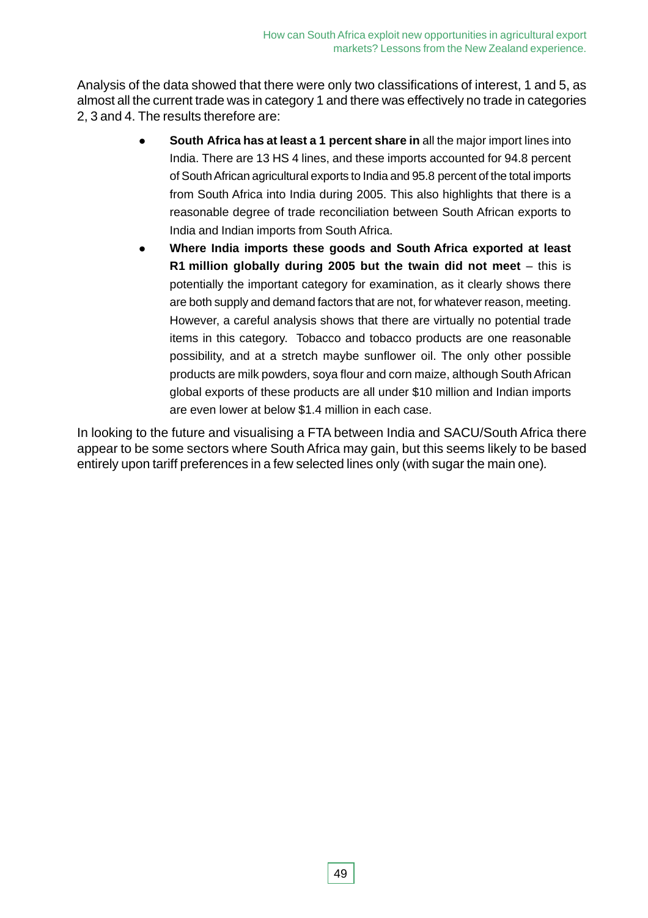Analysis of the data showed that there were only two classifications of interest, 1 and 5, as almost all the current trade was in category 1 and there was effectively no trade in categories 2, 3 and 4. The results therefore are:

- **South Africa has at least a 1 percent share in** all the major import lines into India. There are 13 HS 4 lines, and these imports accounted for 94.8 percent of South African agricultural exports to India and 95.8 percent of the total imports from South Africa into India during 2005. This also highlights that there is a reasonable degree of trade reconciliation between South African exports to India and Indian imports from South Africa.
- **Where India imports these goods and South Africa exported at least R1 million globally during 2005 but the twain did not meet** – this is potentially the important category for examination, as it clearly shows there are both supply and demand factors that are not, for whatever reason, meeting. However, a careful analysis shows that there are virtually no potential trade items in this category. Tobacco and tobacco products are one reasonable possibility, and at a stretch maybe sunflower oil. The only other possible products are milk powders, soya flour and corn maize, although South African global exports of these products are all under $10 million and Indian imports are even lower at below $1.4 million in each case.

In looking to the future and visualising a FTA between India and SACU/South Africa there appear to be some sectors where South Africa may gain, but this seems likely to be based entirely upon tariff preferences in a few selected lines only (with sugar the main one).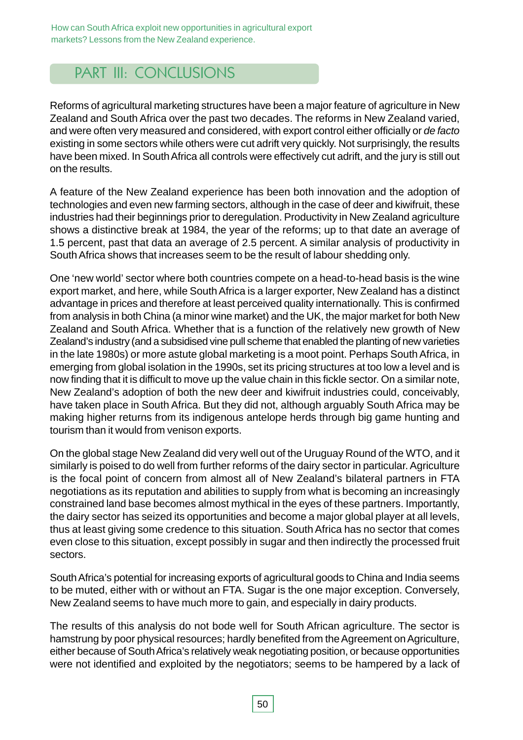## PART III: CONCLUSIONS

Reforms of agricultural marketing structures have been a major feature of agriculture in New Zealand and South Africa over the past two decades. The reforms in New Zealand varied, and were often very measured and considered, with export control either officially or *de facto* existing in some sectors while others were cut adrift very quickly. Not surprisingly, the results have been mixed. In South Africa all controls were effectively cut adrift, and the jury is still out on the results.

A feature of the New Zealand experience has been both innovation and the adoption of technologies and even new farming sectors, although in the case of deer and kiwifruit, these industries had their beginnings prior to deregulation. Productivity in New Zealand agriculture shows a distinctive break at 1984, the year of the reforms; up to that date an average of 1.5 percent, past that data an average of 2.5 percent. A similar analysis of productivity in South Africa shows that increases seem to be the result of labour shedding only.

One 'new world' sector where both countries compete on a head-to-head basis is the wine export market, and here, while South Africa is a larger exporter, New Zealand has a distinct advantage in prices and therefore at least perceived quality internationally. This is confirmed from analysis in both China (a minor wine market) and the UK, the major market for both New Zealand and South Africa. Whether that is a function of the relatively new growth of New Zealand's industry (and a subsidised vine pull scheme that enabled the planting of new varieties in the late 1980s) or more astute global marketing is a moot point. Perhaps South Africa, in emerging from global isolation in the 1990s, set its pricing structures at too low a level and is now finding that it is difficult to move up the value chain in this fickle sector. On a similar note, New Zealand's adoption of both the new deer and kiwifruit industries could, conceivably, have taken place in South Africa. But they did not, although arguably South Africa may be making higher returns from its indigenous antelope herds through big game hunting and tourism than it would from venison exports.

On the global stage New Zealand did very well out of the Uruguay Round of the WTO, and it similarly is poised to do well from further reforms of the dairy sector in particular. Agriculture is the focal point of concern from almost all of New Zealand's bilateral partners in FTA negotiations as its reputation and abilities to supply from what is becoming an increasingly constrained land base becomes almost mythical in the eyes of these partners. Importantly, the dairy sector has seized its opportunities and become a major global player at all levels, thus at least giving some credence to this situation. South Africa has no sector that comes even close to this situation, except possibly in sugar and then indirectly the processed fruit sectors.

South Africa's potential for increasing exports of agricultural goods to China and India seems to be muted, either with or without an FTA. Sugar is the one major exception. Conversely, New Zealand seems to have much more to gain, and especially in dairy products.

The results of this analysis do not bode well for South African agriculture. The sector is hamstrung by poor physical resources; hardly benefited from the Agreement on Agriculture, either because of South Africa's relatively weak negotiating position, or because opportunities were not identified and exploited by the negotiators; seems to be hampered by a lack of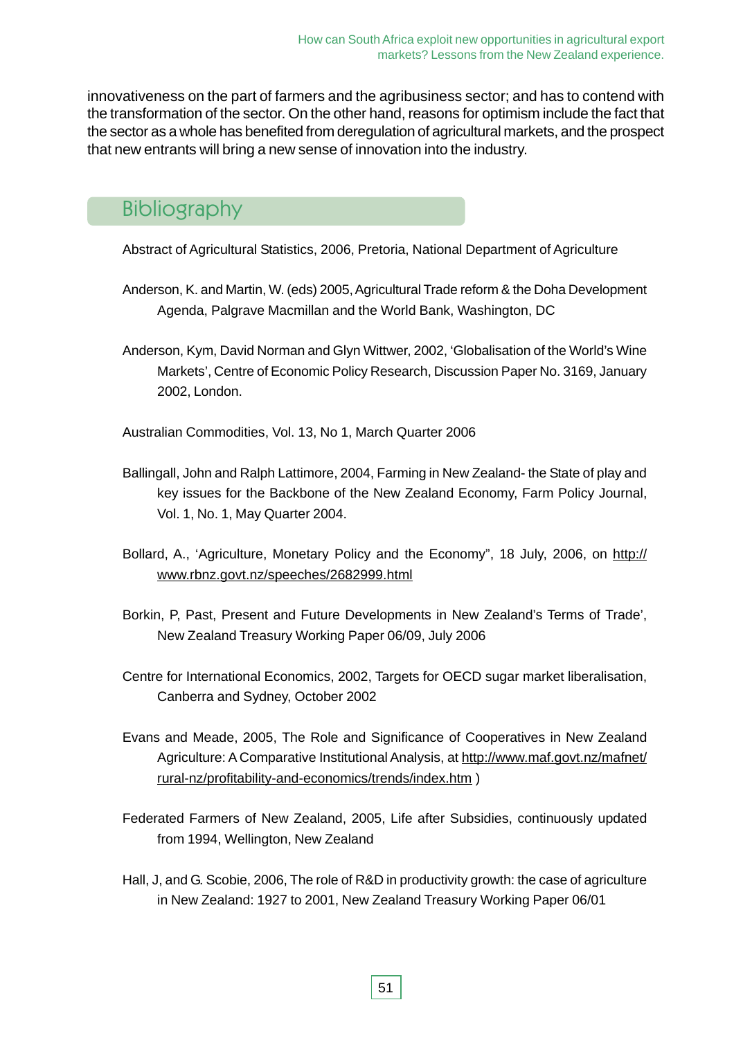innovativeness on the part of farmers and the agribusiness sector; and has to contend with the transformation of the sector. On the other hand, reasons for optimism include the fact that the sector as a whole has benefited from deregulation of agricultural markets, and the prospect that new entrants will bring a new sense of innovation into the industry.

## Bibliography

Abstract of Agricultural Statistics, 2006, Pretoria, National Department of Agriculture

Anderson, K. and Martin, W. (eds) 2005, Agricultural Trade reform & the Doha Development Agenda, Palgrave Macmillan and the World Bank, Washington, DC

Anderson, Kym, David Norman and Glyn Wittwer, 2002, 'Globalisation of the World's Wine Markets', Centre of Economic Policy Research, Discussion Paper No. 3169, January 2002, London.

Australian Commodities, Vol. 13, No 1, March Quarter 2006

Ballingall, John and Ralph Lattimore, 2004, Farming in New Zealand- the State of play and key issues for the Backbone of the New Zealand Economy, Farm Policy Journal, Vol. 1, No. 1, May Quarter 2004.

Bollard, A., 'Agriculture, Monetary Policy and the Economy", 18 July, 2006, on http://www.rbnz.govt.nz/speeches/2682999.html

Borkin, P, Past, Present and Future Developments in New Zealand's Terms of Trade', New Zealand Treasury Working Paper 06/09, July 2006

Centre for International Economics, 2002, Targets for OECD sugar market liberalisation, Canberra and Sydney, October 2002

Evans and Meade, 2005, The Role and Significance of Cooperatives in New Zealand Agriculture: A Comparative Institutional Analysis, at http://www.maf.govt.nz/mafnet/rural-nz/profitability-and-economics/trends/index.htm )

Federated Farmers of New Zealand, 2005, Life after Subsidies, continuously updated from 1994, Wellington, New Zealand

Hall, J, and G. Scobie, 2006, The role of R&D in productivity growth: the case of agriculture in New Zealand: 1927 to 2001, New Zealand Treasury Working Paper 06/01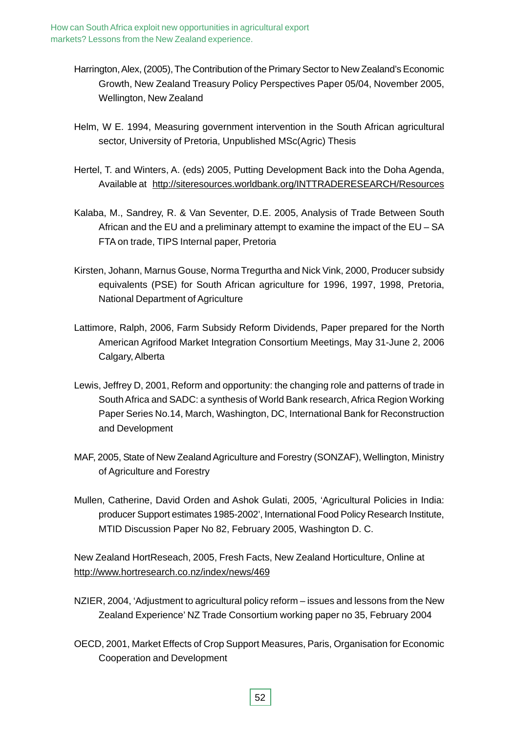Harrington, Alex, (2005), The Contribution of the Primary Sector to New Zealand's Economic Growth, New Zealand Treasury Policy Perspectives Paper 05/04, November 2005, Wellington, New Zealand

Helm, W E. 1994, Measuring government intervention in the South African agricultural sector, University of Pretoria, Unpublished MSc(Agric) Thesis

Hertel, T. and Winters, A. (eds) 2005, Putting Development Back into the Doha Agenda, Available at http://siteresources.worldbank.org/INTTRADERESEARCH/Resources

Kalaba, M., Sandrey, R. & Van Seventer, D.E. 2005, Analysis of Trade Between South African and the EU and a preliminary attempt to examine the impact of the EU – SA FTA on trade, TIPS Internal paper, Pretoria

Kirsten, Johann, Marnus Gouse, Norma Tregurtha and Nick Vink, 2000, Producer subsidy equivalents (PSE) for South African agriculture for 1996, 1997, 1998, Pretoria, National Department of Agriculture

Lattimore, Ralph, 2006, Farm Subsidy Reform Dividends, Paper prepared for the North American Agrifood Market Integration Consortium Meetings, May 31-June 2, 2006 Calgary, Alberta

Lewis, Jeffrey D, 2001, Reform and opportunity: the changing role and patterns of trade in South Africa and SADC: a synthesis of World Bank research, Africa Region Working Paper Series No.14, March, Washington, DC, International Bank for Reconstruction and Development

MAF, 2005, State of New Zealand Agriculture and Forestry (SONZAF), Wellington, Ministry of Agriculture and Forestry

Mullen, Catherine, David Orden and Ashok Gulati, 2005, 'Agricultural Policies in India: producer Support estimates 1985-2002', International Food Policy Research Institute, MTID Discussion Paper No 82, February 2005, Washington D. C.

New Zealand HortReseach, 2005, Fresh Facts, New Zealand Horticulture, Online at http://www.hortresearch.co.nz/index/news/469

NZIER, 2004, 'Adjustment to agricultural policy reform – issues and lessons from the New Zealand Experience' NZ Trade Consortium working paper no 35, February 2004

OECD, 2001, Market Effects of Crop Support Measures, Paris, Organisation for Economic Cooperation and Development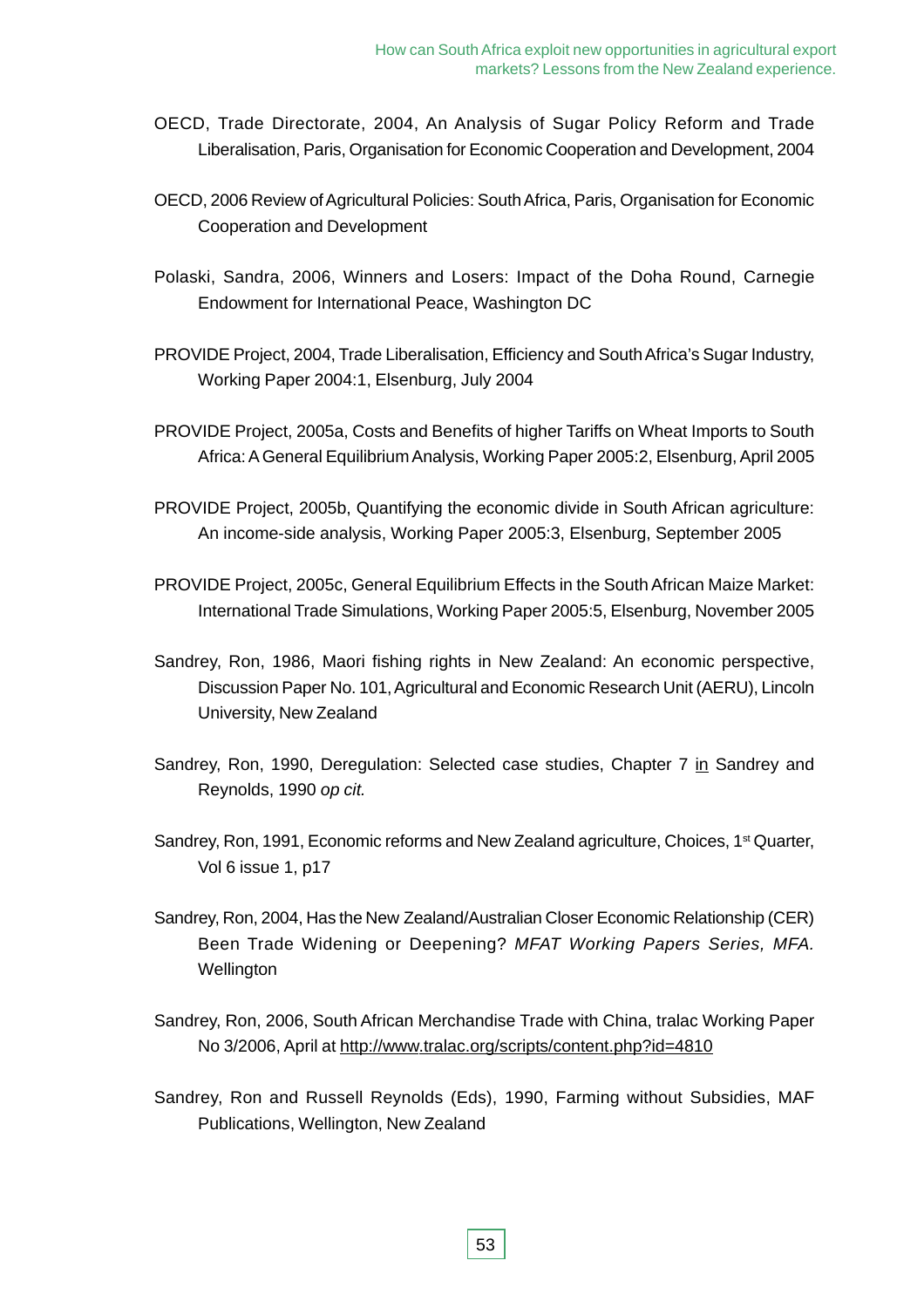OECD, Trade Directorate, 2004, An Analysis of Sugar Policy Reform and Trade Liberalisation, Paris, Organisation for Economic Cooperation and Development, 2004

OECD, 2006 Review of Agricultural Policies: South Africa, Paris, Organisation for Economic Cooperation and Development

Polaski, Sandra, 2006, Winners and Losers: Impact of the Doha Round, Carnegie Endowment for International Peace, Washington DC

PROVIDE Project, 2004, Trade Liberalisation, Efficiency and South Africa's Sugar Industry, Working Paper 2004:1, Elsenburg, July 2004

PROVIDE Project, 2005a, Costs and Benefits of higher Tariffs on Wheat Imports to South Africa: A General Equilibrium Analysis, Working Paper 2005:2, Elsenburg, April 2005

PROVIDE Project, 2005b, Quantifying the economic divide in South African agriculture: An income-side analysis, Working Paper 2005:3, Elsenburg, September 2005

PROVIDE Project, 2005c, General Equilibrium Effects in the South African Maize Market: International Trade Simulations, Working Paper 2005:5, Elsenburg, November 2005

Sandrey, Ron, 1986, Maori fishing rights in New Zealand: An economic perspective, Discussion Paper No. 101, Agricultural and Economic Research Unit (AERU), Lincoln University, New Zealand

Sandrey, Ron, 1990, Deregulation: Selected case studies, Chapter 7 in Sandrey and Reynolds, 1990 *op cit.*

Sandrey, Ron, 1991, Economic reforms and New Zealand agriculture, Choices, 1st Quarter, Vol 6 issue 1, p17

Sandrey, Ron, 2004, Has the New Zealand/Australian Closer Economic Relationship (CER) Been Trade Widening or Deepening? *MFAT Working Papers Series, MFA.* Wellington

Sandrey, Ron, 2006, South African Merchandise Trade with China, tralac Working Paper No 3/2006, April at http://www.tralac.org/scripts/content.php?id=4810

Sandrey, Ron and Russell Reynolds (Eds), 1990, Farming without Subsidies, MAF Publications, Wellington, New Zealand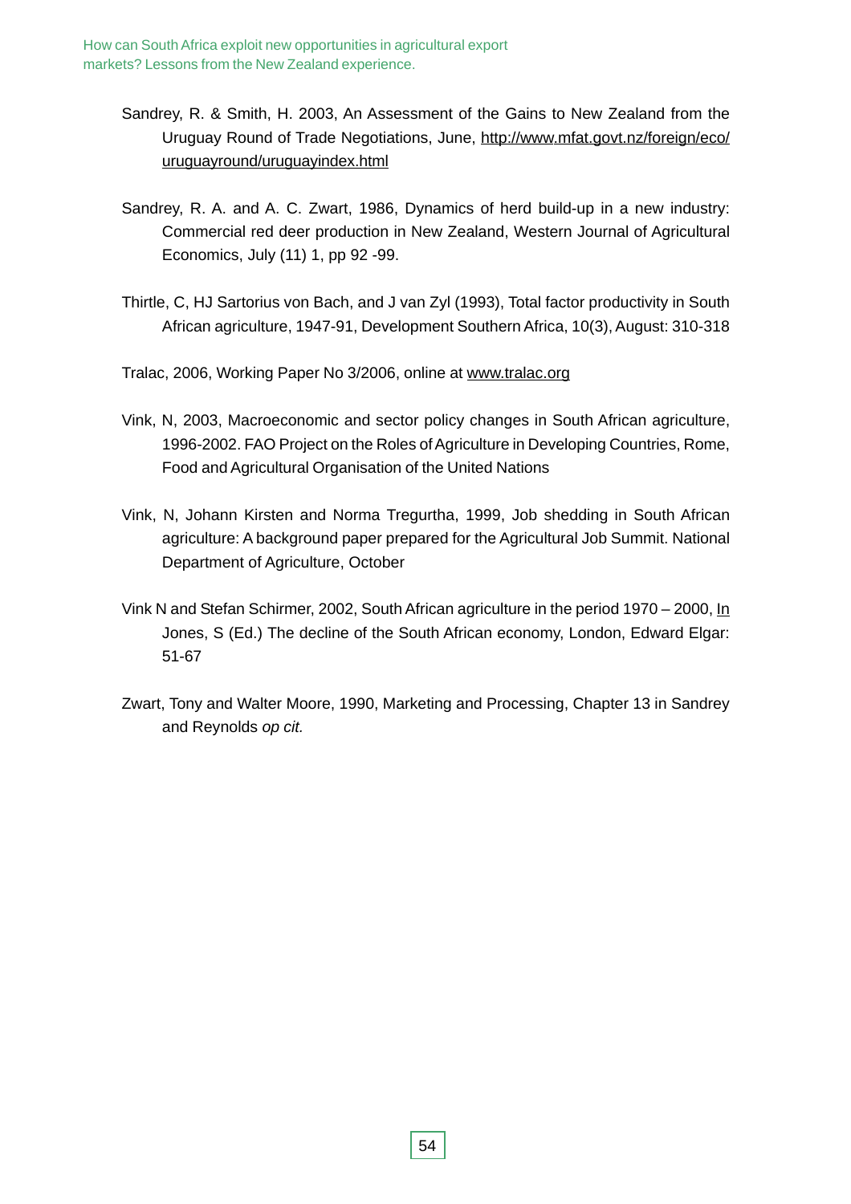Sandrey, R. & Smith, H. 2003, An Assessment of the Gains to New Zealand from the Uruguay Round of Trade Negotiations, June, http://www.mfat.govt.nz/foreign/eco/uruguayround/uruguayindex.html

Sandrey, R. A. and A. C. Zwart, 1986, Dynamics of herd build-up in a new industry: Commercial red deer production in New Zealand, Western Journal of Agricultural Economics, July (11) 1, pp 92 -99.

Thirtle, C, HJ Sartorius von Bach, and J van Zyl (1993), Total factor productivity in South African agriculture, 1947-91, Development Southern Africa, 10(3), August: 310-318

Tralac, 2006, Working Paper No 3/2006, online at www.tralac.org

Vink, N, 2003, Macroeconomic and sector policy changes in South African agriculture, 1996-2002. FAO Project on the Roles of Agriculture in Developing Countries, Rome, Food and Agricultural Organisation of the United Nations

Vink, N, Johann Kirsten and Norma Tregurtha, 1999, Job shedding in South African agriculture: A background paper prepared for the Agricultural Job Summit. National Department of Agriculture, October

Vink N and Stefan Schirmer, 2002, South African agriculture in the period 1970 – 2000, In Jones, S (Ed.) The decline of the South African economy, London, Edward Elgar: 51-67

Zwart, Tony and Walter Moore, 1990, Marketing and Processing, Chapter 13 in Sandrey and Reynolds *op cit.*